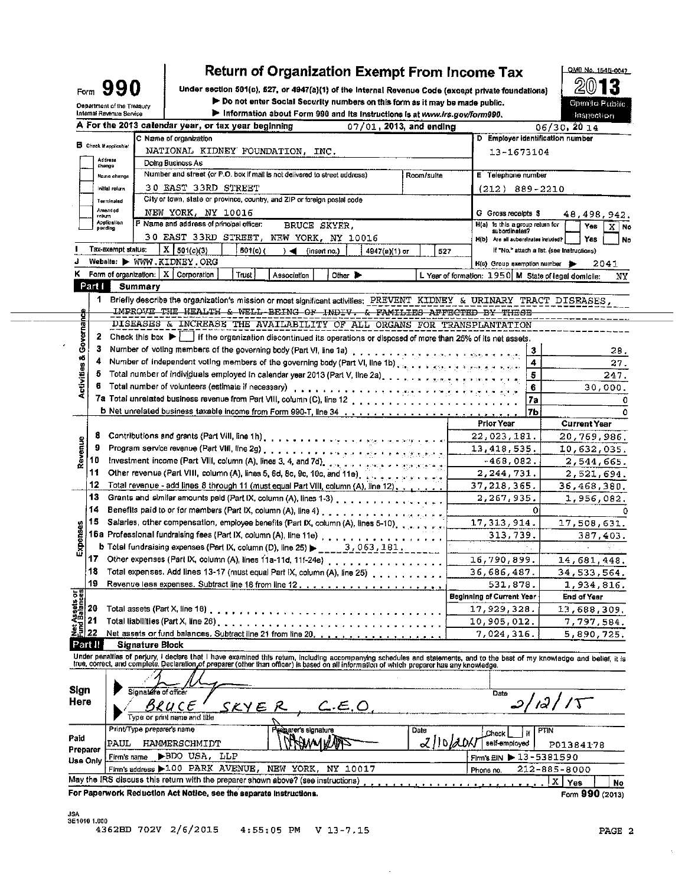# Form 990 — Return of Organization Exempt From Income Tax

Under section 501(c), 527, or 4947(a)(1) of the Internal Revenue Code (except private foundations)

▶ Do not enter Social Security numbers on this form as it may be made public.

▶ Information about Form 990 and its instructions is at www.irs.gov/form990.

Department of the Treasury
Internal Revenue Service

OMB No. 1545-0047

**2013**

Open to Public Inspection

**A** For the 2013 calendar year, or tax year beginning 07/01, 2013, and ending 06/30, 20 14

**B** Check if applicable: Address change / Name change / Initial return / Terminated / Amended return / Application pending

**C** Name of organization: NATIONAL KIDNEY FOUNDATION, INC.

Doing Business As

Number and street (or P.O. box if mail is not delivered to street address): 30 EAST 33RD STREET — Room/suite

City or town, state or province, country, and ZIP or foreign postal code: NEW YORK, NY 10016

**D** Employer identification number: 13-1673104

**E** Telephone number: (212) 889-2210

**G** Gross receipts $ 48,498,942.

**F** Name and address of principal officer: BRUCE SKYER, 30 EAST 33RD STREET, NEW YORK, NY 10016

**H(a)** Is this a group return for subordinates? Yes [ ] No [X]

**H(b)** Are all subordinates included? Yes [ ] No [ ]

If "No," attach a list. (see instructions)

**H(c)** Group exemption number ▶ 2041

**I** Tax-exempt status: [X] 501(c)(3) [ ] 501(c) ( ) ◀ (insert no.) [ ] 4947(a)(1) or [ ] 527

**J** Website: ▶ WWW.KIDNEY.ORG

**K** Form of organization: [X] Corporation [ ] Trust [ ] Association [ ] Other ▶

**L** Year of formation: 1950 **M** State of legal domicile: NY

## Part I Summary

**Activities & Governance**

1. Briefly describe the organization's mission or most significant activities: PREVENT KIDNEY & URINARY TRACT DISEASES, IMPROVE THE HEALTH & WELL-BEING OF INDIV. & FAMILIES AFFECTED BY THESE DISEASES & INCREASE THE AVAILABILITY OF ALL ORGANS FOR TRANSPLANTATION
2. Check this box ▶ [ ] if the organization discontinued its operations or disposed of more than 25% of its net assets.

| Line | Description | | Value |
|---|---|---|---|
| 3 | Number of voting members of the governing body (Part VI, line 1a) | 3 | 28. |
| 4 | Number of independent voting members of the governing body (Part VI, line 1b) | 4 | 27. |
| 5 | Total number of individuals employed in calendar year 2013 (Part V, line 2a) | 5 | 247. |
| 6 | Total number of volunteers (estimate if necessary) | 6 | 30,000. |
| 7a | Total unrelated business revenue from Part VIII, column (C), line 12 | 7a | 0 |
| 7b | Net unrelated business taxable income from Form 990-T, line 34 | 7b | 0 |

| Section | Line | Description | Prior Year | Current Year |
|---|---|---|---|---|
| Revenue | 8 | Contributions and grants (Part VIII, line 1h) | 22,023,181. | 20,769,986. |
| | 9 | Program service revenue (Part VIII, line 2g) | 13,418,535. | 10,632,035. |
| | 10 | Investment income (Part VIII, column (A), lines 3, 4, and 7d) | -468,082. | 2,544,665. |
| | 11 | Other revenue (Part VIII, column (A), lines 5, 6d, 8c, 9c, 10c, and 11e) | 2,244,731. | 2,521,694. |
| | 12 | Total revenue - add lines 8 through 11 (must equal Part VIII, column (A), line 12) | 37,218,365. | 36,468,380. |
| Expenses | 13 | Grants and similar amounts paid (Part IX, column (A), lines 1-3) | 2,267,935. | 1,956,082. |
| | 14 | Benefits paid to or for members (Part IX, column (A), line 4) | 0 | 0 |
| | 15 | Salaries, other compensation, employee benefits (Part IX, column (A), lines 5-10) | 17,313,914. | 17,508,631. |
| | 16a | Professional fundraising fees (Part IX, column (A), line 11e) | 313,739. | 387,403. |
| | b | Total fundraising expenses (Part IX, column (D), line 25) ▶ 3,063,181. | | |
| | 17 | Other expenses (Part IX, column (A), lines 11a-11d, 11f-24e) | 16,790,899. | 14,681,448. |
| | 18 | Total expenses. Add lines 13-17 (must equal Part IX, column (A), line 25) | 36,686,487. | 34,533,564. |
| | 19 | Revenue less expenses. Subtract line 18 from line 12 | 531,878. | 1,934,816. |

| Section | Line | Description | Beginning of Current Year | End of Year |
|---|---|---|---|---|
| Net Assets or Fund Balances | 20 | Total assets (Part X, line 16) | 17,929,328. | 13,688,309. |
| | 21 | Total liabilities (Part X, line 26) | 10,905,012. | 7,797,584. |
| | 22 | Net assets or fund balances. Subtract line 21 from line 20 | 7,024,316. | 5,890,725. |

## Part II Signature Block

Under penalties of perjury, I declare that I have examined this return, including accompanying schedules and statements, and to the best of my knowledge and belief, it is true, correct, and complete. Declaration of preparer (other than officer) is based on all information of which preparer has any knowledge.

**Sign Here**

Signature of officer — Date: 2/12/15

BRUCE SKYER, C.E.O.

Type or print name and title

**Paid Preparer Use Only**

| Print/Type preparer's name | Preparer's signature | Date | Check [ ] if self-employed | PTIN |
|---|---|---|---|---|
| PAUL HAMMERSCHMIDT | (signature) | 2/10/2015 | | P01384178 |

Firm's name ▶ BDO USA, LLP — Firm's EIN ▶ 13-5381590

Firm's address ▶ 100 PARK AVENUE, NEW YORK, NY 10017 — Phone no. 212-885-8000

May the IRS discuss this return with the preparer shown above? (see instructions) [X] Yes [ ] No

For Paperwork Reduction Act Notice, see the separate instructions. Form **990** (2013)

JSA 3E1010 1.000

4362BD 702V 2/6/2015 4:55:05 PM V 13-7.15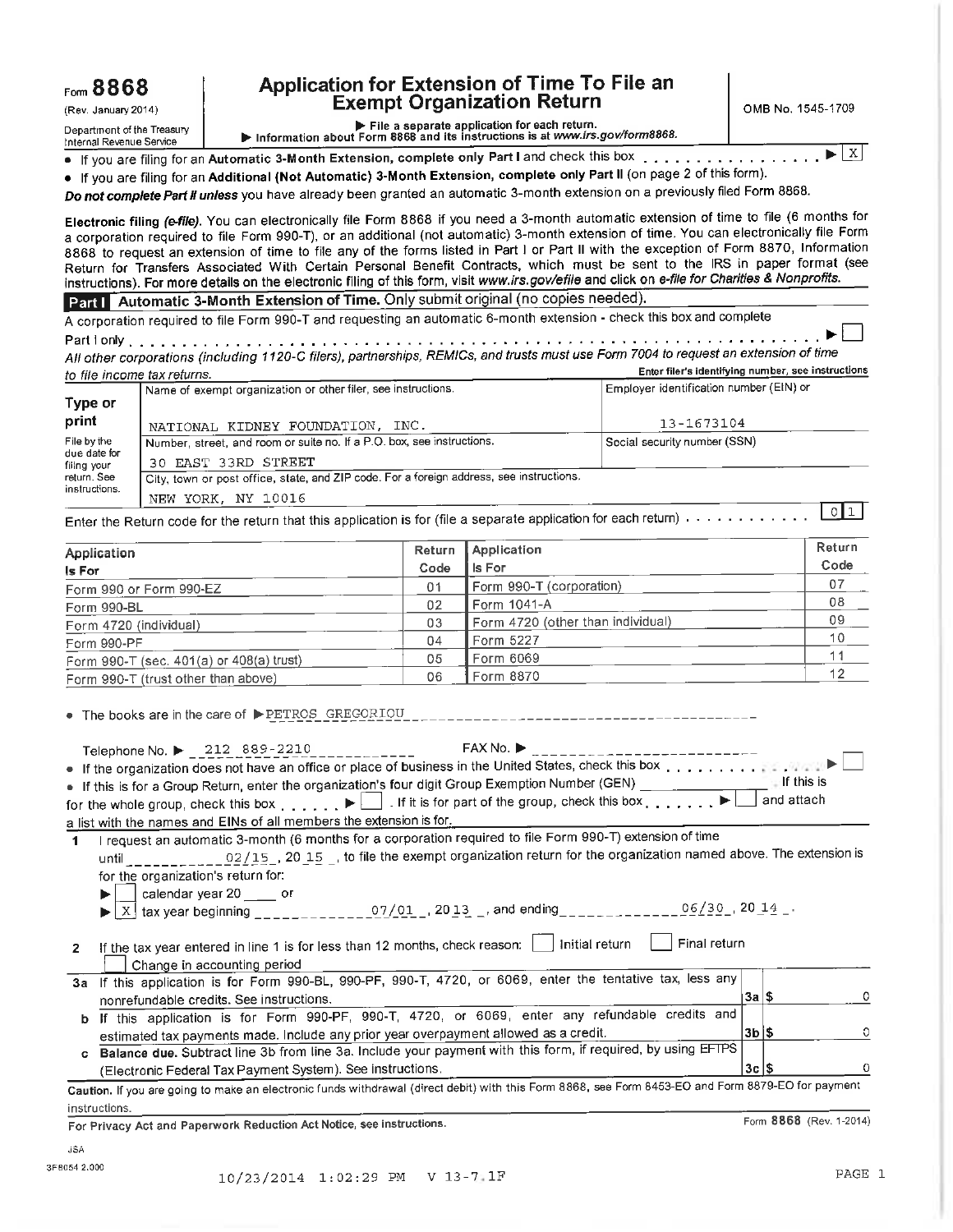Form **8868** (Rev. January 2014)

Department of the Treasury
Internal Revenue Service

# Application for Extension of Time To File an Exempt Organization Return

▶ File a separate application for each return.
▶ Information about Form 8868 and its instructions is at *www.irs.gov/form8868*.

OMB No. 1545-1709

- If you are filing for an **Automatic 3-Month Extension, complete only Part I** and check this box ▶ [X]
- If you are filing for an **Additional (Not Automatic) 3-Month Extension, complete only Part II** (on page 2 of this form).

***Do not complete Part II unless*** you have already been granted an automatic 3-month extension on a previously filed Form 8868.

**Electronic filing (*e-file*).** You can electronically file Form 8868 if you need a 3-month automatic extension of time to file (6 months for a corporation required to file Form 990-T), or an additional (not automatic) 3-month extension of time. You can electronically file Form 8868 to request an extension of time to file any of the forms listed in Part I or Part II with the exception of Form 8870, Information Return for Transfers Associated With Certain Personal Benefit Contracts, which must be sent to the IRS in paper format (see instructions). For more details on the electronic filing of this form, visit *www.irs.gov/efile* and click on *e-file for Charities & Nonprofits*.

## Part I Automatic 3-Month Extension of Time. Only submit original (no copies needed).

A corporation required to file Form 990-T and requesting an automatic 6-month extension - check this box and complete Part I only ▶ [ ]

*All other corporations (including 1120-C filers), partnerships, REMICs, and trusts must use Form 7004 to request an extension of time to file income tax returns.*

**Enter filer's identifying number, see instructions**

| Type or print | Name of exempt organization or other filer, see instructions. | Employer identification number (EIN) or |
|---|---|---|
| | NATIONAL KIDNEY FOUNDATION, INC. | 13-1673104 |
| File by the due date for filing your return. See instructions. | Number, street, and room or suite no. If a P.O. box, see instructions. | Social security number (SSN) |
| | 30 EAST 33RD STREET | |
| | City, town or post office, state, and ZIP code. For a foreign address, see instructions. | |
| | NEW YORK, NY 10016 | |

Enter the Return code for the return that this application is for (file a separate application for each return) 01

| Application Is For | Return Code | Application Is For | Return Code |
|---|---|---|---|
| Form 990 or Form 990-EZ | 01 | Form 990-T (corporation) | 07 |
| Form 990-BL | 02 | Form 1041-A | 08 |
| Form 4720 (individual) | 03 | Form 4720 (other than individual) | 09 |
| Form 990-PF | 04 | Form 5227 | 10 |
| Form 990-T (sec. 401(a) or 408(a) trust) | 05 | Form 6069 | 11 |
| Form 990-T (trust other than above) | 06 | Form 8870 | 12 |

- The books are in the care of ▶ PETROS GREGORIOU

Telephone No. ▶ 212 889-2210 FAX No. ▶

- If the organization does not have an office or place of business in the United States, check this box ▶ [ ]
- If this is for a Group Return, enter the organization's four digit Group Exemption Number (GEN) ______ . If this is for the whole group, check this box ▶ [ ] . If it is for part of the group, check this box ▶ [ ] and attach a list with the names and EINs of all members the extension is for.

**1** I request an automatic 3-month (6 months for a corporation required to file Form 990-T) extension of time until 02/15 , 20 15 , to file the exempt organization return for the organization named above. The extension is for the organization's return for:

▶ [ ] calendar year 20 ____ or

▶ [X] tax year beginning 07/01 , 20 13 , and ending 06/30 , 20 14 .

**2** If the tax year entered in line 1 is for less than 12 months, check reason: [ ] Initial return [ ] Final return [ ] Change in accounting period

| | | | |
|---|---|---|---|
| **3a** | If this application is for Form 990-BL, 990-PF, 990-T, 4720, or 6069, enter the tentative tax, less any nonrefundable credits. See instructions. | 3a | $ 0 |
| **b** | If this application is for Form 990-PF, 990-T, 4720, or 6069, enter any refundable credits and estimated tax payments made. Include any prior year overpayment allowed as a credit. | 3b | $ 0 |
| **c** | **Balance due.** Subtract line 3b from line 3a. Include your payment with this form, if required, by using EFTPS (Electronic Federal Tax Payment System). See instructions. | 3c | $ 0 |

**Caution.** If you are going to make an electronic funds withdrawal (direct debit) with this Form 8868, see Form 8453-EO and Form 8879-EO for payment instructions.

**For Privacy Act and Paperwork Reduction Act Notice, see instructions.** Form **8868** (Rev. 1-2014)

JSA
3F8054 2.000

10/23/2014 1:02:29 PM V 13-7.1F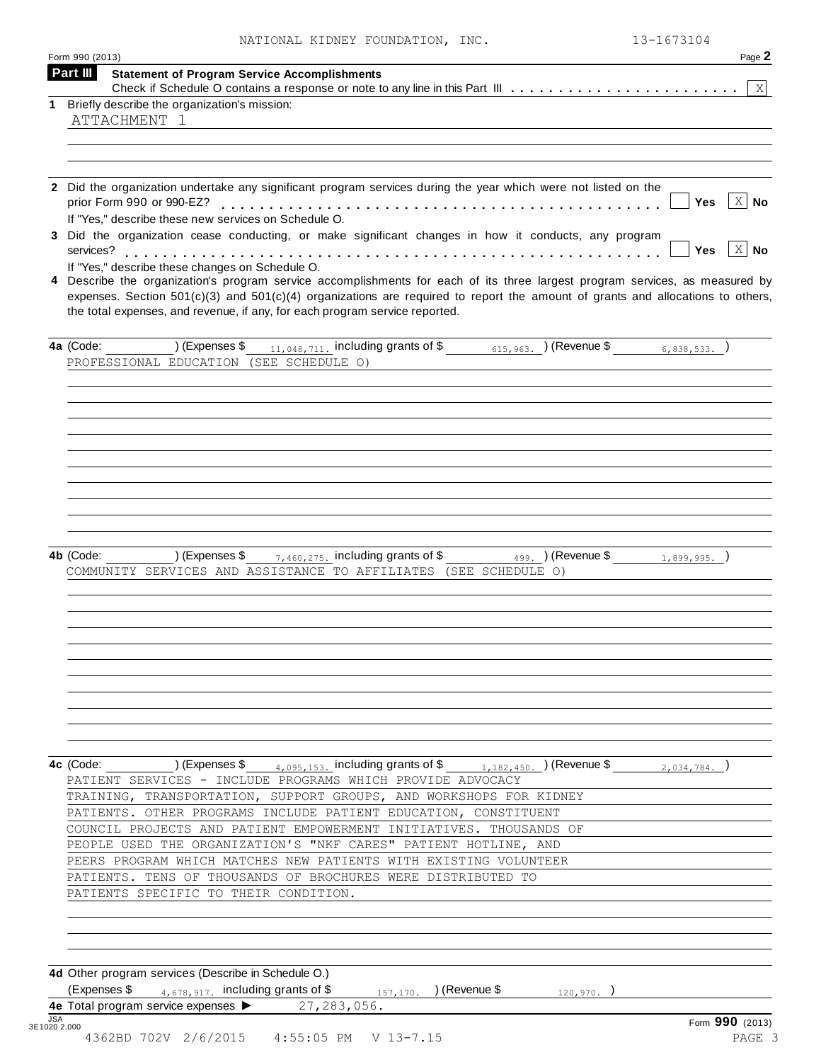NATIONAL KIDNEY FOUNDATION, INC. 13-1673104

Form 990 (2013) Page **2**

**Part III** **Statement of Program Service Accomplishments**

Check if Schedule O contains a response or note to any line in this Part III . . . . . . . . . . . . . . . . . . . . . . . . [X]

**1** Briefly describe the organization's mission:

ATTACHMENT 1

**2** Did the organization undertake any significant program services during the year which were not listed on the prior Form 990 or 990-EZ? . . . . . . . . . . . . . . . . . . . . . . . . . . . . . . . . . . . . . . . . [ ] **Yes** [X] **No**

If "Yes," describe these new services on Schedule O.

**3** Did the organization cease conducting, or make significant changes in how it conducts, any program services? . . . . . . . . . . . . . . . . . . . . . . . . . . . . . . . . . . . . . . . . . . . . . . . . . . . [ ] **Yes** [X] **No**

If "Yes," describe these changes on Schedule O.

**4** Describe the organization's program service accomplishments for each of its three largest program services, as measured by expenses. Section 501(c)(3) and 501(c)(4) organizations are required to report the amount of grants and allocations to others, the total expenses, and revenue, if any, for each program service reported.

**4a** (Code: ) (Expenses $ 11,048,711. including grants of $ 615,963. ) (Revenue $ 6,838,533. )

PROFESSIONAL EDUCATION (SEE SCHEDULE O)

**4b** (Code: ) (Expenses $ 7,460,275. including grants of $ 499. ) (Revenue $ 1,899,995. )

COMMUNITY SERVICES AND ASSISTANCE TO AFFILIATES (SEE SCHEDULE O)

**4c** (Code: ) (Expenses $ 4,095,153. including grants of $ 1,182,450. ) (Revenue $ 2,034,784. )

PATIENT SERVICES - INCLUDE PROGRAMS WHICH PROVIDE ADVOCACY TRAINING, TRANSPORTATION, SUPPORT GROUPS, AND WORKSHOPS FOR KIDNEY PATIENTS. OTHER PROGRAMS INCLUDE PATIENT EDUCATION, CONSTITUENT COUNCIL PROJECTS AND PATIENT EMPOWERMENT INITIATIVES. THOUSANDS OF PEOPLE USED THE ORGANIZATION'S "NKF CARES" PATIENT HOTLINE, AND PEERS PROGRAM WHICH MATCHES NEW PATIENTS WITH EXISTING VOLUNTEER PATIENTS. TENS OF THOUSANDS OF BROCHURES WERE DISTRIBUTED TO PATIENTS SPECIFIC TO THEIR CONDITION.

**4d** Other program services (Describe in Schedule O.)

(Expenses $ 4,678,917. including grants of $ 157,170. ) (Revenue $ 120,970. )

**4e** Total program service expenses ▶ 27,283,056.

Form **990** (2013)

JSA 3E1020 2.000

4362BD 702V 2/6/2015 4:55:05 PM V 13-7.15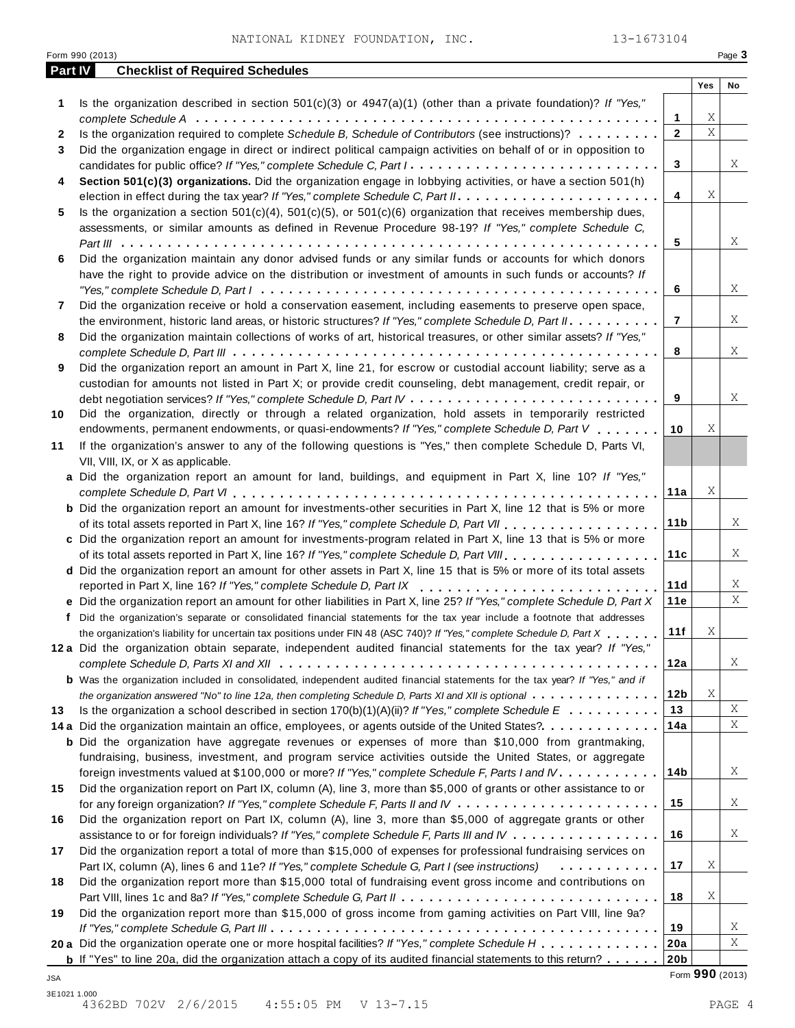NATIONAL KIDNEY FOUNDATION, INC. 13-1673104

Form 990 (2013)

## Part IV Checklist of Required Schedules

| | | | Yes | No |
|---|---|---|---|---|
| 1 | Is the organization described in section 501(c)(3) or 4947(a)(1) (other than a private foundation)? *If "Yes," complete Schedule A* | 1 | X | |
| 2 | Is the organization required to complete *Schedule B, Schedule of Contributors* (see instructions)? | 2 | X | |
| 3 | Did the organization engage in direct or indirect political campaign activities on behalf of or in opposition to candidates for public office? *If "Yes," complete Schedule C, Part I* | 3 | | X |
| 4 | **Section 501(c)(3) organizations.** Did the organization engage in lobbying activities, or have a section 501(h) election in effect during the tax year? *If "Yes," complete Schedule C, Part II* | 4 | X | |
| 5 | Is the organization a section 501(c)(4), 501(c)(5), or 501(c)(6) organization that receives membership dues, assessments, or similar amounts as defined in Revenue Procedure 98-19? *If "Yes," complete Schedule C, Part III* | 5 | | X |
| 6 | Did the organization maintain any donor advised funds or any similar funds or accounts for which donors have the right to provide advice on the distribution or investment of amounts in such funds or accounts? *If "Yes," complete Schedule D, Part I* | 6 | | X |
| 7 | Did the organization receive or hold a conservation easement, including easements to preserve open space, the environment, historic land areas, or historic structures? *If "Yes," complete Schedule D, Part II* | 7 | | X |
| 8 | Did the organization maintain collections of works of art, historical treasures, or other similar assets? *If "Yes," complete Schedule D, Part III* | 8 | | X |
| 9 | Did the organization report an amount in Part X, line 21, for escrow or custodial account liability; serve as a custodian for amounts not listed in Part X; or provide credit counseling, debt management, credit repair, or debt negotiation services? *If "Yes," complete Schedule D, Part IV* | 9 | | X |
| 10 | Did the organization, directly or through a related organization, hold assets in temporarily restricted endowments, permanent endowments, or quasi-endowments? *If "Yes," complete Schedule D, Part V* | 10 | X | |
| 11 | If the organization's answer to any of the following questions is "Yes," then complete Schedule D, Parts VI, VII, VIII, IX, or X as applicable. | | | |
| a | Did the organization report an amount for land, buildings, and equipment in Part X, line 10? *If "Yes," complete Schedule D, Part VI* | 11a | X | |
| b | Did the organization report an amount for investments-other securities in Part X, line 12 that is 5% or more of its total assets reported in Part X, line 16? *If "Yes," complete Schedule D, Part VII* | 11b | | X |
| c | Did the organization report an amount for investments-program related in Part X, line 13 that is 5% or more of its total assets reported in Part X, line 16? *If "Yes," complete Schedule D, Part VIII* | 11c | | X |
| d | Did the organization report an amount for other assets in Part X, line 15 that is 5% or more of its total assets reported in Part X, line 16? *If "Yes," complete Schedule D, Part IX* | 11d | | X |
| e | Did the organization report an amount for other liabilities in Part X, line 25? *If "Yes," complete Schedule D, Part X* | 11e | | X |
| f | Did the organization's separate or consolidated financial statements for the tax year include a footnote that addresses the organization's liability for uncertain tax positions under FIN 48 (ASC 740)? *If "Yes," complete Schedule D, Part X* | 11f | X | |
| 12a | Did the organization obtain separate, independent audited financial statements for the tax year? *If "Yes," complete Schedule D, Parts XI and XII* | 12a | | X |
| b | Was the organization included in consolidated, independent audited financial statements for the tax year? *If "Yes," and if the organization answered "No" to line 12a, then completing Schedule D, Parts XI and XII is optional* | 12b | X | |
| 13 | Is the organization a school described in section 170(b)(1)(A)(ii)? *If "Yes," complete Schedule E* | 13 | | X |
| 14a | Did the organization maintain an office, employees, or agents outside of the United States? | 14a | | X |
| b | Did the organization have aggregate revenues or expenses of more than $10,000 from grantmaking, fundraising, business, investment, and program service activities outside the United States, or aggregate foreign investments valued at $100,000 or more? *If "Yes," complete Schedule F, Parts I and IV* | 14b | | X |
| 15 | Did the organization report on Part IX, column (A), line 3, more than $5,000 of grants or other assistance to or for any foreign organization? *If "Yes," complete Schedule F, Parts II and IV* | 15 | | X |
| 16 | Did the organization report on Part IX, column (A), line 3, more than $5,000 of aggregate grants or other assistance to or for foreign individuals? *If "Yes," complete Schedule F, Parts III and IV* | 16 | | X |
| 17 | Did the organization report a total of more than $15,000 of expenses for professional fundraising services on Part IX, column (A), lines 6 and 11e? *If "Yes," complete Schedule G, Part I (see instructions)* | 17 | X | |
| 18 | Did the organization report more than $15,000 total of fundraising event gross income and contributions on Part VIII, lines 1c and 8a? *If "Yes," complete Schedule G, Part II* | 18 | X | |
| 19 | Did the organization report more than $15,000 of gross income from gaming activities on Part VIII, line 9a? *If "Yes," complete Schedule G, Part III* | 19 | | X |
| 20a | Did the organization operate one or more hospital facilities? *If "Yes," complete Schedule H* | 20a | | X |
| b | If "Yes" to line 20a, did the organization attach a copy of its audited financial statements to this return? | 20b | | |

Form **990** (2013)

JSA
3E1021 1.000
4362BD 702V 2/6/2015 4:55:05 PM V 13-7.15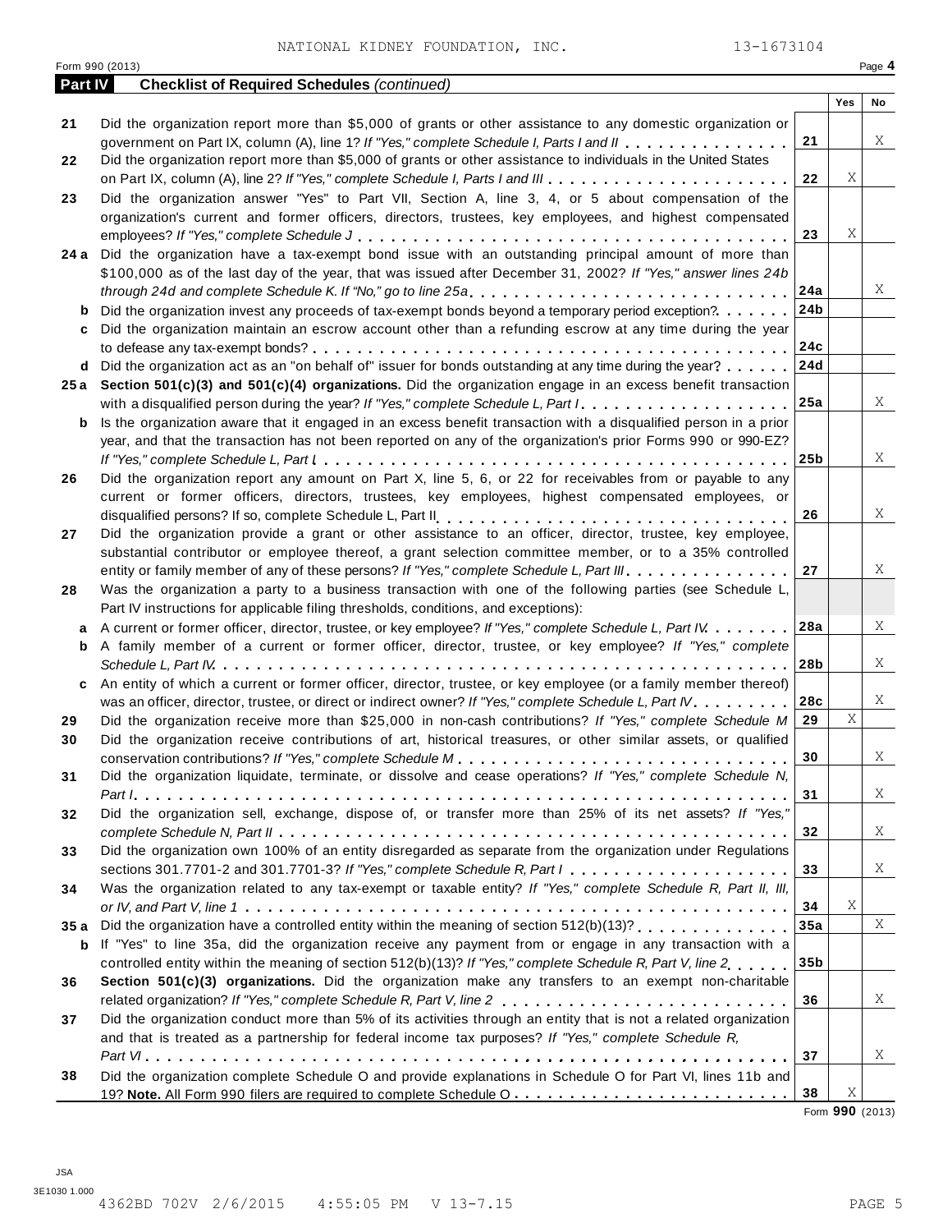NATIONAL KIDNEY FOUNDATION, INC. 13-1673104

Form 990 (2013) Page **4**

## Part IV Checklist of Required Schedules *(continued)*

| | | | Yes | No |
|---|---|---|---|---|
| **21** | Did the organization report more than $5,000 of grants or other assistance to any domestic organization or government on Part IX, column (A), line 1? *If "Yes," complete Schedule I, Parts I and II* | **21** | | X |
| **22** | Did the organization report more than $5,000 of grants or other assistance to individuals in the United States on Part IX, column (A), line 2? *If "Yes," complete Schedule I, Parts I and III* | **22** | X | |
| **23** | Did the organization answer "Yes" to Part VII, Section A, line 3, 4, or 5 about compensation of the organization's current and former officers, directors, trustees, key employees, and highest compensated employees? *If "Yes," complete Schedule J* | **23** | X | |
| **24 a** | Did the organization have a tax-exempt bond issue with an outstanding principal amount of more than $100,000 as of the last day of the year, that was issued after December 31, 2002? *If "Yes," answer lines 24b through 24d and complete Schedule K. If "No," go to line 25a* | **24a** | | X |
| **b** | Did the organization invest any proceeds of tax-exempt bonds beyond a temporary period exception? | **24b** | | |
| **c** | Did the organization maintain an escrow account other than a refunding escrow at any time during the year to defease any tax-exempt bonds? | **24c** | | |
| **d** | Did the organization act as an "on behalf of" issuer for bonds outstanding at any time during the year? | **24d** | | |
| **25 a** | **Section 501(c)(3) and 501(c)(4) organizations.** Did the organization engage in an excess benefit transaction with a disqualified person during the year? *If "Yes," complete Schedule L, Part I* | **25a** | | X |
| **b** | Is the organization aware that it engaged in an excess benefit transaction with a disqualified person in a prior year, and that the transaction has not been reported on any of the organization's prior Forms 990 or 990-EZ? *If "Yes," complete Schedule L, Part I* | **25b** | | X |
| **26** | Did the organization report any amount on Part X, line 5, 6, or 22 for receivables from or payable to any current or former officers, directors, trustees, key employees, highest compensated employees, or disqualified persons? If so, complete Schedule L, Part II | **26** | | X |
| **27** | Did the organization provide a grant or other assistance to an officer, director, trustee, key employee, substantial contributor or employee thereof, a grant selection committee member, or to a 35% controlled entity or family member of any of these persons? *If "Yes," complete Schedule L, Part III* | **27** | | X |
| **28** | Was the organization a party to a business transaction with one of the following parties (see Schedule L, Part IV instructions for applicable filing thresholds, conditions, and exceptions): | | | |
| **a** | A current or former officer, director, trustee, or key employee? *If "Yes," complete Schedule L, Part IV* | **28a** | | X |
| **b** | A family member of a current or former officer, director, trustee, or key employee? *If "Yes," complete Schedule L, Part IV* | **28b** | | X |
| **c** | An entity of which a current or former officer, director, trustee, or key employee (or a family member thereof) was an officer, director, trustee, or direct or indirect owner? *If "Yes," complete Schedule L, Part IV* | **28c** | | X |
| **29** | Did the organization receive more than $25,000 in non-cash contributions? *If "Yes," complete Schedule M* | **29** | X | |
| **30** | Did the organization receive contributions of art, historical treasures, or other similar assets, or qualified conservation contributions? *If "Yes," complete Schedule M* | **30** | | X |
| **31** | Did the organization liquidate, terminate, or dissolve and cease operations? *If "Yes," complete Schedule N, Part I* | **31** | | X |
| **32** | Did the organization sell, exchange, dispose of, or transfer more than 25% of its net assets? *If "Yes," complete Schedule N, Part II* | **32** | | X |
| **33** | Did the organization own 100% of an entity disregarded as separate from the organization under Regulations sections 301.7701-2 and 301.7701-3? *If "Yes," complete Schedule R, Part I* | **33** | | X |
| **34** | Was the organization related to any tax-exempt or taxable entity? *If "Yes," complete Schedule R, Part II, III, or IV, and Part V, line 1* | **34** | X | |
| **35 a** | Did the organization have a controlled entity within the meaning of section 512(b)(13)? | **35a** | | X |
| **b** | If "Yes" to line 35a, did the organization receive any payment from or engage in any transaction with a controlled entity within the meaning of section 512(b)(13)? *If "Yes," complete Schedule R, Part V, line 2* | **35b** | | |
| **36** | **Section 501(c)(3) organizations.** Did the organization make any transfers to an exempt non-charitable related organization? *If "Yes," complete Schedule R, Part V, line 2* | **36** | | X |
| **37** | Did the organization conduct more than 5% of its activities through an entity that is not a related organization and that is treated as a partnership for federal income tax purposes? *If "Yes," complete Schedule R, Part VI* | **37** | | X |
| **38** | Did the organization complete Schedule O and provide explanations in Schedule O for Part VI, lines 11b and 19? **Note.** All Form 990 filers are required to complete Schedule O | **38** | X | |

Form **990** (2013)

JSA
3E1030 1.000
4362BD 702V 2/6/2015 4:55:05 PM V 13-7.15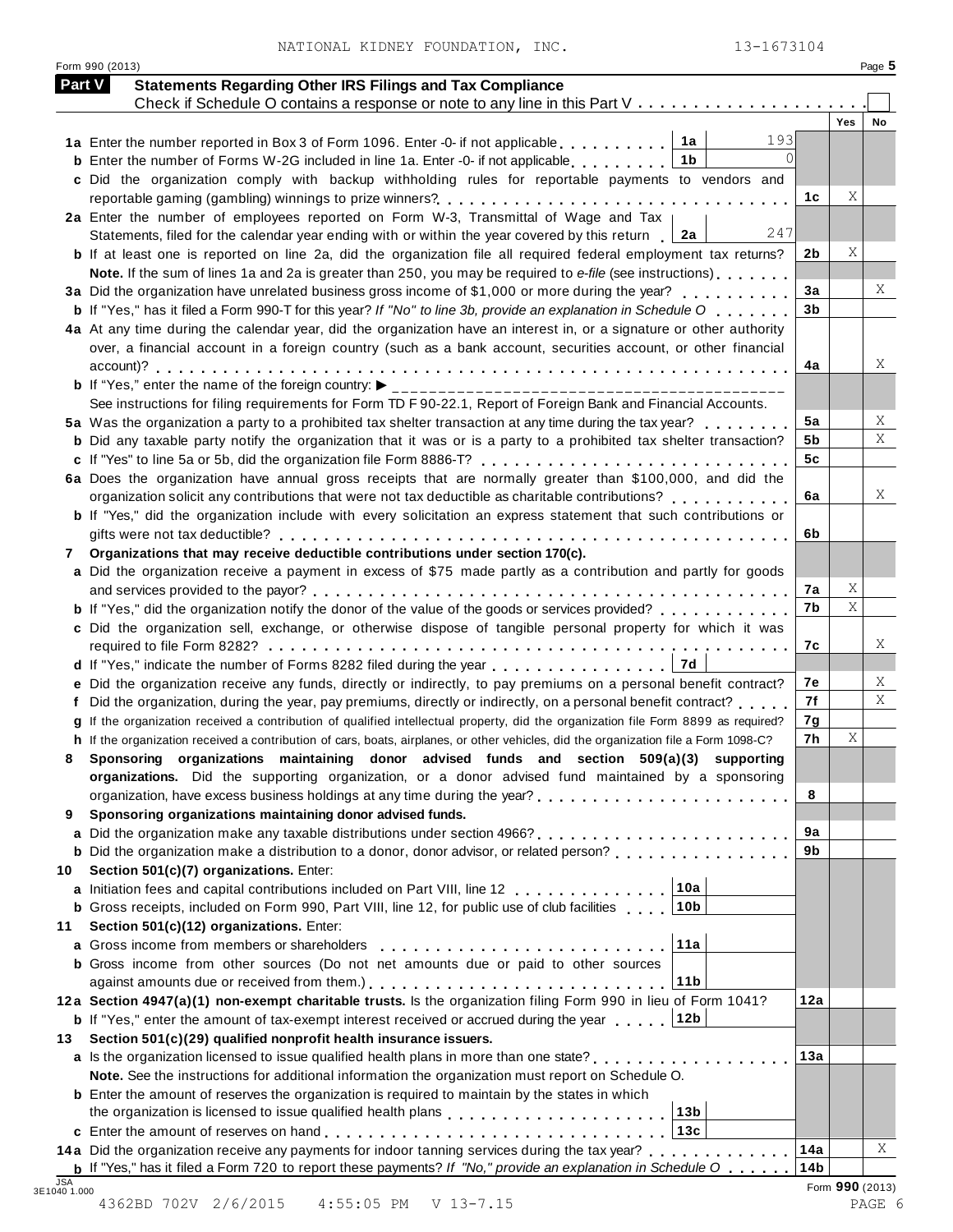NATIONAL KIDNEY FOUNDATION, INC. 13-1673104

Form 990 (2013) Page **5**

## Part V Statements Regarding Other IRS Filings and Tax Compliance

Check if Schedule O contains a response or note to any line in this Part V . . . . . . . . . . . . . . . . . . . . . ☐

| | | | | Yes | No |
|---|---|---|---|---|---|
| **1a** | Enter the number reported in Box 3 of Form 1096. Enter -0- if not applicable | **1a** 193 | | | |
| **b** | Enter the number of Forms W-2G included in line 1a. Enter -0- if not applicable | **1b** 0 | | | |
| **c** | Did the organization comply with backup withholding rules for reportable payments to vendors and reportable gaming (gambling) winnings to prize winners? | | **1c** | X | |
| **2a** | Enter the number of employees reported on Form W-3, Transmittal of Wage and Tax Statements, filed for the calendar year ending with or within the year covered by this return | **2a** 247 | | | |
| **b** | If at least one is reported on line 2a, did the organization file all required federal employment tax returns? | | **2b** | X | |
| | **Note.** If the sum of lines 1a and 2a is greater than 250, you may be required to *e-file* (see instructions) | | | | |
| **3a** | Did the organization have unrelated business gross income of $1,000 or more during the year? | | **3a** | | X |
| **b** | If "Yes," has it filed a Form 990-T for this year? *If "No" to line 3b, provide an explanation in Schedule O* | | **3b** | | |
| **4a** | At any time during the calendar year, did the organization have an interest in, or a signature or other authority over, a financial account in a foreign country (such as a bank account, securities account, or other financial account)? | | **4a** | | X |
| **b** | If "Yes," enter the name of the foreign country: ▶ | | | | |
| | See instructions for filing requirements for Form TD F 90-22.1, Report of Foreign Bank and Financial Accounts. | | | | |
| **5a** | Was the organization a party to a prohibited tax shelter transaction at any time during the tax year? | | **5a** | | X |
| **b** | Did any taxable party notify the organization that it was or is a party to a prohibited tax shelter transaction? | | **5b** | | X |
| **c** | If "Yes" to line 5a or 5b, did the organization file Form 8886-T? | | **5c** | | |
| **6a** | Does the organization have annual gross receipts that are normally greater than $100,000, and did the organization solicit any contributions that were not tax deductible as charitable contributions? | | **6a** | | X |
| **b** | If "Yes," did the organization include with every solicitation an express statement that such contributions or gifts were not tax deductible? | | **6b** | | |
| **7** | **Organizations that may receive deductible contributions under section 170(c).** | | | | |
| **a** | Did the organization receive a payment in excess of $75 made partly as a contribution and partly for goods and services provided to the payor? | | **7a** | X | |
| **b** | If "Yes," did the organization notify the donor of the value of the goods or services provided? | | **7b** | X | |
| **c** | Did the organization sell, exchange, or otherwise dispose of tangible personal property for which it was required to file Form 8282? | | **7c** | | X |
| **d** | If "Yes," indicate the number of Forms 8282 filed during the year | **7d** | | | |
| **e** | Did the organization receive any funds, directly or indirectly, to pay premiums on a personal benefit contract? | | **7e** | | X |
| **f** | Did the organization, during the year, pay premiums, directly or indirectly, on a personal benefit contract? | | **7f** | | X |
| **g** | If the organization received a contribution of qualified intellectual property, did the organization file Form 8899 as required? | | **7g** | | |
| **h** | If the organization received a contribution of cars, boats, airplanes, or other vehicles, did the organization file a Form 1098-C? | | **7h** | X | |
| **8** | **Sponsoring organizations maintaining donor advised funds and section 509(a)(3) supporting organizations.** Did the supporting organization, or a donor advised fund maintained by a sponsoring organization, have excess business holdings at any time during the year? | | **8** | | |
| **9** | **Sponsoring organizations maintaining donor advised funds.** | | | | |
| **a** | Did the organization make any taxable distributions under section 4966? | | **9a** | | |
| **b** | Did the organization make a distribution to a donor, donor advisor, or related person? | | **9b** | | |
| **10** | **Section 501(c)(7) organizations.** Enter: | | | | |
| **a** | Initiation fees and capital contributions included on Part VIII, line 12 | **10a** | | | |
| **b** | Gross receipts, included on Form 990, Part VIII, line 12, for public use of club facilities | **10b** | | | |
| **11** | **Section 501(c)(12) organizations.** Enter: | | | | |
| **a** | Gross income from members or shareholders | **11a** | | | |
| **b** | Gross income from other sources (Do not net amounts due or paid to other sources against amounts due or received from them.) | **11b** | | | |
| **12a** | **Section 4947(a)(1) non-exempt charitable trusts.** Is the organization filing Form 990 in lieu of Form 1041? | | **12a** | | |
| **b** | If "Yes," enter the amount of tax-exempt interest received or accrued during the year | **12b** | | | |
| **13** | **Section 501(c)(29) qualified nonprofit health insurance issuers.** | | | | |
| **a** | Is the organization licensed to issue qualified health plans in more than one state? | | **13a** | | |
| | **Note.** See the instructions for additional information the organization must report on Schedule O. | | | | |
| **b** | Enter the amount of reserves the organization is required to maintain by the states in which the organization is licensed to issue qualified health plans | **13b** | | | |
| **c** | Enter the amount of reserves on hand | **13c** | | | |
| **14a** | Did the organization receive any payments for indoor tanning services during the tax year? | | **14a** | | X |
| **b** | If "Yes," has it filed a Form 720 to report these payments? *If "No," provide an explanation in Schedule O* | | **14b** | | |

Form **990** (2013)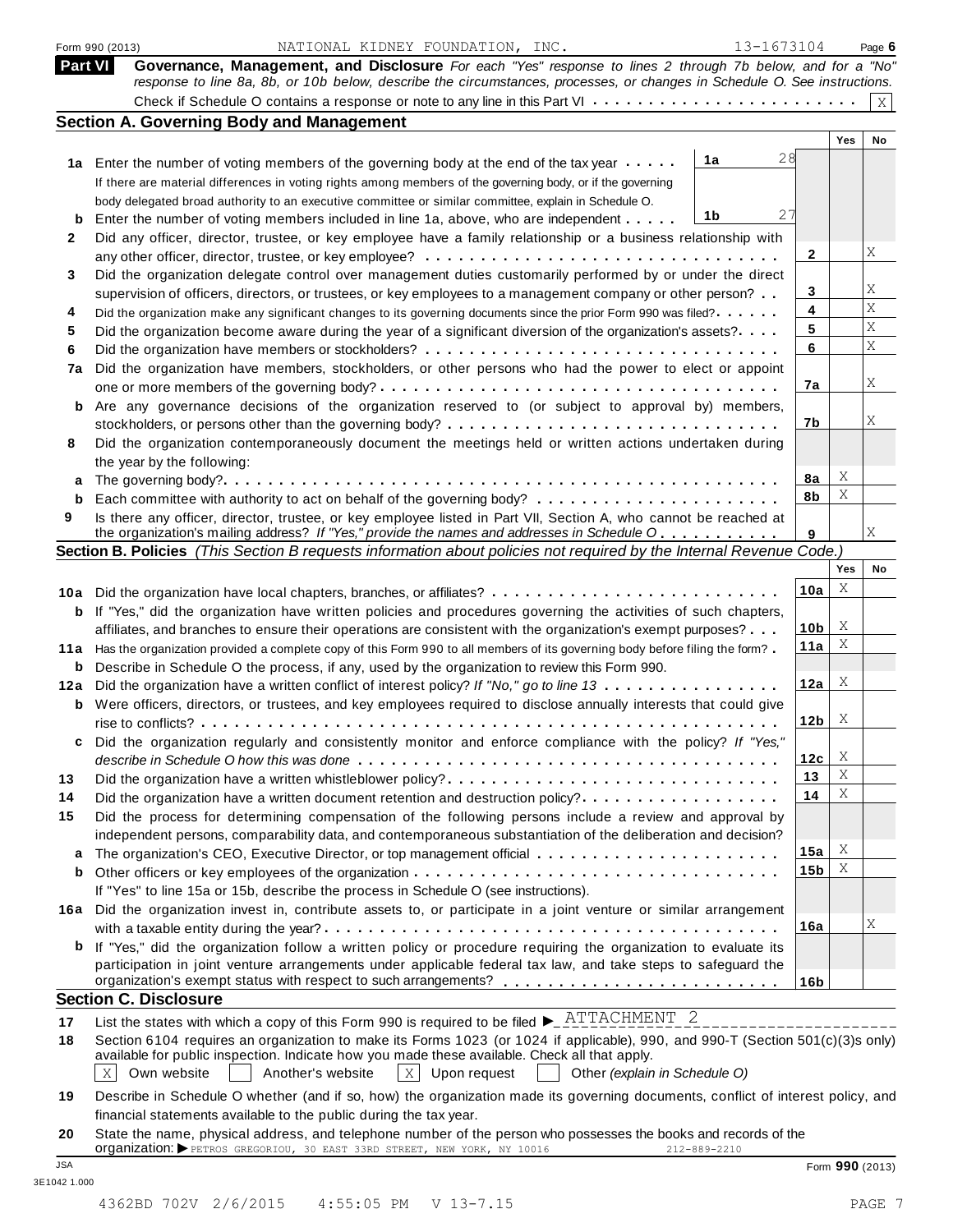Form 990 (2013) NATIONAL KIDNEY FOUNDATION, INC. 13-1673104 Page 6

## Part VI Governance, Management, and Disclosure

*For each "Yes" response to lines 2 through 7b below, and for a "No" response to line 8a, 8b, or 10b below, describe the circumstances, processes, or changes in Schedule O. See instructions.*

Check if Schedule O contains a response or note to any line in this Part VI . . . . . . . . . . . . . . . . . . . . . . . . [X]

### Section A. Governing Body and Management

| | | | Yes | No |
|---|---|---|---|---|
| **1a** | Enter the number of voting members of the governing body at the end of the tax year . . . . . **1a** 28 | | | |
| | If there are material differences in voting rights among members of the governing body, or if the governing body delegated broad authority to an executive committee or similar committee, explain in Schedule O. | | | |
| **b** | Enter the number of voting members included in line 1a, above, who are independent . . . . . **1b** 27 | | | |
| **2** | Did any officer, director, trustee, or key employee have a family relationship or a business relationship with any other officer, director, trustee, or key employee? | **2** | | X |
| **3** | Did the organization delegate control over management duties customarily performed by or under the direct supervision of officers, directors, or trustees, or key employees to a management company or other person? | **3** | | X |
| **4** | Did the organization make any significant changes to its governing documents since the prior Form 990 was filed? | **4** | | X |
| **5** | Did the organization become aware during the year of a significant diversion of the organization's assets? | **5** | | X |
| **6** | Did the organization have members or stockholders? | **6** | | X |
| **7a** | Did the organization have members, stockholders, or other persons who had the power to elect or appoint one or more members of the governing body? | **7a** | | X |
| **b** | Are any governance decisions of the organization reserved to (or subject to approval by) members, stockholders, or persons other than the governing body? | **7b** | | X |
| **8** | Did the organization contemporaneously document the meetings held or written actions undertaken during the year by the following: | | | |
| **a** | The governing body? | **8a** | X | |
| **b** | Each committee with authority to act on behalf of the governing body? | **8b** | X | |
| **9** | Is there any officer, director, trustee, or key employee listed in Part VII, Section A, who cannot be reached at the organization's mailing address? *If "Yes," provide the names and addresses in Schedule O* | **9** | | X |

### Section B. Policies *(This Section B requests information about policies not required by the Internal Revenue Code.)*

| | | | Yes | No |
|---|---|---|---|---|
| **10a** | Did the organization have local chapters, branches, or affiliates? | **10a** | X | |
| **b** | If "Yes," did the organization have written policies and procedures governing the activities of such chapters, affiliates, and branches to ensure their operations are consistent with the organization's exempt purposes? | **10b** | X | |
| **11a** | Has the organization provided a complete copy of this Form 990 to all members of its governing body before filing the form? | **11a** | X | |
| **b** | Describe in Schedule O the process, if any, used by the organization to review this Form 990. | | | |
| **12a** | Did the organization have a written conflict of interest policy? *If "No," go to line 13* | **12a** | X | |
| **b** | Were officers, directors, or trustees, and key employees required to disclose annually interests that could give rise to conflicts? | **12b** | X | |
| **c** | Did the organization regularly and consistently monitor and enforce compliance with the policy? *If "Yes," describe in Schedule O how this was done* | **12c** | X | |
| **13** | Did the organization have a written whistleblower policy? | **13** | X | |
| **14** | Did the organization have a written document retention and destruction policy? | **14** | X | |
| **15** | Did the process for determining compensation of the following persons include a review and approval by independent persons, comparability data, and contemporaneous substantiation of the deliberation and decision? | | | |
| **a** | The organization's CEO, Executive Director, or top management official | **15a** | X | |
| **b** | Other officers or key employees of the organization | **15b** | X | |
| | If "Yes" to line 15a or 15b, describe the process in Schedule O (see instructions). | | | |
| **16a** | Did the organization invest in, contribute assets to, or participate in a joint venture or similar arrangement with a taxable entity during the year? | **16a** | | X |
| **b** | If "Yes," did the organization follow a written policy or procedure requiring the organization to evaluate its participation in joint venture arrangements under applicable federal tax law, and take steps to safeguard the organization's exempt status with respect to such arrangements? | **16b** | | |

### Section C. Disclosure

**17** List the states with which a copy of this Form 990 is required to be filed ▶ ATTACHMENT 2

**18** Section 6104 requires an organization to make its Forms 1023 (or 1024 if applicable), 990, and 990-T (Section 501(c)(3)s only) available for public inspection. Indicate how you made these available. Check all that apply.

[X] Own website [ ] Another's website [X] Upon request [ ] Other *(explain in Schedule O)*

**19** Describe in Schedule O whether (and if so, how) the organization made its governing documents, conflict of interest policy, and financial statements available to the public during the tax year.

**20** State the name, physical address, and telephone number of the person who possesses the books and records of the organization: ▶ PETROS GREGORIOU, 30 EAST 33RD STREET, NEW YORK, NY 10016 212-889-2210

JSA
3E1042 1.000

Form **990** (2013)

4362BD 702V 2/6/2015 4:55:05 PM V 13-7.15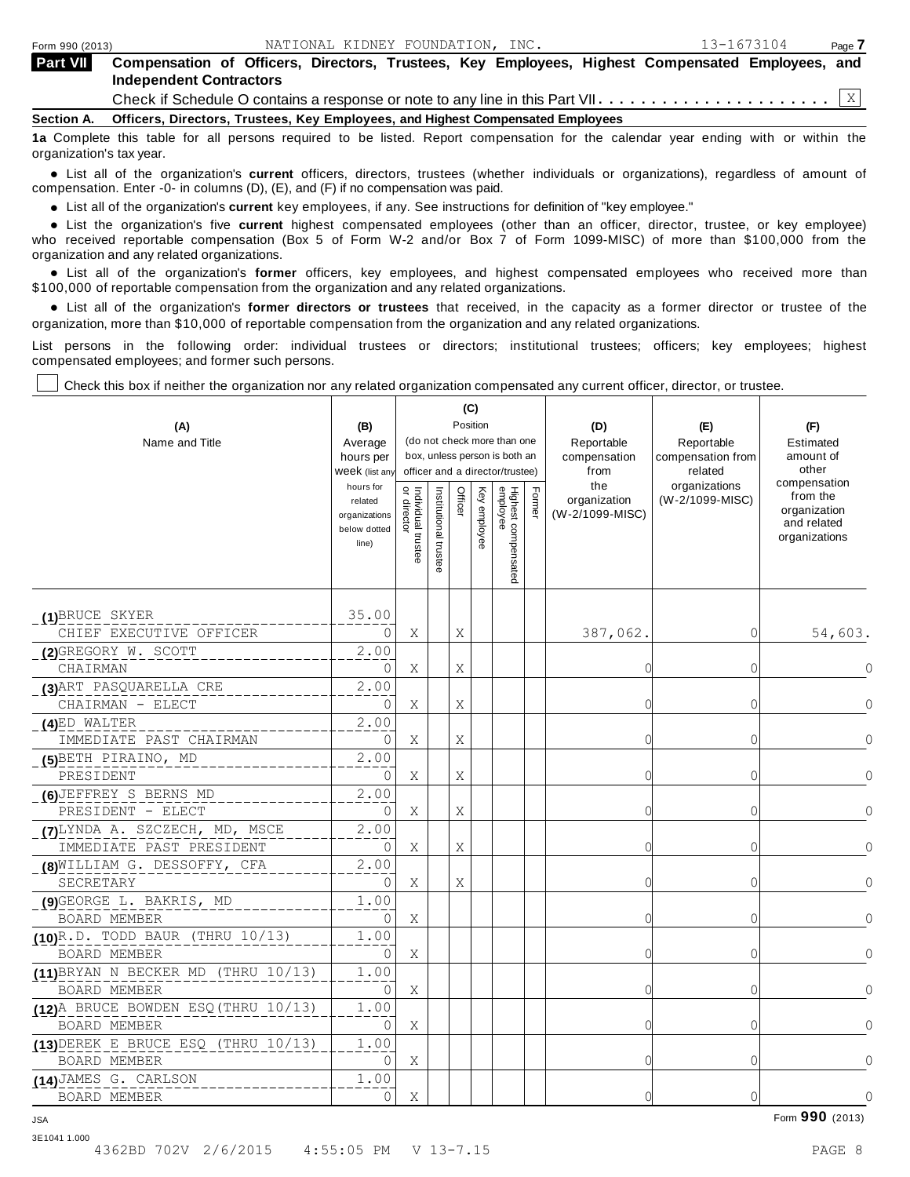Form 990 (2013) NATIONAL KIDNEY FOUNDATION, INC. 13-1673104

## Part VII Compensation of Officers, Directors, Trustees, Key Employees, Highest Compensated Employees, and Independent Contractors

Check if Schedule O contains a response or note to any line in this Part VII . . . . . . . . . . . . . . . . . . . . . . [X]

### Section A. Officers, Directors, Trustees, Key Employees, and Highest Compensated Employees

**1a** Complete this table for all persons required to be listed. Report compensation for the calendar year ending with or within the organization's tax year.

- List all of the organization's **current** officers, directors, trustees (whether individuals or organizations), regardless of amount of compensation. Enter -0- in columns (D), (E), and (F) if no compensation was paid.
- List all of the organization's **current** key employees, if any. See instructions for definition of "key employee."
- List the organization's five **current** highest compensated employees (other than an officer, director, trustee, or key employee) who received reportable compensation (Box 5 of Form W-2 and/or Box 7 of Form 1099-MISC) of more than $100,000 from the organization and any related organizations.
- List all of the organization's **former** officers, key employees, and highest compensated employees who received more than $100,000 of reportable compensation from the organization and any related organizations.
- List all of the organization's **former directors or trustees** that received, in the capacity as a former director or trustee of the organization, more than $10,000 of reportable compensation from the organization and any related organizations.

List persons in the following order: individual trustees or directors; institutional trustees; officers; key employees; highest compensated employees; and former such persons.

[ ] Check this box if neither the organization nor any related organization compensated any current officer, director, or trustee.

| (A) Name and Title | (B) Average hours per week (list any hours for related organizations below dotted line) | (C) Position (do not check more than one box, unless person is both an officer and a director/trustee) | | | | | | (D) Reportable compensation from the organization (W-2/1099-MISC) | (E) Reportable compensation from related organizations (W-2/1099-MISC) | (F) Estimated amount of other compensation from the organization and related organizations |
|---|---|---|---|---|---|---|---|---|---|---|
| | | Individual trustee or director | Institutional trustee | Officer | Key employee | Highest compensated employee | Former | | | |
| (1) BRUCE SKYER<br>CHIEF EXECUTIVE OFFICER | 35.00<br>0 | X | | X | | | | 387,062. | 0 | 54,603. |
| (2) GREGORY W. SCOTT<br>CHAIRMAN | 2.00<br>0 | X | | X | | | | 0 | 0 | 0 |
| (3) ART PASQUARELLA CRE<br>CHAIRMAN - ELECT | 2.00<br>0 | X | | X | | | | 0 | 0 | 0 |
| (4) ED WALTER<br>IMMEDIATE PAST CHAIRMAN | 2.00<br>0 | X | | X | | | | 0 | 0 | 0 |
| (5) BETH PIRAINO, MD<br>PRESIDENT | 2.00<br>0 | X | | X | | | | 0 | 0 | 0 |
| (6) JEFFREY S BERNS MD<br>PRESIDENT - ELECT | 2.00<br>0 | X | | X | | | | 0 | 0 | 0 |
| (7) LYNDA A. SZCZECH, MD, MSCE<br>IMMEDIATE PAST PRESIDENT | 2.00<br>0 | X | | X | | | | 0 | 0 | 0 |
| (8) WILLIAM G. DESSOFFY, CFA<br>SECRETARY | 2.00<br>0 | X | | X | | | | 0 | 0 | 0 |
| (9) GEORGE L. BAKRIS, MD<br>BOARD MEMBER | 1.00<br>0 | X | | | | | | 0 | 0 | 0 |
| (10) R.D. TODD BAUR (THRU 10/13)<br>BOARD MEMBER | 1.00<br>0 | X | | | | | | 0 | 0 | 0 |
| (11) BRYAN N BECKER MD (THRU 10/13)<br>BOARD MEMBER | 1.00<br>0 | X | | | | | | 0 | 0 | 0 |
| (12) A BRUCE BOWDEN ESQ(THRU 10/13)<br>BOARD MEMBER | 1.00<br>0 | X | | | | | | 0 | 0 | 0 |
| (13) DEREK E BRUCE ESQ (THRU 10/13)<br>BOARD MEMBER | 1.00<br>0 | X | | | | | | 0 | 0 | 0 |
| (14) JAMES G. CARLSON<br>BOARD MEMBER | 1.00<br>0 | X | | | | | | 0 | 0 | 0 |

Form **990** (2013)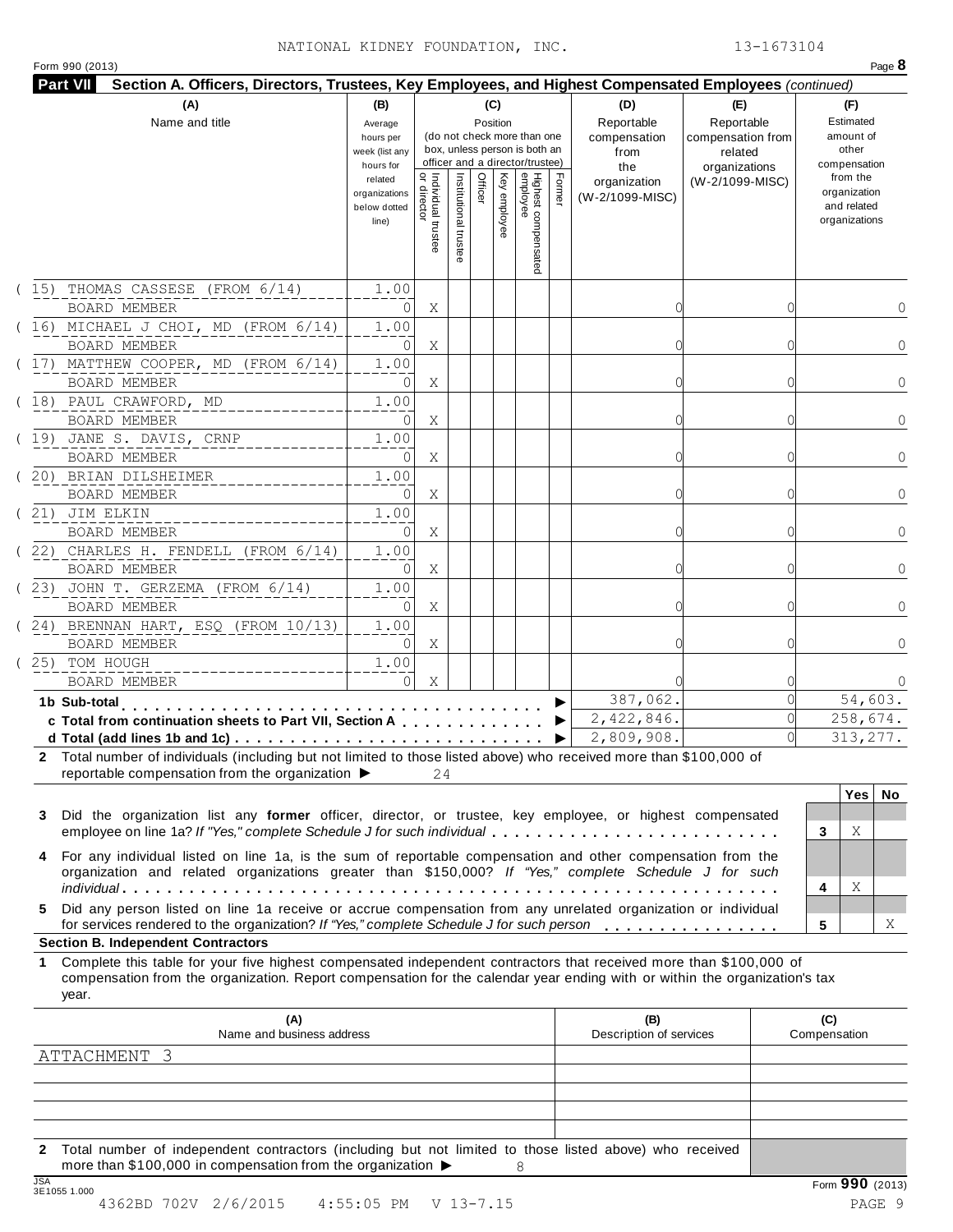NATIONAL KIDNEY FOUNDATION, INC. 13-1673104

Form 990 (2013) Page **8**

**Part VII Section A. Officers, Directors, Trustees, Key Employees, and Highest Compensated Employees** *(continued)*

| (A) Name and title | (B) Average hours per week (list any hours for related organizations below dotted line) | (C) Position: Individual trustee or director | Institutional trustee | Officer | Key employee | Highest compensated employee | Former | (D) Reportable compensation from the organization (W-2/1099-MISC) | (E) Reportable compensation from related organizations (W-2/1099-MISC) | (F) Estimated amount of other compensation from the organization and related organizations |
|---|---|---|---|---|---|---|---|---|---|---|
| (15) THOMAS CASSESE (FROM 6/14) BOARD MEMBER | 1.00 / 0 | X | | | | | | 0 | 0 | 0 |
| (16) MICHAEL J CHOI, MD (FROM 6/14) BOARD MEMBER | 1.00 / 0 | X | | | | | | 0 | 0 | 0 |
| (17) MATTHEW COOPER, MD (FROM 6/14) BOARD MEMBER | 1.00 / 0 | X | | | | | | 0 | 0 | 0 |
| (18) PAUL CRAWFORD, MD BOARD MEMBER | 1.00 / 0 | X | | | | | | 0 | 0 | 0 |
| (19) JANE S. DAVIS, CRNP BOARD MEMBER | 1.00 / 0 | X | | | | | | 0 | 0 | 0 |
| (20) BRIAN DILSHEIMER BOARD MEMBER | 1.00 / 0 | X | | | | | | 0 | 0 | 0 |
| (21) JIM ELKIN BOARD MEMBER | 1.00 / 0 | X | | | | | | 0 | 0 | 0 |
| (22) CHARLES H. FENDELL (FROM 6/14) BOARD MEMBER | 1.00 / 0 | X | | | | | | 0 | 0 | 0 |
| (23) JOHN T. GERZEMA (FROM 6/14) BOARD MEMBER | 1.00 / 0 | X | | | | | | 0 | 0 | 0 |
| (24) BRENNAN HART, ESQ (FROM 10/13) BOARD MEMBER | 1.00 / 0 | X | | | | | | 0 | 0 | 0 |
| (25) TOM HOUGH BOARD MEMBER | 1.00 / 0 | X | | | | | | 0 | 0 | 0 |
| **1b Sub-total** ▶ | | | | | | | | 387,062. | 0 | 54,603. |
| **c Total from continuation sheets to Part VII, Section A** ▶ | | | | | | | | 2,422,846. | 0 | 258,674. |
| **d Total (add lines 1b and 1c)** ▶ | | | | | | | | 2,809,908. | 0 | 313,277. |

**2** Total number of individuals (including but not limited to those listed above) who received more than $100,000 of reportable compensation from the organization ▶ 24

| | | Yes | No |
|---|---|---|---|
| **3** Did the organization list any **former** officer, director, or trustee, key employee, or highest compensated employee on line 1a? *If "Yes," complete Schedule J for such individual* | 3 | X | |
| **4** For any individual listed on line 1a, is the sum of reportable compensation and other compensation from the organization and related organizations greater than $150,000? *If "Yes," complete Schedule J for such individual* | 4 | X | |
| **5** Did any person listed on line 1a receive or accrue compensation from any unrelated organization or individual for services rendered to the organization? *If "Yes," complete Schedule J for such person* | 5 | | X |

**Section B. Independent Contractors**

**1** Complete this table for your five highest compensated independent contractors that received more than $100,000 of compensation from the organization. Report compensation for the calendar year ending with or within the organization's tax year.

| (A) Name and business address | (B) Description of services | (C) Compensation |
|---|---|---|
| ATTACHMENT 3 | | |
| | | |
| | | |
| | | |
| | | |

**2** Total number of independent contractors (including but not limited to those listed above) who received more than $100,000 in compensation from the organization ▶ 8

Form **990** (2013)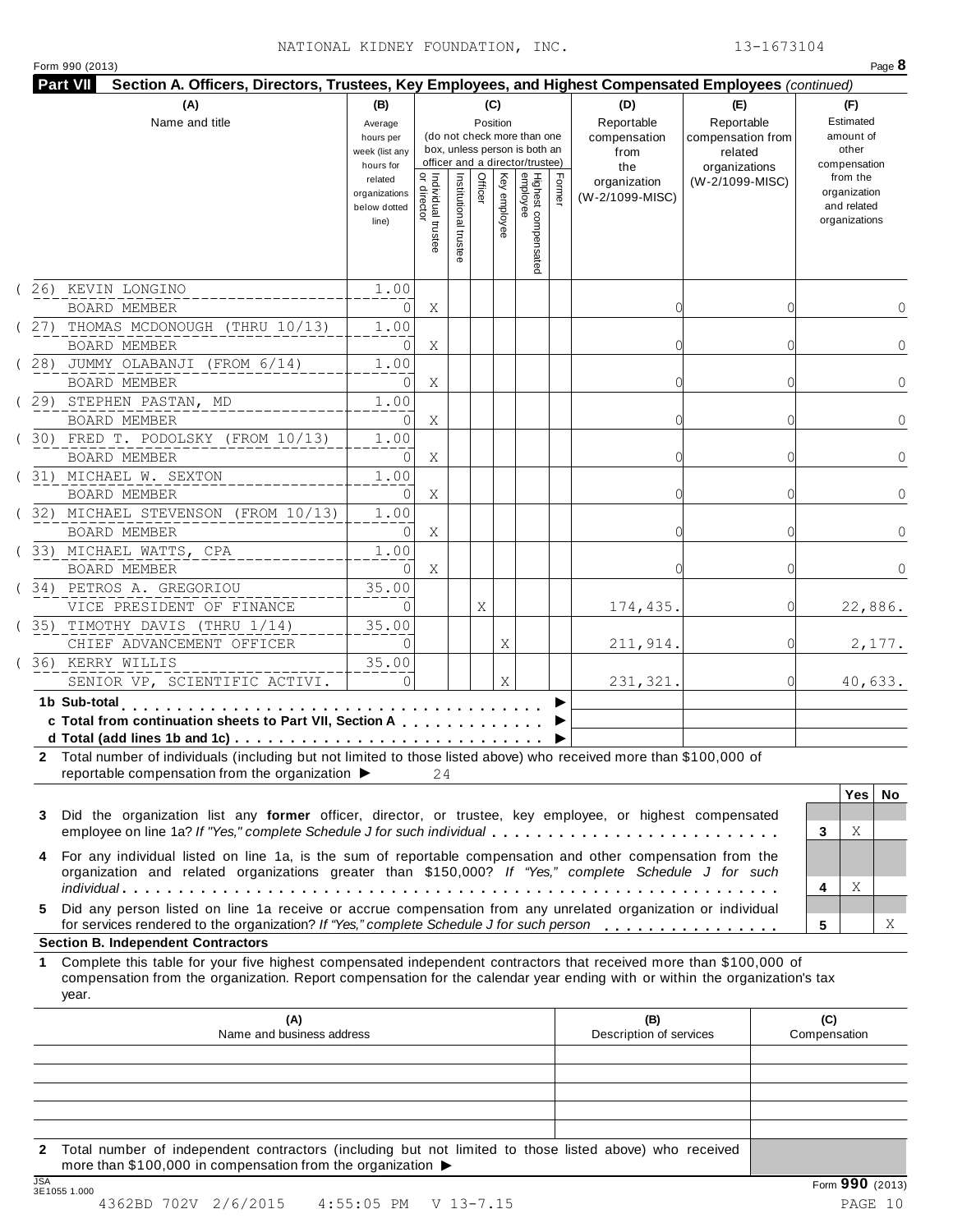NATIONAL KIDNEY FOUNDATION, INC. 13-1673104

Form 990 (2013) Page **8**

**Part VII Section A. Officers, Directors, Trustees, Key Employees, and Highest Compensated Employees** *(continued)*

| (A) Name and title | (B) Average hours per week (list any hours for related organizations below dotted line) | (C) Position: Individual trustee or director | Institutional trustee | Officer | Key employee | Highest compensated employee | Former | (D) Reportable compensation from the organization (W-2/1099-MISC) | (E) Reportable compensation from related organizations (W-2/1099-MISC) | (F) Estimated amount of other compensation from the organization and related organizations |
|---|---|---|---|---|---|---|---|---|---|---|
| (26) KEVIN LONGINO<br>BOARD MEMBER | 1.00<br>0 | X | | | | | | 0 | 0 | 0 |
| (27) THOMAS MCDONOUGH (THRU 10/13)<br>BOARD MEMBER | 1.00<br>0 | X | | | | | | 0 | 0 | 0 |
| (28) JUMMY OLABANJI (FROM 6/14)<br>BOARD MEMBER | 1.00<br>0 | X | | | | | | 0 | 0 | 0 |
| (29) STEPHEN PASTAN, MD<br>BOARD MEMBER | 1.00<br>0 | X | | | | | | 0 | 0 | 0 |
| (30) FRED T. PODOLSKY (FROM 10/13)<br>BOARD MEMBER | 1.00<br>0 | X | | | | | | 0 | 0 | 0 |
| (31) MICHAEL W. SEXTON<br>BOARD MEMBER | 1.00<br>0 | X | | | | | | 0 | 0 | 0 |
| (32) MICHAEL STEVENSON (FROM 10/13)<br>BOARD MEMBER | 1.00<br>0 | X | | | | | | 0 | 0 | 0 |
| (33) MICHAEL WATTS, CPA<br>BOARD MEMBER | 1.00<br>0 | X | | | | | | 0 | 0 | 0 |
| (34) PETROS A. GREGORIOU<br>VICE PRESIDENT OF FINANCE | 35.00<br>0 | | | X | | | | 174,435. | 0 | 22,886. |
| (35) TIMOTHY DAVIS (THRU 1/14)<br>CHIEF ADVANCEMENT OFFICER | 35.00<br>0 | | | | X | | | 211,914. | 0 | 2,177. |
| (36) KERRY WILLIS<br>SENIOR VP, SCIENTIFIC ACTIVI. | 35.00<br>0 | | | | X | | | 231,321. | 0 | 40,633. |
| **1b Sub-total** ▶ | | | | | | | | | | |
| **c Total from continuation sheets to Part VII, Section A** ▶ | | | | | | | | | | |
| **d Total (add lines 1b and 1c)** ▶ | | | | | | | | | | |

**2** Total number of individuals (including but not limited to those listed above) who received more than $100,000 of reportable compensation from the organization ▶ 24

| | | Yes | No |
|---|---|---|---|
| **3** Did the organization list any **former** officer, director, or trustee, key employee, or highest compensated employee on line 1a? *If "Yes," complete Schedule J for such individual* | 3 | X | |
| **4** For any individual listed on line 1a, is the sum of reportable compensation and other compensation from the organization and related organizations greater than $150,000? *If "Yes," complete Schedule J for such individual* | 4 | X | |
| **5** Did any person listed on line 1a receive or accrue compensation from any unrelated organization or individual for services rendered to the organization? *If "Yes," complete Schedule J for such person* | 5 | | X |

**Section B. Independent Contractors**

**1** Complete this table for your five highest compensated independent contractors that received more than $100,000 of compensation from the organization. Report compensation for the calendar year ending with or within the organization's tax year.

| (A) Name and business address | (B) Description of services | (C) Compensation |
|---|---|---|
| | | |
| | | |
| | | |
| | | |
| | | |

**2** Total number of independent contractors (including but not limited to those listed above) who received more than $100,000 in compensation from the organization ▶

Form **990** (2013)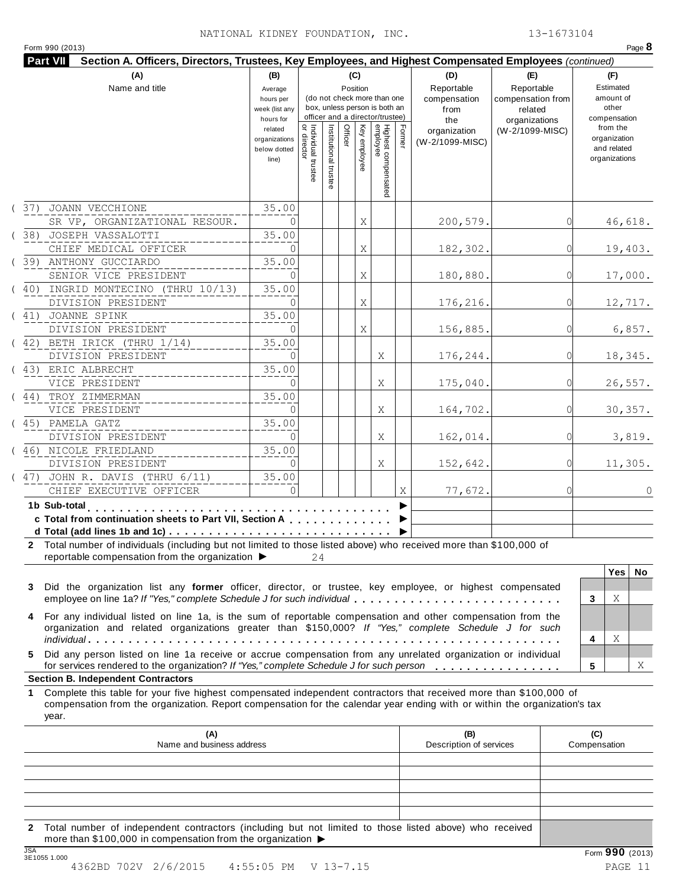NATIONAL KIDNEY FOUNDATION, INC. 13-1673104

Form 990 (2013)

## Part VII Section A. Officers, Directors, Trustees, Key Employees, and Highest Compensated Employees *(continued)*

| (A) Name and title | (B) Average hours per week (list any hours for related organizations below dotted line) | (C) Position: Individual trustee or director | Institutional trustee | Officer | Key employee | Highest compensated employee | Former | (D) Reportable compensation from the organization (W-2/1099-MISC) | (E) Reportable compensation from related organizations (W-2/1099-MISC) | (F) Estimated amount of other compensation from the organization and related organizations |
|---|---|---|---|---|---|---|---|---|---|---|
| (37) JOANN VECCHIONE<br>SR VP, ORGANIZATIONAL RESOUR. | 35.00<br>0 | | | | X | | | 200,579. | 0 | 46,618. |
| (38) JOSEPH VASSALOTTI<br>CHIEF MEDICAL OFFICER | 35.00<br>0 | | | | X | | | 182,302. | 0 | 19,403. |
| (39) ANTHONY GUCCIARDO<br>SENIOR VICE PRESIDENT | 35.00<br>0 | | | | X | | | 180,880. | 0 | 17,000. |
| (40) INGRID MONTECINO (THRU 10/13)<br>DIVISION PRESIDENT | 35.00<br>0 | | | | X | | | 176,216. | 0 | 12,717. |
| (41) JOANNE SPINK<br>DIVISION PRESIDENT | 35.00<br>0 | | | | X | | | 156,885. | 0 | 6,857. |
| (42) BETH IRICK (THRU 1/14)<br>DIVISION PRESIDENT | 35.00<br>0 | | | | | X | | 176,244. | 0 | 18,345. |
| (43) ERIC ALBRECHT<br>VICE PRESIDENT | 35.00<br>0 | | | | | X | | 175,040. | 0 | 26,557. |
| (44) TROY ZIMMERMAN<br>VICE PRESIDENT | 35.00<br>0 | | | | | X | | 164,702. | 0 | 30,357. |
| (45) PAMELA GATZ<br>DIVISION PRESIDENT | 35.00<br>0 | | | | | X | | 162,014. | 0 | 3,819. |
| (46) NICOLE FRIEDLAND<br>DIVISION PRESIDENT | 35.00<br>0 | | | | | X | | 152,642. | 0 | 11,305. |
| (47) JOHN R. DAVIS (THRU 6/11)<br>CHIEF EXECUTIVE OFFICER | 35.00<br>0 | | | | | | X | 77,672. | 0 | 0 |
| **1b Sub-total** | | | | | | | | | | |
| **c Total from continuation sheets to Part VII, Section A** | | | | | | | | | | |
| **d Total (add lines 1b and 1c)** | | | | | | | | | | |

**2** Total number of individuals (including but not limited to those listed above) who received more than $100,000 of reportable compensation from the organization ▶ 24

| | | Yes | No |
|---|---|---|---|
| **3** Did the organization list any **former** officer, director, or trustee, key employee, or highest compensated employee on line 1a? *If "Yes," complete Schedule J for such individual* | 3 | X | |
| **4** For any individual listed on line 1a, is the sum of reportable compensation and other compensation from the organization and related organizations greater than $150,000? *If "Yes," complete Schedule J for such individual* | 4 | X | |
| **5** Did any person listed on line 1a receive or accrue compensation from any unrelated organization or individual for services rendered to the organization? *If "Yes," complete Schedule J for such person* | 5 | | X |

### Section B. Independent Contractors

**1** Complete this table for your five highest compensated independent contractors that received more than $100,000 of compensation from the organization. Report compensation for the calendar year ending with or within the organization's tax year.

| (A) Name and business address | (B) Description of services | (C) Compensation |
|---|---|---|
| | | |
| | | |
| | | |
| | | |
| | | |

**2** Total number of independent contractors (including but not limited to those listed above) who received more than $100,000 in compensation from the organization ▶

JSA 3E1055 1.000

Form **990** (2013)

4362BD 702V 2/6/2015 4:55:05 PM V 13-7.15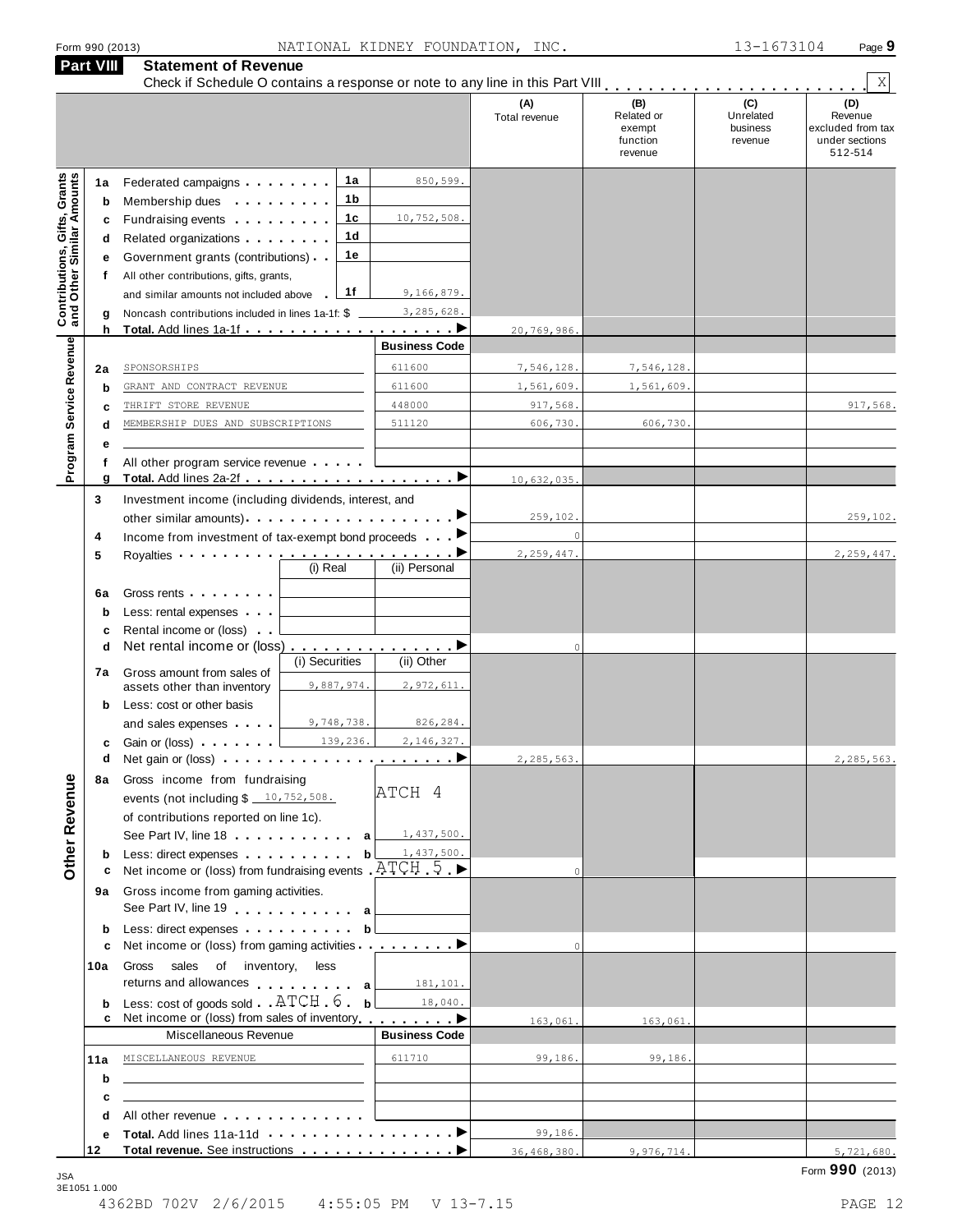Form 990 (2013) NATIONAL KIDNEY FOUNDATION, INC. 13-1673104

## Part VIII Statement of Revenue

Check if Schedule O contains a response or note to any line in this Part VIII . . . . . X

| | | | | (A) Total revenue | (B) Related or exempt function revenue | (C) Unrelated business revenue | (D) Revenue excluded from tax under sections 512-514 |
|---|---|---|---|---|---|---|---|
| **Contributions, Gifts, Grants and Other Similar Amounts** | 1a | Federated campaigns . . . . . . . . 1a | 850,599. | | | | |
| | b | Membership dues . . . . . . . . . 1b | | | | | |
| | c | Fundraising events . . . . . . . . . 1c | 10,752,508. | | | | |
| | d | Related organizations . . . . . . . . 1d | | | | | |
| | e | Government grants (contributions) . . 1e | | | | | |
| | f | All other contributions, gifts, grants, and similar amounts not included above . 1f | 9,166,879. | | | | |
| | g | Noncash contributions included in lines 1a-1f: $ | 3,285,628. | | | | |
| | h | **Total.** Add lines 1a-1f . . . . . . . . . . . . . . . . . . ▶ | | 20,769,986. | | | |
| **Program Service Revenue** | | | **Business Code** | | | | |
| | 2a | SPONSORSHIPS | 611600 | 7,546,128. | 7,546,128. | | |
| | b | GRANT AND CONTRACT REVENUE | 611600 | 1,561,609. | 1,561,609. | | |
| | c | THRIFT STORE REVENUE | 448000 | 917,568. | | | 917,568. |
| | d | MEMBERSHIP DUES AND SUBSCRIPTIONS | 511120 | 606,730. | 606,730. | | |
| | e | | | | | | |
| | f | All other program service revenue . . . . . | | | | | |
| | g | **Total.** Add lines 2a-2f . . . . . . . . . . . . . . . . . . ▶ | | 10,632,035. | | | |
| **Other Revenue** | 3 | Investment income (including dividends, interest, and other similar amounts) . . . . . . . . . . . . . . . . . . ▶ | | 259,102. | | | 259,102. |
| | 4 | Income from investment of tax-exempt bond proceeds . . . ▶ | | 0 | | | |
| | 5 | Royalties . . . . . . . . . . . . . . . . . . . . . . . . ▶ | | 2,259,447. | | | 2,259,447. |
| | | | (i) Real / (ii) Personal | | | | |
| | 6a | Gross rents . . . . . . . . | | | | | |
| | b | Less: rental expenses . . . | | | | | |
| | c | Rental income or (loss) . . | | | | | |
| | d | Net rental income or (loss) . . . . . . . . . . . . . . . ▶ | | 0 | | | |
| | | | (i) Securities / (ii) Other | | | | |
| | 7a | Gross amount from sales of assets other than inventory | 9,887,974. / 2,972,611. | | | | |
| | b | Less: cost or other basis and sales expenses . . . . | 9,748,738. / 826,284. | | | | |
| | c | Gain or (loss) . . . . . . . | 139,236. / 2,146,327. | | | | |
| | d | Net gain or (loss) . . . . . . . . . . . . . . . . . . . . ▶ | | 2,285,563. | | | 2,285,563. |
| | 8a | Gross income from fundraising events (not including $ 10,752,508. of contributions reported on line 1c). See Part IV, line 18 . . . . . . . . . . . a | ATCH 4 1,437,500. | | | | |
| | b | Less: direct expenses . . . . . . . . . . b | 1,437,500. | | | | |
| | c | Net income or (loss) from fundraising events . ATCH 5 . ▶ | | 0 | | | |
| | 9a | Gross income from gaming activities. See Part IV, line 19 . . . . . . . . . . . a | | | | | |
| | b | Less: direct expenses . . . . . . . . . . b | | | | | |
| | c | Net income or (loss) from gaming activities . . . . . . . . ▶ | | 0 | | | |
| | 10a | Gross sales of inventory, less returns and allowances . . . . . . . . . . a | 181,101. | | | | |
| | b | Less: cost of goods sold . . ATCH 6 . b | 18,040. | | | | |
| | c | Net income or (loss) from sales of inventory . . . . . . . . ▶ | | 163,061. | 163,061. | | |
| | | Miscellaneous Revenue | **Business Code** | | | | |
| | 11a | MISCELLANEOUS REVENUE | 611710 | 99,186. | 99,186. | | |
| | b | | | | | | |
| | c | | | | | | |
| | d | All other revenue . . . . . . . . . . . . . | | | | | |
| | e | **Total.** Add lines 11a-11d . . . . . . . . . . . . . . . . ▶ | | 99,186. | | | |
| | 12 | **Total revenue.** See instructions . . . . . . . . . . . . . ▶ | | 36,468,380. | 9,976,714. | | 5,721,680. |

JSA 3E1051 1.000

Form **990** (2013)

4362BD 702V 2/6/2015 4:55:05 PM V 13-7.15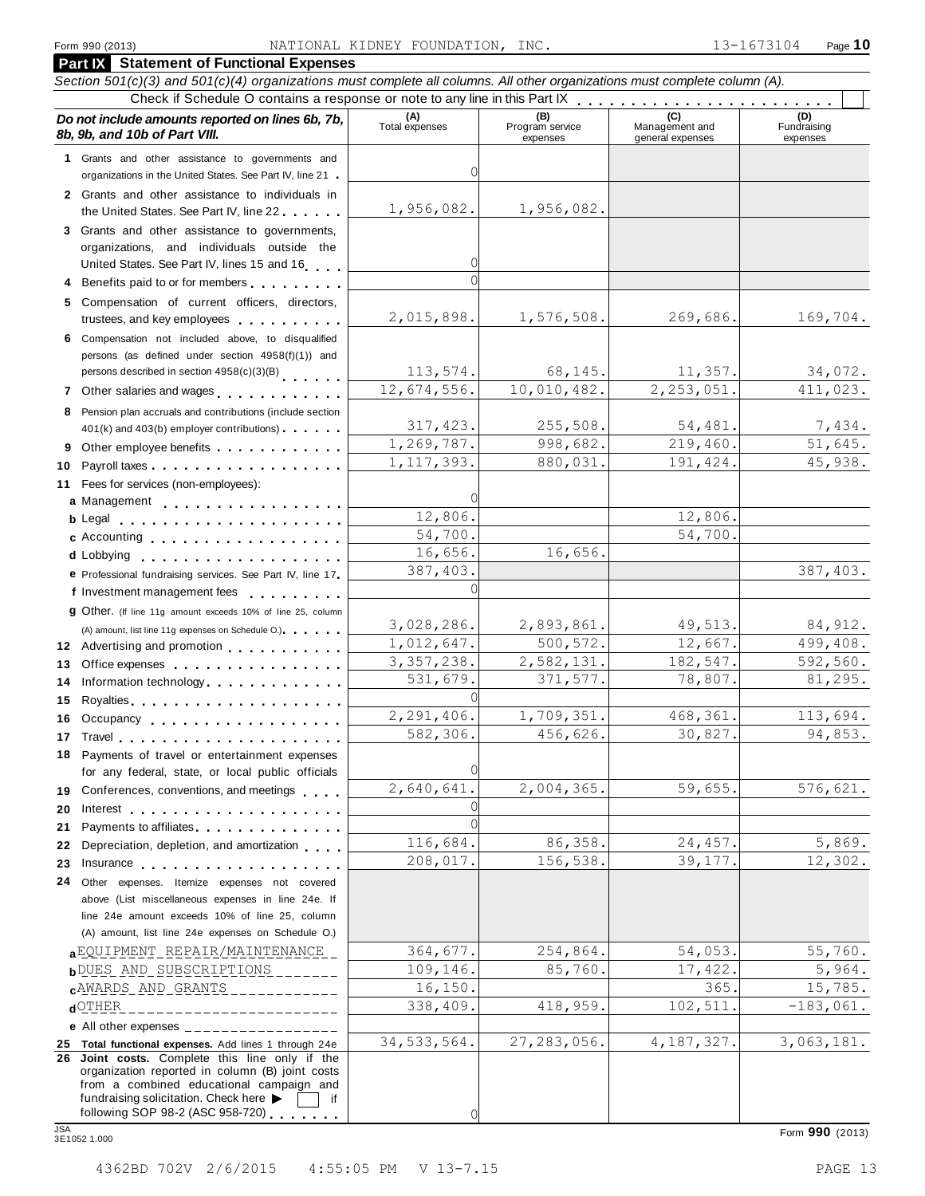Form 990 (2013) NATIONAL KIDNEY FOUNDATION, INC. 13-1673104

## Part IX Statement of Functional Expenses

*Section 501(c)(3) and 501(c)(4) organizations must complete all columns. All other organizations must complete column (A).*

Check if Schedule O contains a response or note to any line in this Part IX

| *Do not include amounts reported on lines 6b, 7b, 8b, 9b, and 10b of Part VIII.* | (A) Total expenses | (B) Program service expenses | (C) Management and general expenses | (D) Fundraising expenses |
|---|---|---|---|---|
| 1 Grants and other assistance to governments and organizations in the United States. See Part IV, line 21 | 0 | | | |
| 2 Grants and other assistance to individuals in the United States. See Part IV, line 22 | 1,956,082. | 1,956,082. | | |
| 3 Grants and other assistance to governments, organizations, and individuals outside the United States. See Part IV, lines 15 and 16 | 0 | | | |
| 4 Benefits paid to or for members | 0 | | | |
| 5 Compensation of current officers, directors, trustees, and key employees | 2,015,898. | 1,576,508. | 269,686. | 169,704. |
| 6 Compensation not included above, to disqualified persons (as defined under section 4958(f)(1)) and persons described in section 4958(c)(3)(B) | 113,574. | 68,145. | 11,357. | 34,072. |
| 7 Other salaries and wages | 12,674,556. | 10,010,482. | 2,253,051. | 411,023. |
| 8 Pension plan accruals and contributions (include section 401(k) and 403(b) employer contributions) | 317,423. | 255,508. | 54,481. | 7,434. |
| 9 Other employee benefits | 1,269,787. | 998,682. | 219,460. | 51,645. |
| 10 Payroll taxes | 1,117,393. | 880,031. | 191,424. | 45,938. |
| 11 Fees for services (non-employees): | | | | |
| a Management | 0 | | | |
| b Legal | 12,806. | | 12,806. | |
| c Accounting | 54,700. | | 54,700. | |
| d Lobbying | 16,656. | 16,656. | | |
| e Professional fundraising services. See Part IV, line 17 | 387,403. | | | 387,403. |
| f Investment management fees | 0 | | | |
| g Other. (If line 11g amount exceeds 10% of line 25, column (A) amount, list line 11g expenses on Schedule O.) | 3,028,286. | 2,893,861. | 49,513. | 84,912. |
| 12 Advertising and promotion | 1,012,647. | 500,572. | 12,667. | 499,408. |
| 13 Office expenses | 3,357,238. | 2,582,131. | 182,547. | 592,560. |
| 14 Information technology | 531,679. | 371,577. | 78,807. | 81,295. |
| 15 Royalties | 0 | | | |
| 16 Occupancy | 2,291,406. | 1,709,351. | 468,361. | 113,694. |
| 17 Travel | 582,306. | 456,626. | 30,827. | 94,853. |
| 18 Payments of travel or entertainment expenses for any federal, state, or local public officials | 0 | | | |
| 19 Conferences, conventions, and meetings | 2,640,641. | 2,004,365. | 59,655. | 576,621. |
| 20 Interest | 0 | | | |
| 21 Payments to affiliates | 0 | | | |
| 22 Depreciation, depletion, and amortization | 116,684. | 86,358. | 24,457. | 5,869. |
| 23 Insurance | 208,017. | 156,538. | 39,177. | 12,302. |
| 24 Other expenses. Itemize expenses not covered above (List miscellaneous expenses in line 24e. If line 24e amount exceeds 10% of line 25, column (A) amount, list line 24e expenses on Schedule O.) | | | | |
| a EQUIPMENT REPAIR/MAINTENANCE | 364,677. | 254,864. | 54,053. | 55,760. |
| b DUES AND SUBSCRIPTIONS | 109,146. | 85,760. | 17,422. | 5,964. |
| c AWARDS AND GRANTS | 16,150. | | 365. | 15,785. |
| d OTHER | 338,409. | 418,959. | 102,511. | -183,061. |
| e All other expenses | | | | |
| 25 **Total functional expenses.** Add lines 1 through 24e | 34,533,564. | 27,283,056. | 4,187,327. | 3,063,181. |
| 26 **Joint costs.** Complete this line only if the organization reported in column (B) joint costs from a combined educational campaign and fundraising solicitation. Check here ▶ [ ] if following SOP 98-2 (ASC 958-720) | 0 | | | |

JSA 3E1052 1.000

Form **990** (2013)

4362BD 702V 2/6/2015 4:55:05 PM V 13-7.15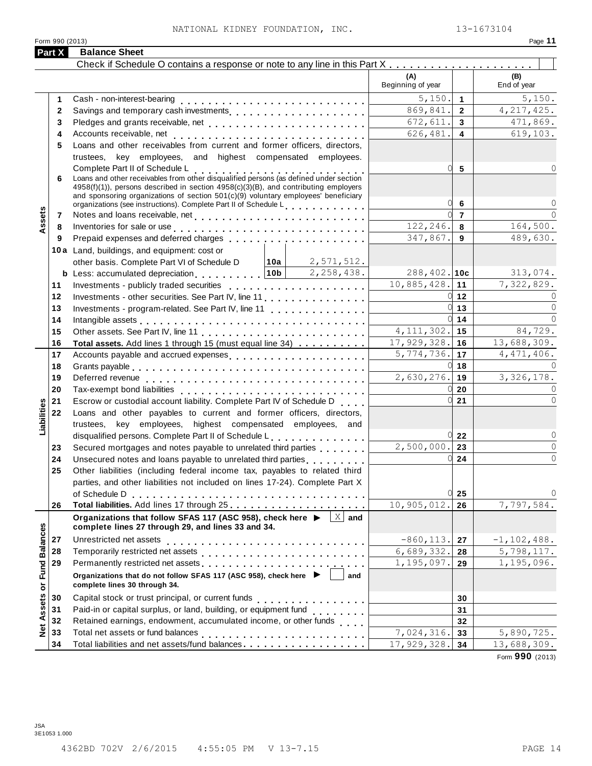NATIONAL KIDNEY FOUNDATION, INC. 13-1673104

Form 990 (2013)

## Part X Balance Sheet

Check if Schedule O contains a response or note to any line in this Part X . . . . . . . . . . . . . . . . . . . . . ☐

| Section | Line | Description | | (A) Beginning of year | Line | (B) End of year |
|---|---|---|---|---|---|---|
| Assets | 1 | Cash - non-interest-bearing | | 5,150. | 1 | 5,150. |
| | 2 | Savings and temporary cash investments | | 869,841. | 2 | 4,217,425. |
| | 3 | Pledges and grants receivable, net | | 672,611. | 3 | 471,869. |
| | 4 | Accounts receivable, net | | 626,481. | 4 | 619,103. |
| | 5 | Loans and other receivables from current and former officers, directors, trustees, key employees, and highest compensated employees. Complete Part II of Schedule L | | 0 | 5 | 0 |
| | 6 | Loans and other receivables from other disqualified persons (as defined under section 4958(f)(1)), persons described in section 4958(c)(3)(B), and contributing employers and sponsoring organizations of section 501(c)(9) voluntary employees' beneficiary organizations (see instructions). Complete Part II of Schedule L | | 0 | 6 | 0 |
| | 7 | Notes and loans receivable, net | | 0 | 7 | 0 |
| | 8 | Inventories for sale or use | | 122,246. | 8 | 164,500. |
| | 9 | Prepaid expenses and deferred charges | | 347,867. | 9 | 489,630. |
| | 10a | Land, buildings, and equipment: cost or other basis. Complete Part VI of Schedule D | 10a: 2,571,512. | | | |
| | b | Less: accumulated depreciation | 10b: 2,258,438. | 288,402. | 10c | 313,074. |
| | 11 | Investments - publicly traded securities | | 10,885,428. | 11 | 7,322,829. |
| | 12 | Investments - other securities. See Part IV, line 11 | | 0 | 12 | 0 |
| | 13 | Investments - program-related. See Part IV, line 11 | | 0 | 13 | 0 |
| | 14 | Intangible assets | | 0 | 14 | 0 |
| | 15 | Other assets. See Part IV, line 11 | | 4,111,302. | 15 | 84,729. |
| | 16 | **Total assets.** Add lines 1 through 15 (must equal line 34) | | 17,929,328. | 16 | 13,688,309. |
| Liabilities | 17 | Accounts payable and accrued expenses | | 5,774,736. | 17 | 4,471,406. |
| | 18 | Grants payable | | 0 | 18 | 0 |
| | 19 | Deferred revenue | | 2,630,276. | 19 | 3,326,178. |
| | 20 | Tax-exempt bond liabilities | | 0 | 20 | 0 |
| | 21 | Escrow or custodial account liability. Complete Part IV of Schedule D | | 0 | 21 | 0 |
| | 22 | Loans and other payables to current and former officers, directors, trustees, key employees, highest compensated employees, and disqualified persons. Complete Part II of Schedule L | | 0 | 22 | 0 |
| | 23 | Secured mortgages and notes payable to unrelated third parties | | 2,500,000. | 23 | 0 |
| | 24 | Unsecured notes and loans payable to unrelated third parties | | 0 | 24 | 0 |
| | 25 | Other liabilities (including federal income tax, payables to related third parties, and other liabilities not included on lines 17-24). Complete Part X of Schedule D | | 0 | 25 | 0 |
| | 26 | **Total liabilities.** Add lines 17 through 25 | | 10,905,012. | 26 | 7,797,584. |
| Net Assets or Fund Balances | | **Organizations that follow SFAS 117 (ASC 958), check here ▶ [X] and complete lines 27 through 29, and lines 33 and 34.** | | | | |
| | 27 | Unrestricted net assets | | -860,113. | 27 | -1,102,488. |
| | 28 | Temporarily restricted net assets | | 6,689,332. | 28 | 5,798,117. |
| | 29 | Permanently restricted net assets | | 1,195,097. | 29 | 1,195,096. |
| | | **Organizations that do not follow SFAS 117 (ASC 958), check here ▶ [ ] and complete lines 30 through 34.** | | | | |
| | 30 | Capital stock or trust principal, or current funds | | | 30 | |
| | 31 | Paid-in or capital surplus, or land, building, or equipment fund | | | 31 | |
| | 32 | Retained earnings, endowment, accumulated income, or other funds | | | 32 | |
| | 33 | Total net assets or fund balances | | 7,024,316. | 33 | 5,890,725. |
| | 34 | Total liabilities and net assets/fund balances | | 17,929,328. | 34 | 13,688,309. |

Form **990** (2013)

JSA
3E1053 1.000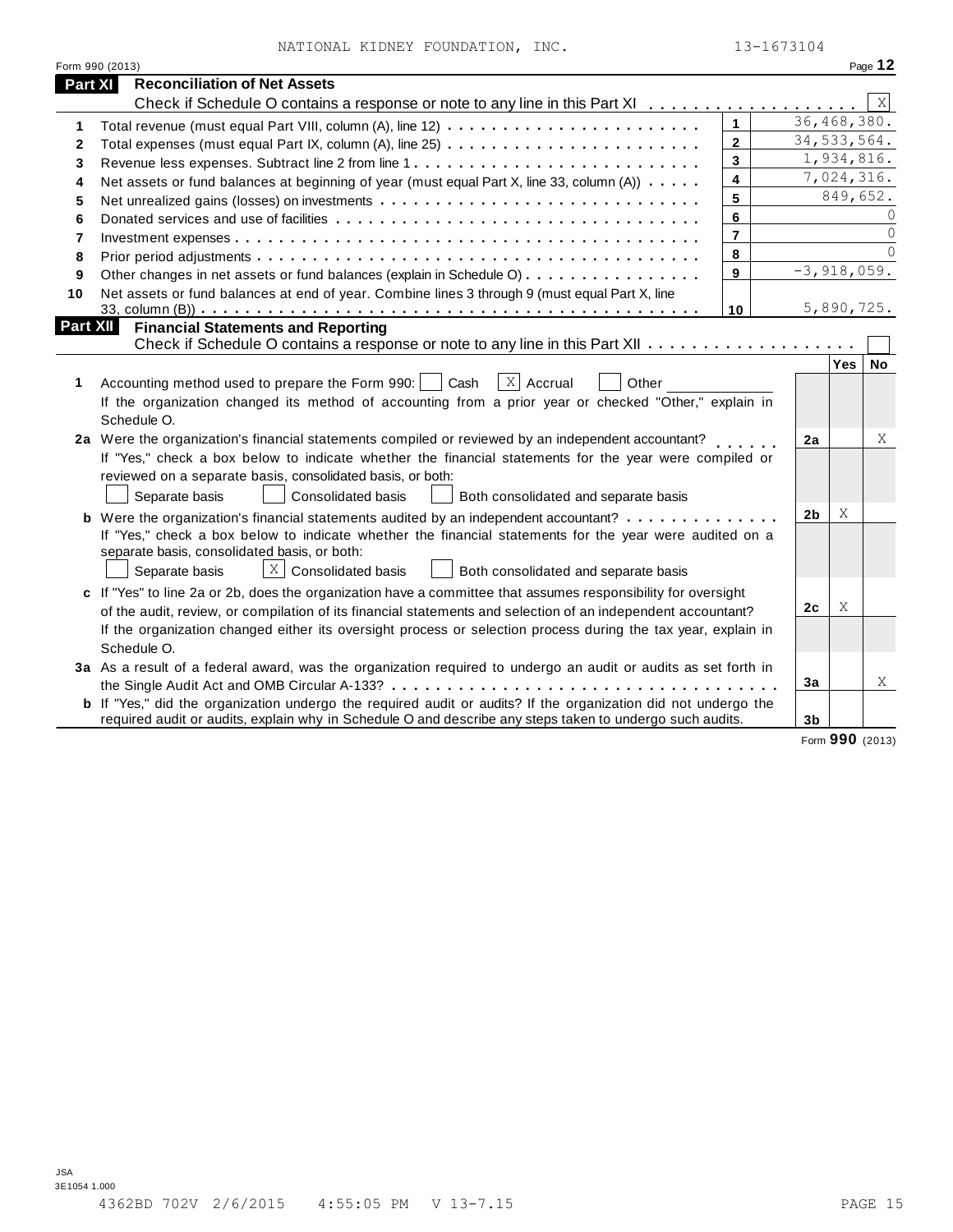NATIONAL KIDNEY FOUNDATION, INC. 13-1673104

Form 990 (2013)

## Part XI Reconciliation of Net Assets

Check if Schedule O contains a response or note to any line in this Part XI . . . . . . . . . . . . . . . . . . . [X]

| | | | |
|---|---|---|---|
| 1 | Total revenue (must equal Part VIII, column (A), line 12) | 1 | 36,468,380. |
| 2 | Total expenses (must equal Part IX, column (A), line 25) | 2 | 34,533,564. |
| 3 | Revenue less expenses. Subtract line 2 from line 1 | 3 | 1,934,816. |
| 4 | Net assets or fund balances at beginning of year (must equal Part X, line 33, column (A)) | 4 | 7,024,316. |
| 5 | Net unrealized gains (losses) on investments | 5 | 849,652. |
| 6 | Donated services and use of facilities | 6 | 0 |
| 7 | Investment expenses | 7 | 0 |
| 8 | Prior period adjustments | 8 | 0 |
| 9 | Other changes in net assets or fund balances (explain in Schedule O) | 9 | -3,918,059. |
| 10 | Net assets or fund balances at end of year. Combine lines 3 through 9 (must equal Part X, line 33, column (B)) | 10 | 5,890,725. |

## Part XII Financial Statements and Reporting

Check if Schedule O contains a response or note to any line in this Part XII . . . . . . . . . . . . . . . . . . . [ ]

| | | | Yes | No |
|---|---|---|---|---|
| 1 | Accounting method used to prepare the Form 990: [ ] Cash [X] Accrual [ ] Other ______<br>If the organization changed its method of accounting from a prior year or checked "Other," explain in Schedule O. | | | |
| 2a | Were the organization's financial statements compiled or reviewed by an independent accountant?<br>If "Yes," check a box below to indicate whether the financial statements for the year were compiled or reviewed on a separate basis, consolidated basis, or both:<br>[ ] Separate basis [ ] Consolidated basis [ ] Both consolidated and separate basis | 2a | | X |
| b | Were the organization's financial statements audited by an independent accountant?<br>If "Yes," check a box below to indicate whether the financial statements for the year were audited on a separate basis, consolidated basis, or both:<br>[ ] Separate basis [X] Consolidated basis [ ] Both consolidated and separate basis | 2b | X | |
| c | If "Yes" to line 2a or 2b, does the organization have a committee that assumes responsibility for oversight of the audit, review, or compilation of its financial statements and selection of an independent accountant?<br>If the organization changed either its oversight process or selection process during the tax year, explain in Schedule O. | 2c | X | |
| 3a | As a result of a federal award, was the organization required to undergo an audit or audits as set forth in the Single Audit Act and OMB Circular A-133? | 3a | | X |
| b | If "Yes," did the organization undergo the required audit or audits? If the organization did not undergo the required audit or audits, explain in Schedule O and describe any steps taken to undergo such audits. | 3b | | |

Form **990** (2013)

JSA
3E1054 1.000
4362BD 702V 2/6/2015 4:55:05 PM V 13-7.15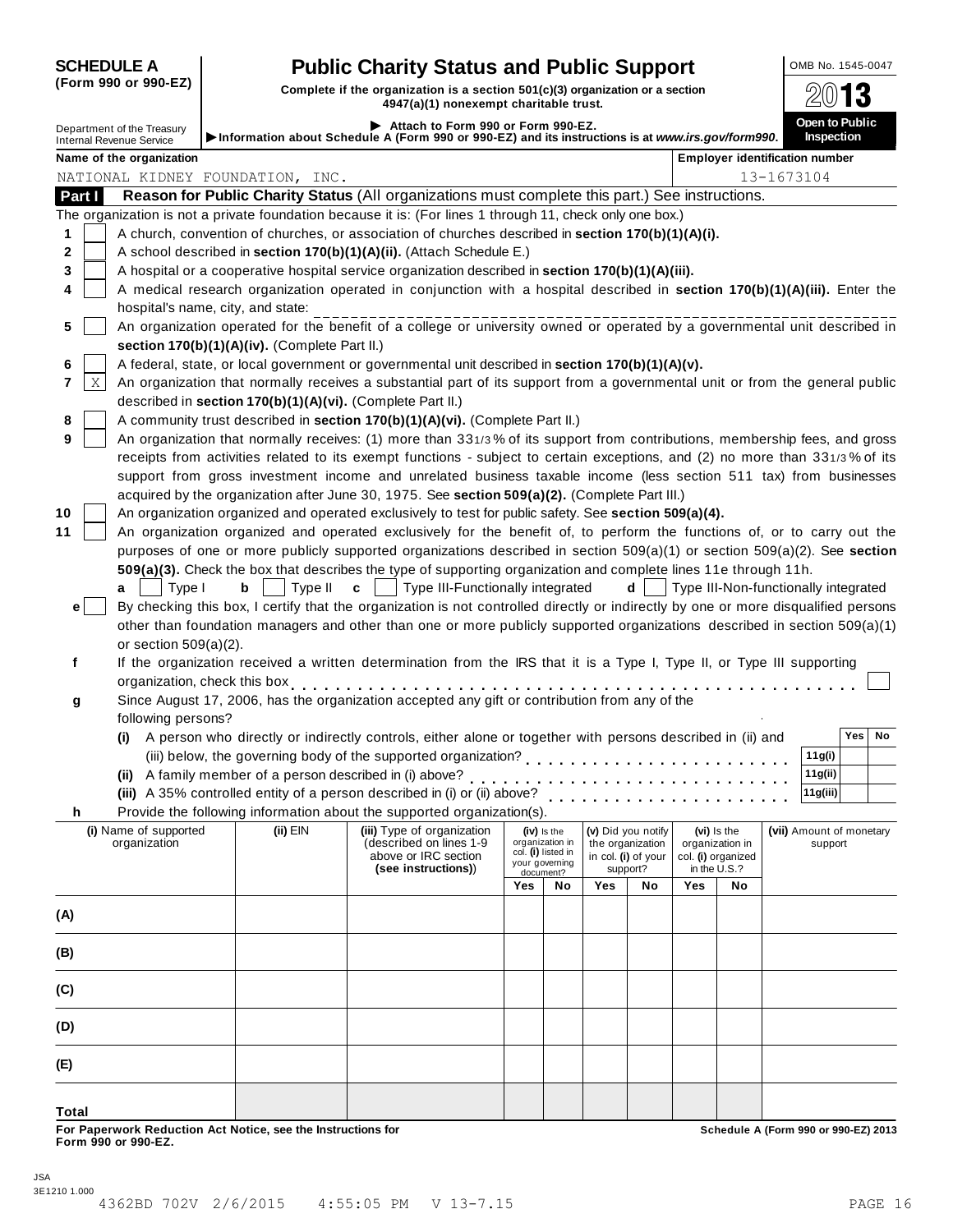**SCHEDULE A**
**(Form 990 or 990-EZ)**

Department of the Treasury
Internal Revenue Service

# Public Charity Status and Public Support

**Complete if the organization is a section 501(c)(3) organization or a section 4947(a)(1) nonexempt charitable trust.**

▶ **Attach to Form 990 or Form 990-EZ.**
▶ **Information about Schedule A (Form 990 or 990-EZ) and its instructions is at** ***www.irs.gov/form990.***

OMB No. 1545-0047

**2013**

**Open to Public Inspection**

**Name of the organization**
NATIONAL KIDNEY FOUNDATION, INC.

**Employer identification number**
13-1673104

## Part I Reason for Public Charity Status (All organizations must complete this part.) See instructions.

The organization is not a private foundation because it is: (For lines 1 through 11, check only one box.)

1 [ ] A church, convention of churches, or association of churches described in **section 170(b)(1)(A)(i).**

2 [ ] A school described in **section 170(b)(1)(A)(ii).** (Attach Schedule E.)

3 [ ] A hospital or a cooperative hospital service organization described in **section 170(b)(1)(A)(iii).**

4 [ ] A medical research organization operated in conjunction with a hospital described in **section 170(b)(1)(A)(iii).** Enter the hospital's name, city, and state: ______________________

5 [ ] An organization operated for the benefit of a college or university owned or operated by a governmental unit described in **section 170(b)(1)(A)(iv).** (Complete Part II.)

6 [ ] A federal, state, or local government or governmental unit described in **section 170(b)(1)(A)(v).**

7 [X] An organization that normally receives a substantial part of its support from a governmental unit or from the general public described in **section 170(b)(1)(A)(vi).** (Complete Part II.)

8 [ ] A community trust described in **section 170(b)(1)(A)(vi).** (Complete Part II.)

9 [ ] An organization that normally receives: (1) more than 33 1/3 % of its support from contributions, membership fees, and gross receipts from activities related to its exempt functions - subject to certain exceptions, and (2) no more than 33 1/3 % of its support from gross investment income and unrelated business taxable income (less section 511 tax) from businesses acquired by the organization after June 30, 1975. See **section 509(a)(2).** (Complete Part III.)

10 [ ] An organization organized and operated exclusively to test for public safety. See **section 509(a)(4).**

11 [ ] An organization organized and operated exclusively for the benefit of, to perform the functions of, or to carry out the purposes of one or more publicly supported organizations described in section 509(a)(1) or section 509(a)(2). See **section 509(a)(3).** Check the box that describes the type of supporting organization and complete lines 11e through 11h.

**a** [ ] Type I **b** [ ] Type II **c** [ ] Type III-Functionally integrated **d** [ ] Type III-Non-functionally integrated

**e** [ ] By checking this box, I certify that the organization is not controlled directly or indirectly by one or more disqualified persons other than foundation managers and other than one or more publicly supported organizations described in section 509(a)(1) or section 509(a)(2).

**f** If the organization received a written determination from the IRS that it is a Type I, Type II, or Type III supporting organization, check this box [ ]

**g** Since August 17, 2006, has the organization accepted any gift or contribution from any of the following persons?

| | | Yes | No |
|---|---|---|---|
| **(i)** A person who directly or indirectly controls, either alone or together with persons described in (ii) and (iii) below, the governing body of the supported organization? | **11g(i)** | | |
| **(ii)** A family member of a person described in (i) above? | **11g(ii)** | | |
| **(iii)** A 35% controlled entity of a person described in (i) or (ii) above? | **11g(iii)** | | |

**h** Provide the following information about the supported organization(s).

| (i) Name of supported organization | (ii) EIN | (iii) Type of organization (described on lines 1-9 above or IRC section **(see instructions)**) | (iv) Is the organization in col. (i) listed in your governing document? | | (v) Did you notify the organization in col. (i) of your support? | | (vi) Is the organization in col. (i) organized in the U.S.? | | (vii) Amount of monetary support |
|---|---|---|---|---|---|---|---|---|---|
| | | | Yes | No | Yes | No | Yes | No | |
| (A) | | | | | | | | | |
| (B) | | | | | | | | | |
| (C) | | | | | | | | | |
| (D) | | | | | | | | | |
| (E) | | | | | | | | | |
| **Total** | | | | | | | | | |

**For Paperwork Reduction Act Notice, see the Instructions for Form 990 or 990-EZ.**

**Schedule A (Form 990 or 990-EZ) 2013**

JSA
3E1210 1.000
4362BD 702V 2/6/2015 4:55:05 PM V 13-7.15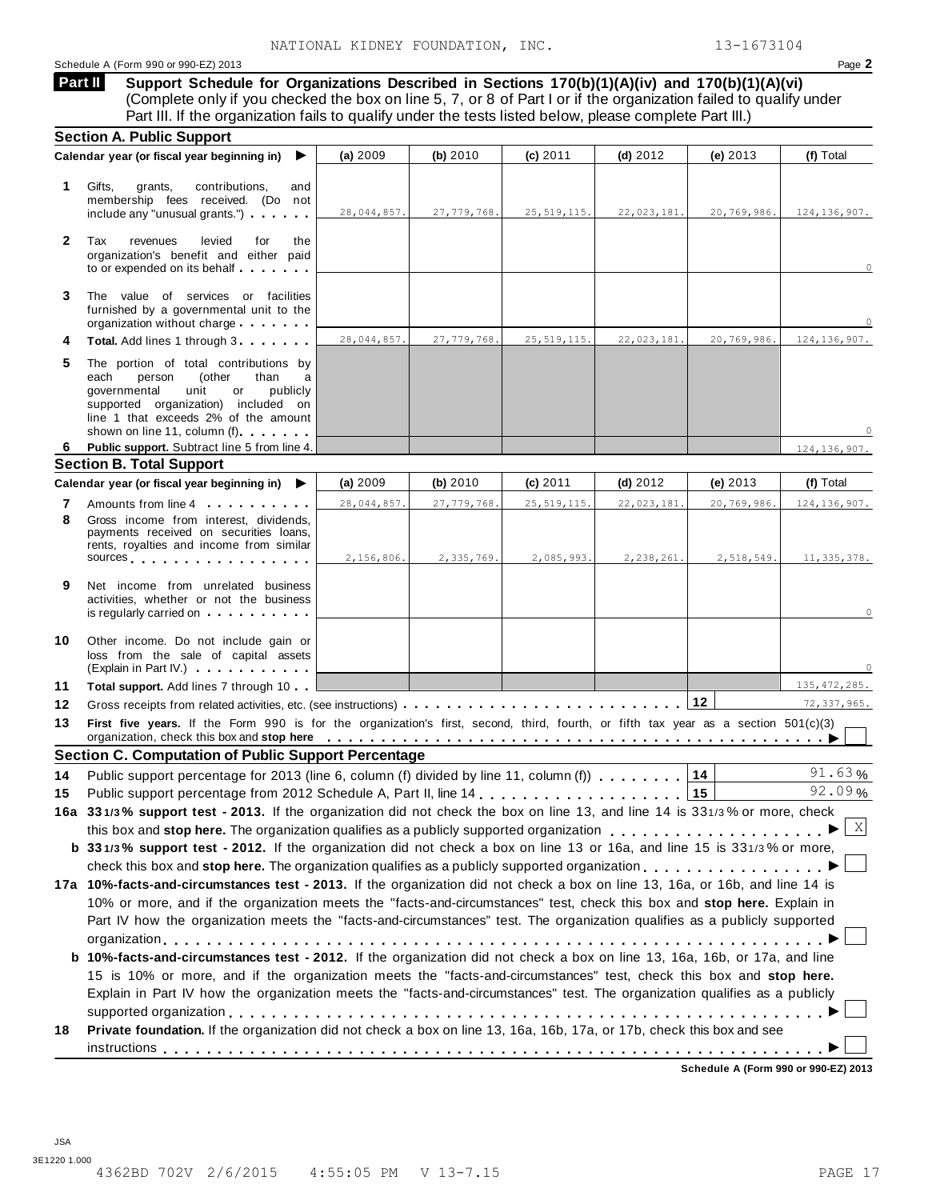NATIONAL KIDNEY FOUNDATION, INC. 13-1673104

Schedule A (Form 990 or 990-EZ) 2013 Page **2**

## Part II Support Schedule for Organizations Described in Sections 170(b)(1)(A)(iv) and 170(b)(1)(A)(vi)

(Complete only if you checked the box on line 5, 7, or 8 of Part I or if the organization failed to qualify under Part III. If the organization fails to qualify under the tests listed below, please complete Part III.)

### Section A. Public Support

| Calendar year (or fiscal year beginning in) ▶ | (a) 2009 | (b) 2010 | (c) 2011 | (d) 2012 | (e) 2013 | (f) Total |
|---|---|---|---|---|---|---|
| **1** Gifts, grants, contributions, and membership fees received. (Do not include any "unusual grants.") | 28,044,857. | 27,779,768. | 25,519,115. | 22,023,181. | 20,769,986. | 124,136,907. |
| **2** Tax revenues levied for the organization's benefit and either paid to or expended on its behalf | | | | | | 0 |
| **3** The value of services or facilities furnished by a governmental unit to the organization without charge | | | | | | 0 |
| **4** **Total.** Add lines 1 through 3 | 28,044,857. | 27,779,768. | 25,519,115. | 22,023,181. | 20,769,986. | 124,136,907. |
| **5** The portion of total contributions by each person (other than a governmental unit or publicly supported organization) included on line 1 that exceeds 2% of the amount shown on line 11, column (f) | | | | | | 0 |
| **6** **Public support.** Subtract line 5 from line 4. | | | | | | 124,136,907. |

### Section B. Total Support

| Calendar year (or fiscal year beginning in) ▶ | (a) 2009 | (b) 2010 | (c) 2011 | (d) 2012 | (e) 2013 | (f) Total |
|---|---|---|---|---|---|---|
| **7** Amounts from line 4 | 28,044,857. | 27,779,768. | 25,519,115. | 22,023,181. | 20,769,986. | 124,136,907. |
| **8** Gross income from interest, dividends, payments received on securities loans, rents, royalties and income from similar sources | 2,156,806. | 2,335,769. | 2,085,993. | 2,238,261. | 2,518,549. | 11,335,378. |
| **9** Net income from unrelated business activities, whether or not the business is regularly carried on | | | | | | 0 |
| **10** Other income. Do not include gain or loss from the sale of capital assets (Explain in Part IV.) | | | | | | 0 |
| **11** **Total support.** Add lines 7 through 10 | | | | | | 135,472,285. |

**12** Gross receipts from related activities, etc. (see instructions) **12** 72,337,965.

**13** **First five years.** If the Form 990 is for the organization's first, second, third, fourth, or fifth tax year as a section 501(c)(3) organization, check this box and **stop here** ▶ ☐

### Section C. Computation of Public Support Percentage

**14** Public support percentage for 2013 (line 6, column (f) divided by line 11, column (f)) **14** 91.63 %

**15** Public support percentage from 2012 Schedule A, Part II, line 14 **15** 92.09 %

**16a 33 1/3% support test - 2013.** If the organization did not check the box on line 13, and line 14 is 33 1/3% or more, check this box and **stop here.** The organization qualifies as a publicly supported organization ▶ ☒

**b 33 1/3% support test - 2012.** If the organization did not check a box on line 13 or 16a, and line 15 is 33 1/3% or more, check this box and **stop here.** The organization qualifies as a publicly supported organization ▶ ☐

**17a 10%-facts-and-circumstances test - 2013.** If the organization did not check a box on line 13, 16a, or 16b, and line 14 is 10% or more, and if the organization meets the "facts-and-circumstances" test, check this box and **stop here.** Explain in Part IV how the organization meets the "facts-and-circumstances" test. The organization qualifies as a publicly supported organization ▶ ☐

**b 10%-facts-and-circumstances test - 2012.** If the organization did not check a box on line 13, 16a, 16b, or 17a, and line 15 is 10% or more, and if the organization meets the "facts-and-circumstances" test, check this box and **stop here.** Explain in Part IV how the organization meets the "facts-and-circumstances" test. The organization qualifies as a publicly supported organization ▶ ☐

**18** **Private foundation.** If the organization did not check a box on line 13, 16a, 16b, 17a, or 17b, check this box and see instructions ▶ ☐

**Schedule A (Form 990 or 990-EZ) 2013**

JSA
3E1220 1.000
4362BD 702V 2/6/2015 4:55:05 PM V 13-7.15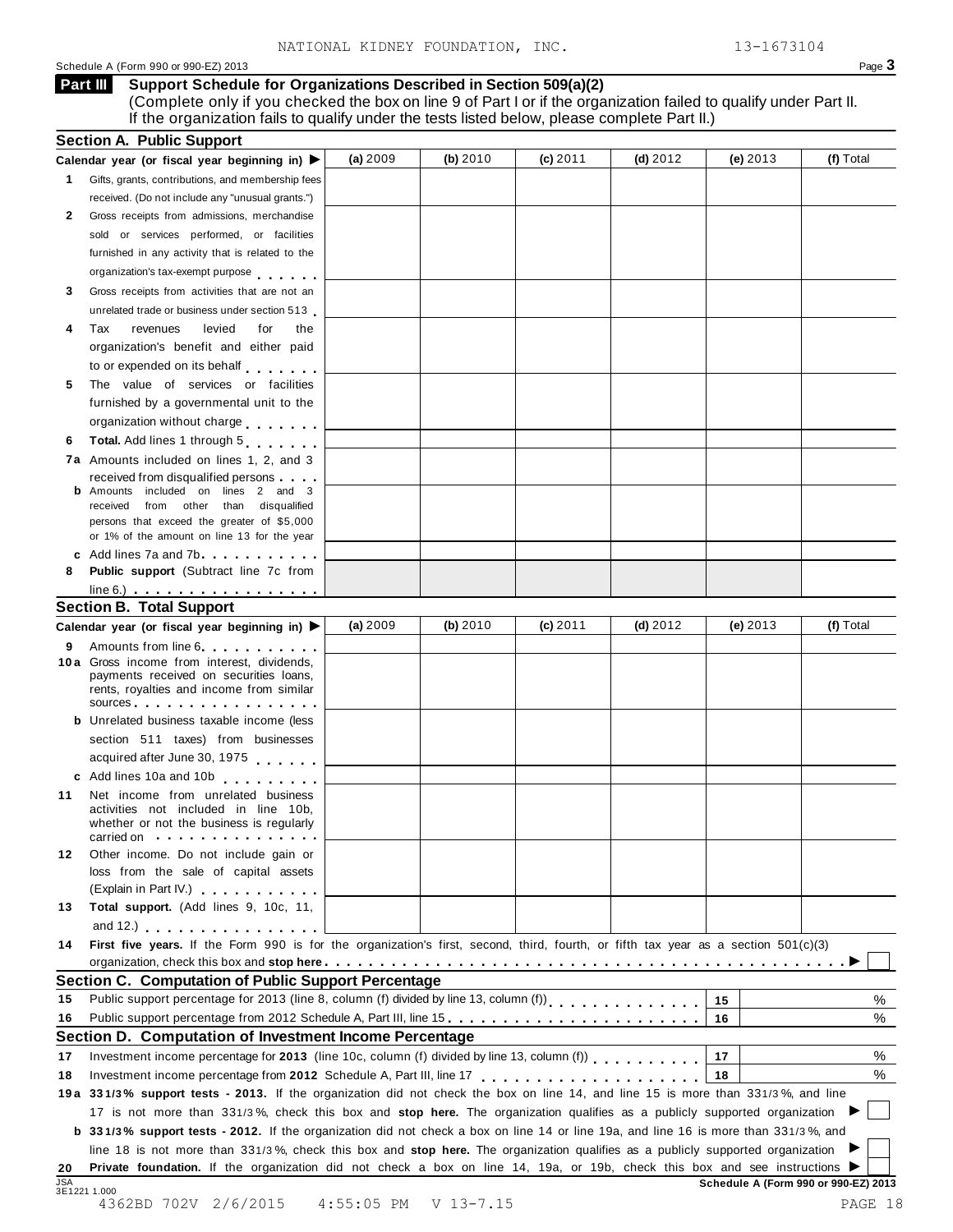NATIONAL KIDNEY FOUNDATION, INC. 13-1673104

Schedule A (Form 990 or 990-EZ) 2013

## Part III Support Schedule for Organizations Described in Section 509(a)(2)

(Complete only if you checked the box on line 9 of Part I or if the organization failed to qualify under Part II. If the organization fails to qualify under the tests listed below, please complete Part II.)

### Section A. Public Support

| Calendar year (or fiscal year beginning in) ▶ | (a) 2009 | (b) 2010 | (c) 2011 | (d) 2012 | (e) 2013 | (f) Total |
|---|---|---|---|---|---|---|
| 1 Gifts, grants, contributions, and membership fees received. (Do not include any "unusual grants.") | | | | | | |
| 2 Gross receipts from admissions, merchandise sold or services performed, or facilities furnished in any activity that is related to the organization's tax-exempt purpose | | | | | | |
| 3 Gross receipts from activities that are not an unrelated trade or business under section 513 | | | | | | |
| 4 Tax revenues levied for the organization's benefit and either paid to or expended on its behalf | | | | | | |
| 5 The value of services or facilities furnished by a governmental unit to the organization without charge | | | | | | |
| 6 **Total.** Add lines 1 through 5 | | | | | | |
| 7a Amounts included on lines 1, 2, and 3 received from disqualified persons | | | | | | |
| b Amounts included on lines 2 and 3 received from other than disqualified persons that exceed the greater of $5,000 or 1% of the amount on line 13 for the year | | | | | | |
| c Add lines 7a and 7b | | | | | | |
| 8 **Public support** (Subtract line 7c from line 6.) | | | | | | |

### Section B. Total Support

| Calendar year (or fiscal year beginning in) ▶ | (a) 2009 | (b) 2010 | (c) 2011 | (d) 2012 | (e) 2013 | (f) Total |
|---|---|---|---|---|---|---|
| 9 Amounts from line 6 | | | | | | |
| 10a Gross income from interest, dividends, payments received on securities loans, rents, royalties and income from similar sources | | | | | | |
| b Unrelated business taxable income (less section 511 taxes) from businesses acquired after June 30, 1975 | | | | | | |
| c Add lines 10a and 10b | | | | | | |
| 11 Net income from unrelated business activities not included in line 10b, whether or not the business is regularly carried on | | | | | | |
| 12 Other income. Do not include gain or loss from the sale of capital assets (Explain in Part IV.) | | | | | | |
| 13 **Total support.** (Add lines 9, 10c, 11, and 12.) | | | | | | |

14 **First five years.** If the Form 990 is for the organization's first, second, third, fourth, or fifth tax year as a section 501(c)(3) organization, check this box and **stop here** ▶ ☐

### Section C. Computation of Public Support Percentage

| | | | |
|---|---|---|---|
| 15 | Public support percentage for 2013 (line 8, column (f) divided by line 13, column (f)) | 15 | % |
| 16 | Public support percentage from 2012 Schedule A, Part III, line 15 | 16 | % |

### Section D. Computation of Investment Income Percentage

| | | | |
|---|---|---|---|
| 17 | Investment income percentage for **2013** (line 10c, column (f) divided by line 13, column (f)) | 17 | % |
| 18 | Investment income percentage from **2012** Schedule A, Part III, line 17 | 18 | % |

19a **33 1/3% support tests - 2013.** If the organization did not check the box on line 14, and line 15 is more than 33 1/3%, and line 17 is not more than 33 1/3%, check this box and **stop here.** The organization qualifies as a publicly supported organization ▶ ☐

b **33 1/3% support tests - 2012.** If the organization did not check a box on line 14 or line 19a, and line 16 is more than 33 1/3%, and line 18 is not more than 33 1/3%, check this box and **stop here.** The organization qualifies as a publicly supported organization ▶ ☐

20 **Private foundation.** If the organization did not check a box on line 14, 19a, or 19b, check this box and see instructions ▶ ☐

JSA 3E1221 1.000

**Schedule A (Form 990 or 990-EZ) 2013**

4362BD 702V 2/6/2015 4:55:05 PM V 13-7.15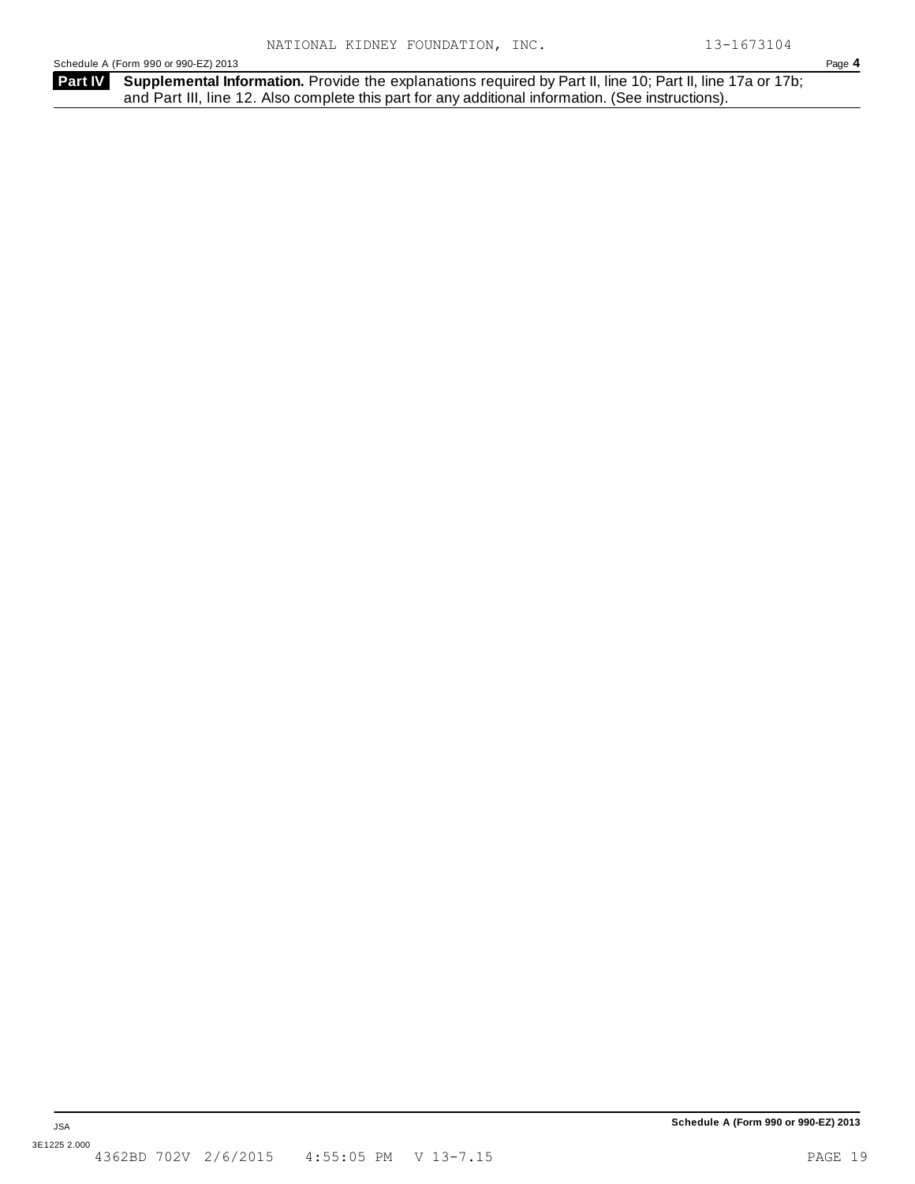NATIONAL KIDNEY FOUNDATION, INC. 13-1673104

Schedule A (Form 990 or 990-EZ) 2013

**Part IV Supplemental Information.** Provide the explanations required by Part II, line 10; Part II, line 17a or 17b; and Part III, line 12. Also complete this part for any additional information. (See instructions).

JSA

**Schedule A (Form 990 or 990-EZ) 2013**

3E1225 2.000

4362BD 702V 2/6/2015 4:55:05 PM V 13-7.15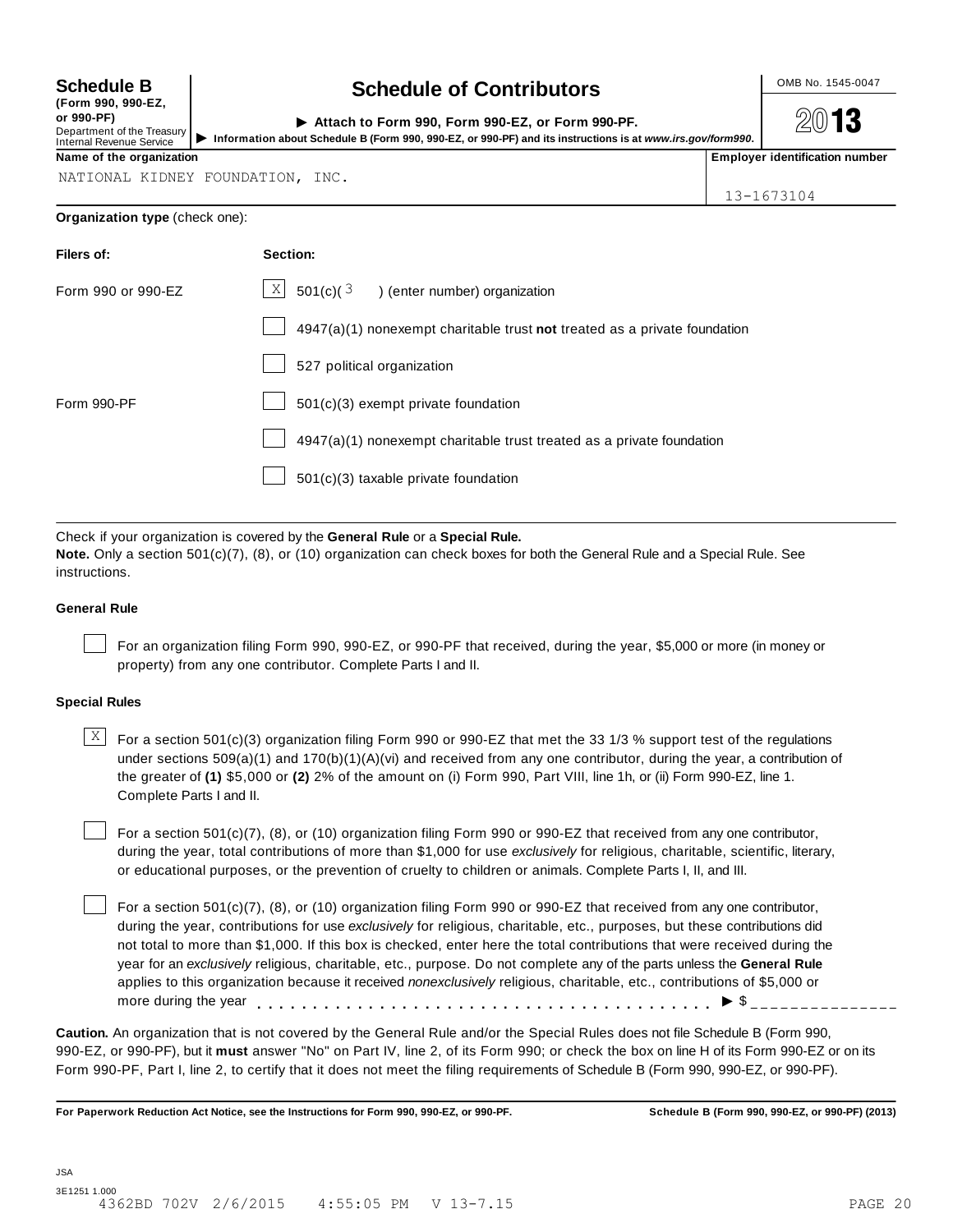**Schedule B** (Form 990, 990-EZ, or 990-PF)
Department of the Treasury
Internal Revenue Service

# Schedule of Contributors

▶ **Attach to Form 990, Form 990-EZ, or Form 990-PF.**

▶ **Information about Schedule B (Form 990, 990-EZ, or 990-PF) and its instructions is at *www.irs.gov/form990*.**

OMB No. 1545-0047

**2013**

| **Name of the organization** | **Employer identification number** |
| --- | --- |
| NATIONAL KIDNEY FOUNDATION, INC. | 13-1673104 |

**Organization type** (check one):

| **Filers of:** | **Section:** |
| --- | --- |
| Form 990 or 990-EZ | [X] 501(c)( 3 ) (enter number) organization |
| | [ ] 4947(a)(1) nonexempt charitable trust **not** treated as a private foundation |
| | [ ] 527 political organization |
| Form 990-PF | [ ] 501(c)(3) exempt private foundation |
| | [ ] 4947(a)(1) nonexempt charitable trust treated as a private foundation |
| | [ ] 501(c)(3) taxable private foundation |

Check if your organization is covered by the **General Rule** or a **Special Rule.**

**Note.** Only a section 501(c)(7), (8), or (10) organization can check boxes for both the General Rule and a Special Rule. See instructions.

**General Rule**

[ ] For an organization filing Form 990, 990-EZ, or 990-PF that received, during the year, $5,000 or more (in money or property) from any one contributor. Complete Parts I and II.

**Special Rules**

[X] For a section 501(c)(3) organization filing Form 990 or 990-EZ that met the 33 1/3 % support test of the regulations under sections 509(a)(1) and 170(b)(1)(A)(vi) and received from any one contributor, during the year, a contribution of the greater of **(1)** $5,000 or **(2)** 2% of the amount on (i) Form 990, Part VIII, line 1h, or (ii) Form 990-EZ, line 1. Complete Parts I and II.

[ ] For a section 501(c)(7), (8), or (10) organization filing Form 990 or 990-EZ that received from any one contributor, during the year, total contributions of more than $1,000 for use *exclusively* for religious, charitable, scientific, literary, or educational purposes, or the prevention of cruelty to children or animals. Complete Parts I, II, and III.

[ ] For a section 501(c)(7), (8), or (10) organization filing Form 990 or 990-EZ that received from any one contributor, during the year, contributions for use *exclusively* for religious, charitable, etc., purposes, but these contributions did not total to more than $1,000. If this box is checked, enter here the total contributions that were received during the year for an *exclusively* religious, charitable, etc., purpose. Do not complete any of the parts unless the **General Rule** applies to this organization because it received *nonexclusively* religious, charitable, etc., contributions of $5,000 or more during the year . . . . . . . . . . . . . . . . . . . . . . . . . . . . . . . . . . . . . . ▶ $ _______________

**Caution.** An organization that is not covered by the General Rule and/or the Special Rules does not file Schedule B (Form 990, 990-EZ, or 990-PF), but it **must** answer "No" on Part IV, line 2, of its Form 990; or check the box on line H of its Form 990-EZ or on its Form 990-PF, Part I, line 2, to certify that it does not meet the filing requirements of Schedule B (Form 990, 990-EZ, or 990-PF).

**For Paperwork Reduction Act Notice, see the Instructions for Form 990, 990-EZ, or 990-PF.** **Schedule B (Form 990, 990-EZ, or 990-PF) (2013)**

JSA
3E1251 1.000
4362BD 702V 2/6/2015 4:55:05 PM V 13-7.15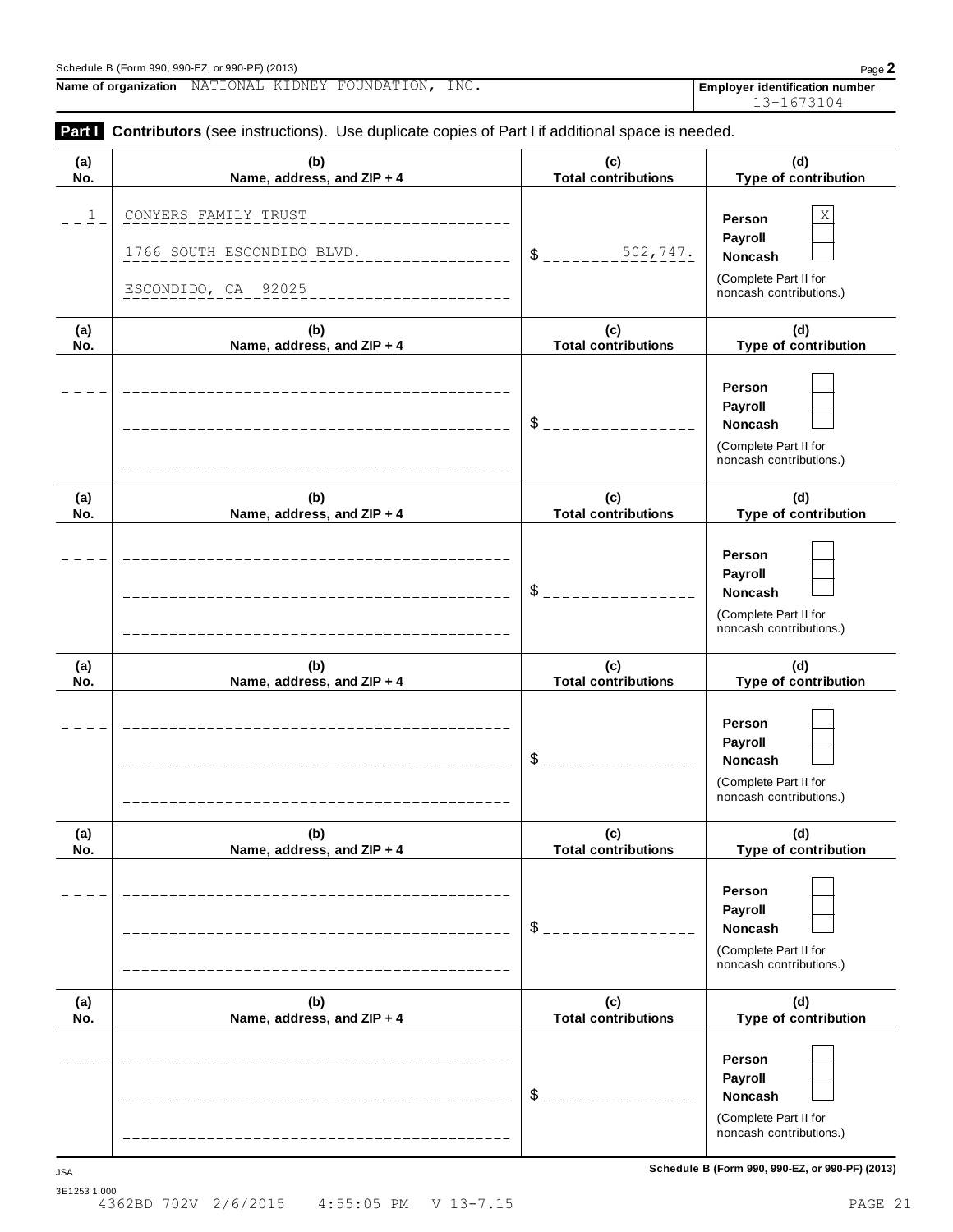Name of organization NATIONAL KIDNEY FOUNDATION, INC.

Employer identification number 13-1673104

## Part I Contributors (see instructions). Use duplicate copies of Part I if additional space is needed.

| (a) No. | (b) Name, address, and ZIP + 4 | (c) Total contributions | (d) Type of contribution |
|---|---|---|---|
| 1 | CONYERS FAMILY TRUST<br>1766 SOUTH ESCONDIDO BLVD.<br>ESCONDIDO, CA 92025 | $ 502,747. | Person X<br>Payroll<br>Noncash<br>(Complete Part II for noncash contributions.) |
| | | $ | Person<br>Payroll<br>Noncash<br>(Complete Part II for noncash contributions.) |
| | | $ | Person<br>Payroll<br>Noncash<br>(Complete Part II for noncash contributions.) |
| | | $ | Person<br>Payroll<br>Noncash<br>(Complete Part II for noncash contributions.) |
| | | $ | Person<br>Payroll<br>Noncash<br>(Complete Part II for noncash contributions.) |
| | | $ | Person<br>Payroll<br>Noncash<br>(Complete Part II for noncash contributions.) |

Schedule B (Form 990, 990-EZ, or 990-PF) (2013)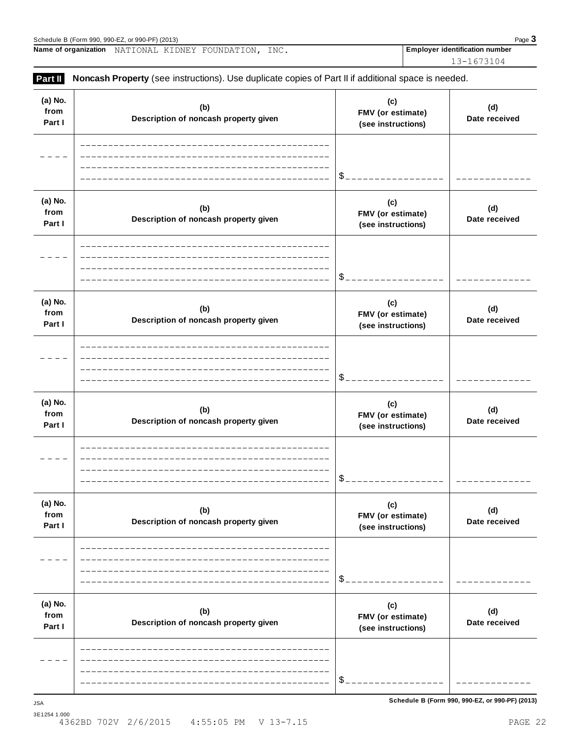Schedule B (Form 990, 990-EZ, or 990-PF) (2013)

**Name of organization** NATIONAL KIDNEY FOUNDATION, INC.

**Employer identification number** 13-1673104

**Part II** **Noncash Property** (see instructions). Use duplicate copies of Part II if additional space is needed.

| (a) No. from Part I | (b) Description of noncash property given | (c) FMV (or estimate) (see instructions) | (d) Date received |
|---|---|---|---|
| | | $ | |

| (a) No. from Part I | (b) Description of noncash property given | (c) FMV (or estimate) (see instructions) | (d) Date received |
|---|---|---|---|
| | | $ | |

| (a) No. from Part I | (b) Description of noncash property given | (c) FMV (or estimate) (see instructions) | (d) Date received |
|---|---|---|---|
| | | $ | |

| (a) No. from Part I | (b) Description of noncash property given | (c) FMV (or estimate) (see instructions) | (d) Date received |
|---|---|---|---|
| | | $ | |

| (a) No. from Part I | (b) Description of noncash property given | (c) FMV (or estimate) (see instructions) | (d) Date received |
|---|---|---|---|
| | | $ | |

| (a) No. from Part I | (b) Description of noncash property given | (c) FMV (or estimate) (see instructions) | (d) Date received |
|---|---|---|---|
| | | $ | |

JSA

**Schedule B (Form 990, 990-EZ, or 990-PF) (2013)**

3E1254 1.000

4362BD 702V 2/6/2015 4:55:05 PM V 13-7.15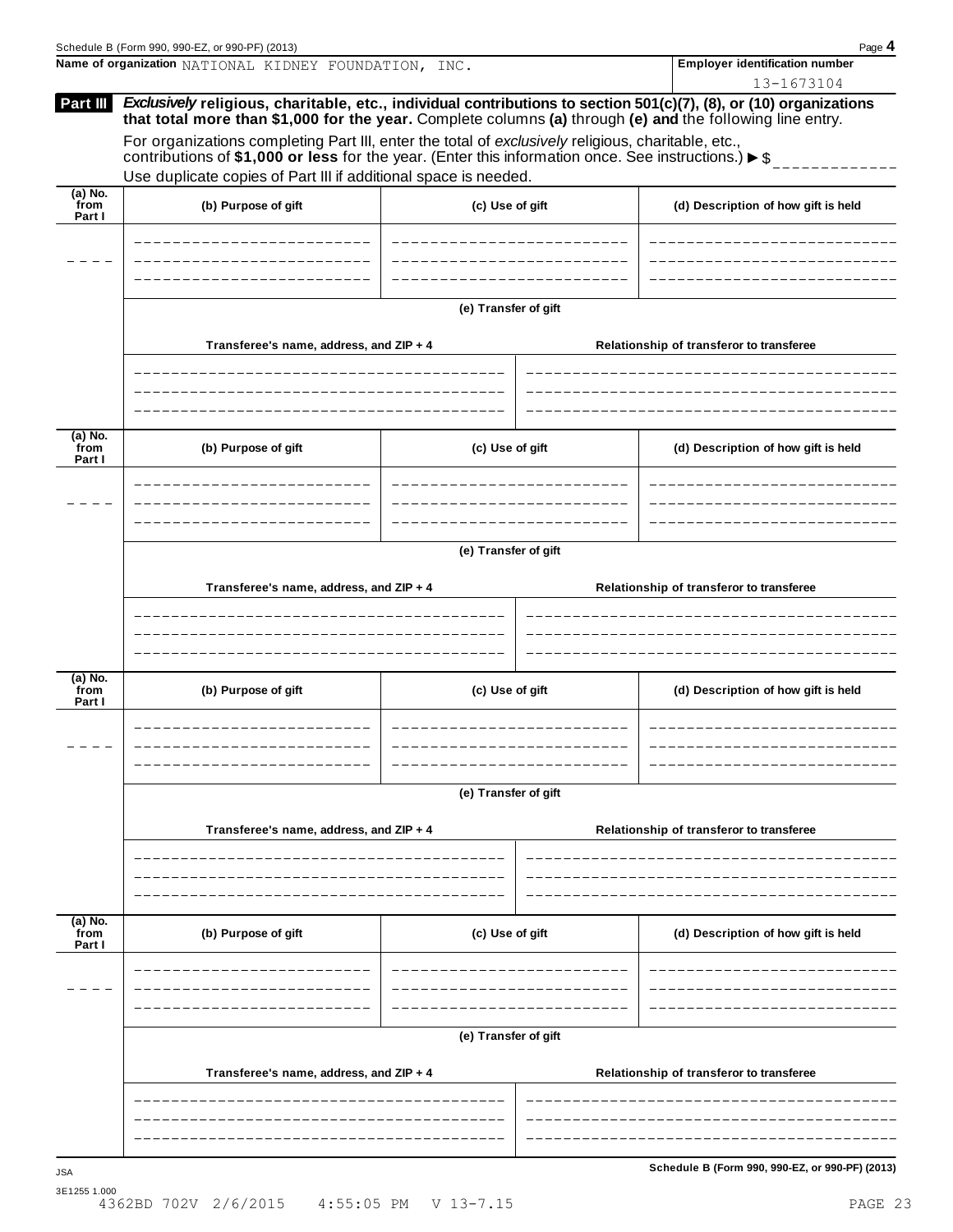**Name of organization** NATIONAL KIDNEY FOUNDATION, INC.

**Employer identification number** 13-1673104

## Part III

***Exclusively*** **religious, charitable, etc., individual contributions to section 501(c)(7), (8), or (10) organizations that total more than $1,000 for the year.** Complete columns **(a)** through **(e) and** the following line entry.

For organizations completing Part III, enter the total of *exclusively* religious, charitable, etc., contributions of **$1,000 or less** for the year. (Enter this information once. See instructions.) ▶ $

Use duplicate copies of Part III if additional space is needed.

| (a) No. from Part I | (b) Purpose of gift | (c) Use of gift | (d) Description of how gift is held |
|---|---|---|---|
| | | | |

**(e) Transfer of gift**

| Transferee's name, address, and ZIP + 4 | Relationship of transferor to transferee |
|---|---|
| | |

| (a) No. from Part I | (b) Purpose of gift | (c) Use of gift | (d) Description of how gift is held |
|---|---|---|---|
| | | | |

**(e) Transfer of gift**

| Transferee's name, address, and ZIP + 4 | Relationship of transferor to transferee |
|---|---|
| | |

| (a) No. from Part I | (b) Purpose of gift | (c) Use of gift | (d) Description of how gift is held |
|---|---|---|---|
| | | | |

**(e) Transfer of gift**

| Transferee's name, address, and ZIP + 4 | Relationship of transferor to transferee |
|---|---|
| | |

| (a) No. from Part I | (b) Purpose of gift | (c) Use of gift | (d) Description of how gift is held |
|---|---|---|---|
| | | | |

**(e) Transfer of gift**

| Transferee's name, address, and ZIP + 4 | Relationship of transferor to transferee |
|---|---|
| | |

**Schedule B (Form 990, 990-EZ, or 990-PF) (2013)**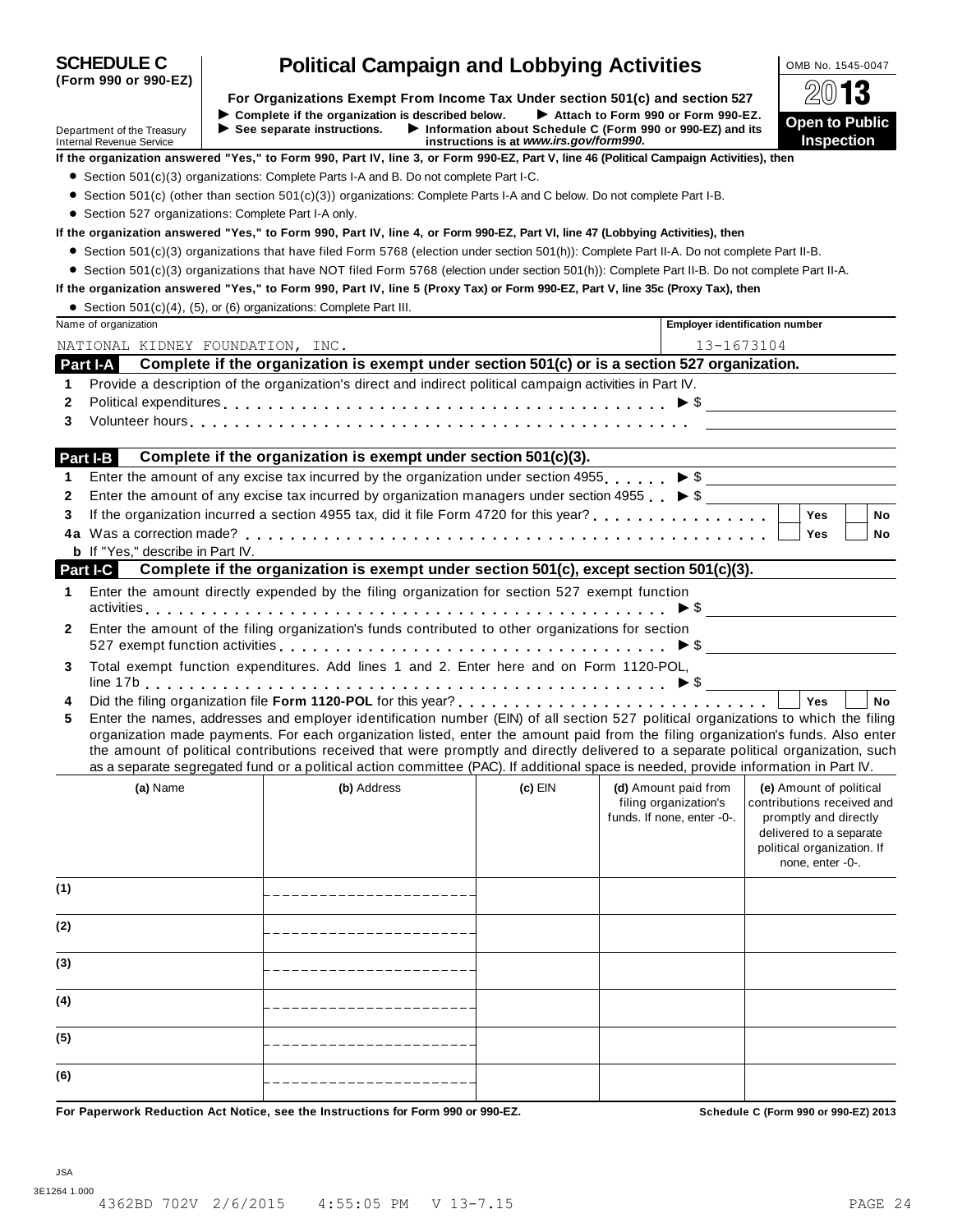# SCHEDULE C (Form 990 or 990-EZ)

# Political Campaign and Lobbying Activities

OMB No. 1545-0047

**2013**

**Open to Public Inspection**

Department of the Treasury
Internal Revenue Service

**For Organizations Exempt From Income Tax Under section 501(c) and section 527**

▶ **Complete if the organization is described below.** ▶ **Attach to Form 990 or Form 990-EZ.**
▶ **See separate instructions.** ▶ **Information about Schedule C (Form 990 or 990-EZ) and its instructions is at** ***www.irs.gov/form990.***

**If the organization answered "Yes," to Form 990, Part IV, line 3, or Form 990-EZ, Part V, line 46 (Political Campaign Activities), then**

- Section 501(c)(3) organizations: Complete Parts I-A and B. Do not complete Part I-C.
- Section 501(c) (other than section 501(c)(3)) organizations: Complete Parts I-A and C below. Do not complete Part I-B.
- Section 527 organizations: Complete Part I-A only.

**If the organization answered "Yes," to Form 990, Part IV, line 4, or Form 990-EZ, Part VI, line 47 (Lobbying Activities), then**

- Section 501(c)(3) organizations that have filed Form 5768 (election under section 501(h)): Complete Part II-A. Do not complete Part II-B.
- Section 501(c)(3) organizations that have NOT filed Form 5768 (election under section 501(h)): Complete Part II-B. Do not complete Part II-A.

**If the organization answered "Yes," to Form 990, Part IV, line 5 (Proxy Tax) or Form 990-EZ, Part V, line 35c (Proxy Tax), then**

- Section 501(c)(4), (5), or (6) organizations: Complete Part III.

| Name of organization | Employer identification number |
|---|---|
| NATIONAL KIDNEY FOUNDATION, INC. | 13-1673104 |

## Part I-A Complete if the organization is exempt under section 501(c) or is a section 527 organization.

1 Provide a description of the organization's direct and indirect political campaign activities in Part IV.

2 Political expenditures . . . ▶ $

3 Volunteer hours . . .

## Part I-B Complete if the organization is exempt under section 501(c)(3).

1 Enter the amount of any excise tax incurred by the organization under section 4955 . . . ▶ $

2 Enter the amount of any excise tax incurred by organization managers under section 4955 . . ▶ $

3 If the organization incurred a section 4955 tax, did it file Form 4720 for this year? . . . ☐ Yes ☐ No

4a Was a correction made? . . . ☐ Yes ☐ No

**b** If "Yes," describe in Part IV.

## Part I-C Complete if the organization is exempt under section 501(c), except section 501(c)(3).

1 Enter the amount directly expended by the filing organization for section 527 exempt function activities . . . ▶ $

2 Enter the amount of the filing organization's funds contributed to other organizations for section 527 exempt function activities . . . ▶ $

3 Total exempt function expenditures. Add lines 1 and 2. Enter here and on Form 1120-POL, line 17b . . . ▶ $

4 Did the filing organization file **Form 1120-POL** for this year? . . . ☐ Yes ☐ No

5 Enter the names, addresses and employer identification number (EIN) of all section 527 political organizations to which the filing organization made payments. For each organization listed, enter the amount paid from the filing organization's funds. Also enter the amount of political contributions received that were promptly and directly delivered to a separate political organization, such as a separate segregated fund or a political action committee (PAC). If additional space is needed, provide information in Part IV.

| | (a) Name | (b) Address | (c) EIN | (d) Amount paid from filing organization's funds. If none, enter -0-. | (e) Amount of political contributions received and promptly and directly delivered to a separate political organization. If none, enter -0-. |
|---|---|---|---|---|---|
| (1) | | | | | |
| (2) | | | | | |
| (3) | | | | | |
| (4) | | | | | |
| (5) | | | | | |
| (6) | | | | | |

**For Paperwork Reduction Act Notice, see the Instructions for Form 990 or 990-EZ.** **Schedule C (Form 990 or 990-EZ) 2013**

JSA
3E1264 1.000
4362BD 702V 2/6/2015 4:55:05 PM V 13-7.15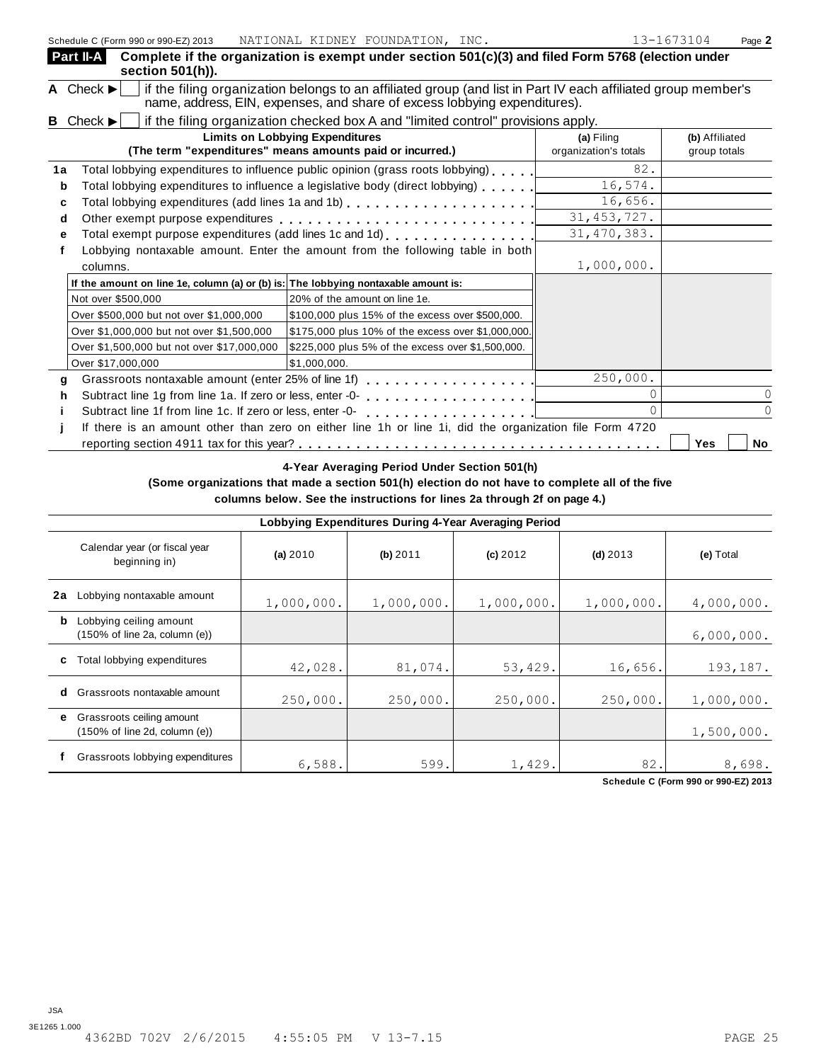Schedule C (Form 990 or 990-EZ) 2013 NATIONAL KIDNEY FOUNDATION, INC. 13-1673104 Page **2**

## Part II-A Complete if the organization is exempt under section 501(c)(3) and filed Form 5768 (election under section 501(h)).

**A** Check ▶ ☐ if the filing organization belongs to an affiliated group (and list in Part IV each affiliated group member's name, address, EIN, expenses, and share of excess lobbying expenditures).

**B** Check ▶ ☐ if the filing organization checked box A and "limited control" provisions apply.

| | **Limits on Lobbying Expenditures** (The term "expenditures" means amounts paid or incurred.) | **(a)** Filing organization's totals | **(b)** Affiliated group totals |
|---|---|---|---|
| **1a** | Total lobbying expenditures to influence public opinion (grass roots lobbying) | 82. | |
| **b** | Total lobbying expenditures to influence a legislative body (direct lobbying) | 16,574. | |
| **c** | Total lobbying expenditures (add lines 1a and 1b) | 16,656. | |
| **d** | Other exempt purpose expenditures | 31,453,727. | |
| **e** | Total exempt purpose expenditures (add lines 1c and 1d) | 31,470,383. | |
| **f** | Lobbying nontaxable amount. Enter the amount from the following table in both columns. | 1,000,000. | |

| If the amount on line 1e, column (a) or (b) is: | The lobbying nontaxable amount is: |
|---|---|
| Not over $500,000 | 20% of the amount on line 1e. |
| Over $500,000 but not over $1,000,000 | $100,000 plus 15% of the excess over $500,000. |
| Over $1,000,000 but not over $1,500,000 | $175,000 plus 10% of the excess over $1,000,000. |
| Over $1,500,000 but not over $17,000,000 | $225,000 plus 5% of the excess over $1,500,000. |
| Over $17,000,000 | $1,000,000. |

| | | **(a)** Filing organization's totals | **(b)** Affiliated group totals |
|---|---|---|---|
| **g** | Grassroots nontaxable amount (enter 25% of line 1f) | 250,000. | |
| **h** | Subtract line 1g from line 1a. If zero or less, enter -0- | 0 | 0 |
| **i** | Subtract line 1f from line 1c. If zero or less, enter -0- | 0 | 0 |
| **j** | If there is an amount other than zero on either line 1h or line 1i, did the organization file Form 4720 reporting section 4911 tax for this year? | ☐ Yes | ☐ No |

### 4-Year Averaging Period Under Section 501(h)

**(Some organizations that made a section 501(h) election do not have to complete all of the five columns below. See the instructions for lines 2a through 2f on page 4.)**

**Lobbying Expenditures During 4-Year Averaging Period**

| | Calendar year (or fiscal year beginning in) | **(a)** 2010 | **(b)** 2011 | **(c)** 2012 | **(d)** 2013 | **(e)** Total |
|---|---|---|---|---|---|---|
| **2a** | Lobbying nontaxable amount | 1,000,000. | 1,000,000. | 1,000,000. | 1,000,000. | 4,000,000. |
| **b** | Lobbying ceiling amount (150% of line 2a, column (e)) | | | | | 6,000,000. |
| **c** | Total lobbying expenditures | 42,028. | 81,074. | 53,429. | 16,656. | 193,187. |
| **d** | Grassroots nontaxable amount | 250,000. | 250,000. | 250,000. | 250,000. | 1,000,000. |
| **e** | Grassroots ceiling amount (150% of line 2d, column (e)) | | | | | 1,500,000. |
| **f** | Grassroots lobbying expenditures | 6,588. | 599. | 1,429. | 82. | 8,698. |

**Schedule C (Form 990 or 990-EZ) 2013**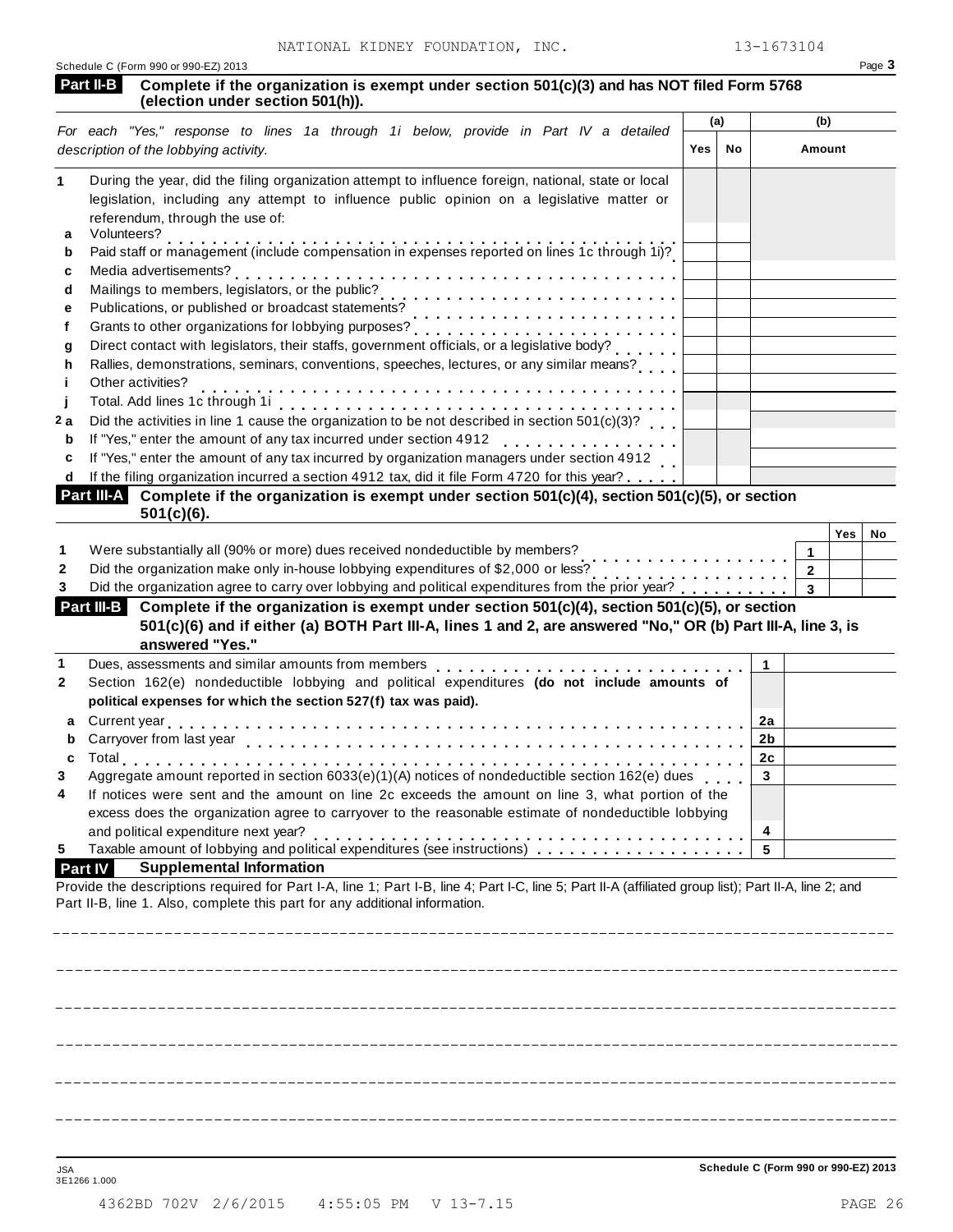NATIONAL KIDNEY FOUNDATION, INC. 13-1673104

Schedule C (Form 990 or 990-EZ) 2013 Page 3

**Part II-B** **Complete if the organization is exempt under section 501(c)(3) and has NOT filed Form 5768 (election under section 501(h)).**

| *For each "Yes," response to lines 1a through 1i below, provide in Part IV a detailed description of the lobbying activity.* | (a) Yes | (a) No | (b) Amount |
|---|---|---|---|
| **1** During the year, did the filing organization attempt to influence foreign, national, state or local legislation, including any attempt to influence public opinion on a legislative matter or referendum, through the use of: | | | |
| **a** Volunteers? | | | |
| **b** Paid staff or management (include compensation in expenses reported on lines 1c through 1i)? | | | |
| **c** Media advertisements? | | | |
| **d** Mailings to members, legislators, or the public? | | | |
| **e** Publications, or published or broadcast statements? | | | |
| **f** Grants to other organizations for lobbying purposes? | | | |
| **g** Direct contact with legislators, their staffs, government officials, or a legislative body? | | | |
| **h** Rallies, demonstrations, seminars, conventions, speeches, lectures, or any similar means? | | | |
| **i** Other activities? | | | |
| **j** Total. Add lines 1c through 1i | | | |
| **2 a** Did the activities in line 1 cause the organization to be not described in section 501(c)(3)? | | | |
| **b** If "Yes," enter the amount of any tax incurred under section 4912 | | | |
| **c** If "Yes," enter the amount of any tax incurred by organization managers under section 4912 | | | |
| **d** If the filing organization incurred a section 4912 tax, did it file Form 4720 for this year? | | | |

**Part III-A** **Complete if the organization is exempt under section 501(c)(4), section 501(c)(5), or section 501(c)(6).**

| | | Yes | No |
|---|---|---|---|
| **1** Were substantially all (90% or more) dues received nondeductible by members? | 1 | | |
| **2** Did the organization make only in-house lobbying expenditures of $2,000 or less? | 2 | | |
| **3** Did the organization agree to carry over lobbying and political expenditures from the prior year? | 3 | | |

**Part III-B** **Complete if the organization is exempt under section 501(c)(4), section 501(c)(5), or section 501(c)(6) and if either (a) BOTH Part III-A, lines 1 and 2, are answered "No," OR (b) Part III-A, line 3, is answered "Yes."**

| | | |
|---|---|---|
| **1** Dues, assessments and similar amounts from members | 1 | |
| **2** Section 162(e) nondeductible lobbying and political expenditures **(do not include amounts of political expenses for which the section 527(f) tax was paid).** | | |
| **a** Current year | 2a | |
| **b** Carryover from last year | 2b | |
| **c** Total | 2c | |
| **3** Aggregate amount reported in section 6033(e)(1)(A) notices of nondeductible section 162(e) dues | 3 | |
| **4** If notices were sent and the amount on line 2c exceeds the amount on line 3, what portion of the excess does the organization agree to carryover to the reasonable estimate of nondeductible lobbying and political expenditure next year? | 4 | |
| **5** Taxable amount of lobbying and political expenditures (see instructions) | 5 | |

**Part IV** **Supplemental Information**

Provide the descriptions required for Part I-A, line 1; Part I-B, line 4; Part I-C, line 5; Part II-A (affiliated group list); Part II-A, line 2; and Part II-B, line 1. Also, complete this part for any additional information.

Schedule C (Form 990 or 990-EZ) 2013

JSA
3E1266 1.000

4362BD 702V 2/6/2015 4:55:05 PM V 13-7.15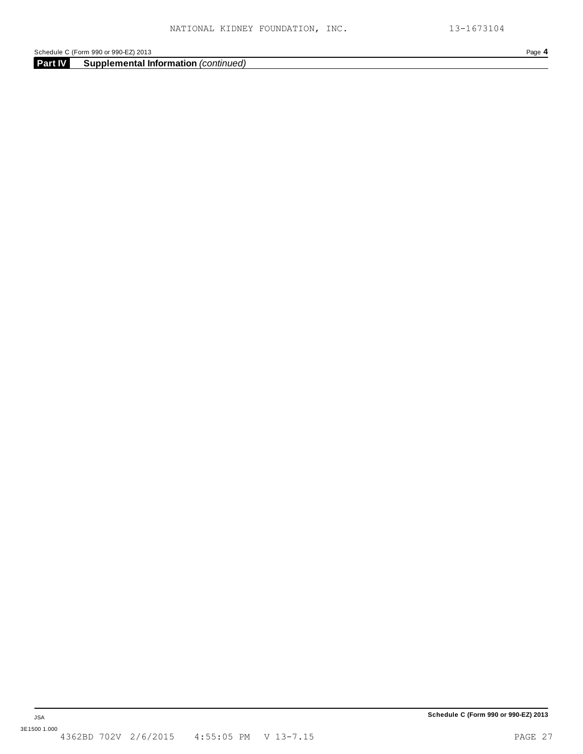## Part IV Supplemental Information *(continued)*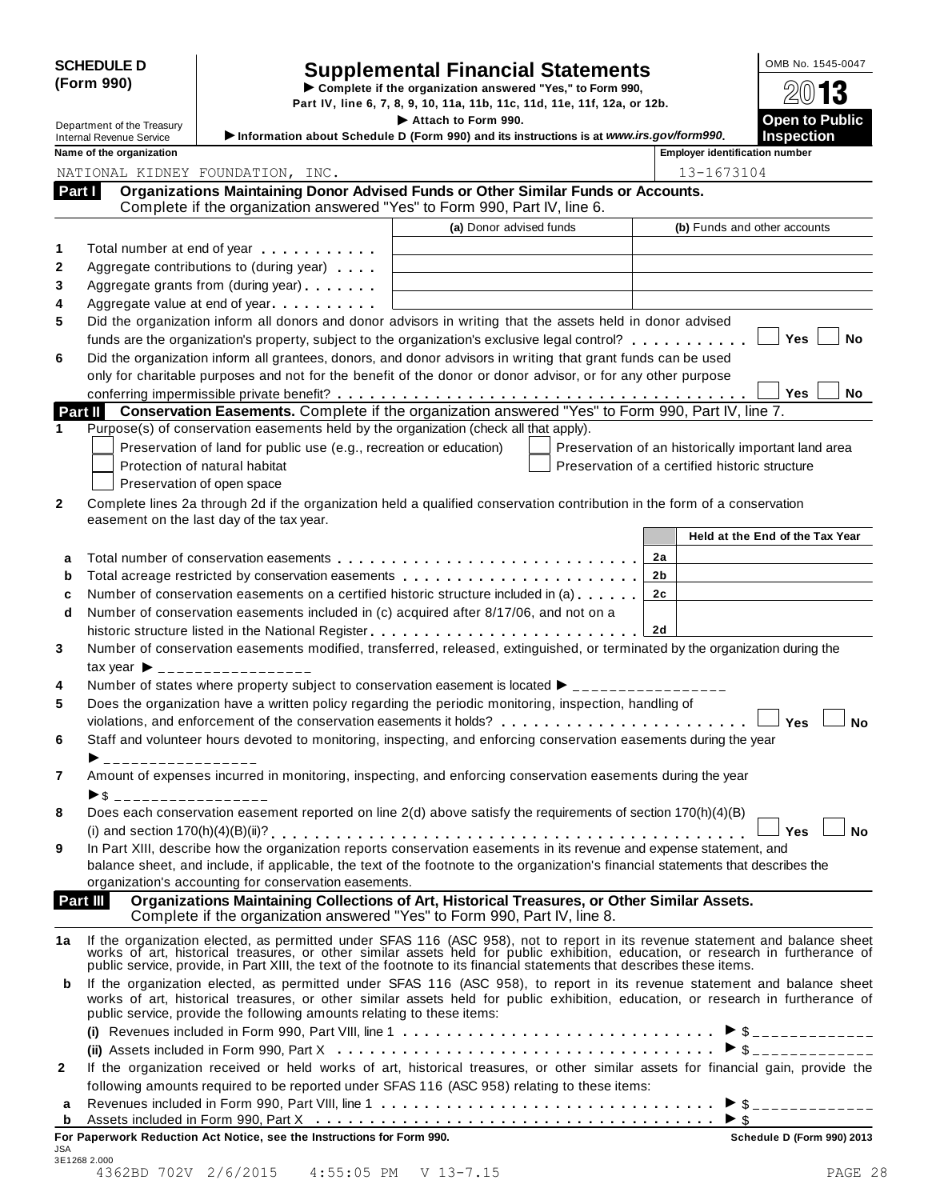**SCHEDULE D (Form 990)**

Department of the Treasury
Internal Revenue Service

# Supplemental Financial Statements

▶ Complete if the organization answered "Yes," to Form 990, Part IV, line 6, 7, 8, 9, 10, 11a, 11b, 11c, 11d, 11e, 11f, 12a, or 12b.

▶ Attach to Form 990.

▶ Information about Schedule D (Form 990) and its instructions is at www.irs.gov/form990.

OMB No. 1545-0047

2013

Open to Public Inspection

**Name of the organization:** NATIONAL KIDNEY FOUNDATION, INC.

**Employer identification number:** 13-1673104

## Part I Organizations Maintaining Donor Advised Funds or Other Similar Funds or Accounts.

Complete if the organization answered "Yes" to Form 990, Part IV, line 6.

| | | (a) Donor advised funds | (b) Funds and other accounts |
|---|---|---|---|
| 1 | Total number at end of year | | |
| 2 | Aggregate contributions to (during year) | | |
| 3 | Aggregate grants from (during year) | | |
| 4 | Aggregate value at end of year | | |

5 Did the organization inform all donors and donor advisors in writing that the assets held in donor advised funds are the organization's property, subject to the organization's exclusive legal control? ☐ Yes ☐ No

6 Did the organization inform all grantees, donors, and donor advisors in writing that grant funds can be used only for charitable purposes and not for the benefit of the donor or donor advisor, or for any other purpose conferring impermissible private benefit? ☐ Yes ☐ No

## Part II Conservation Easements. Complete if the organization answered "Yes" to Form 990, Part IV, line 7.

1 Purpose(s) of conservation easements held by the organization (check all that apply).

- ☐ Preservation of land for public use (e.g., recreation or education)
- ☐ Preservation of an historically important land area
- ☐ Protection of natural habitat
- ☐ Preservation of a certified historic structure
- ☐ Preservation of open space

2 Complete lines 2a through 2d if the organization held a qualified conservation contribution in the form of a conservation easement on the last day of the tax year.

| | | | Held at the End of the Tax Year |
|---|---|---|---|
| a | Total number of conservation easements | 2a | |
| b | Total acreage restricted by conservation easements | 2b | |
| c | Number of conservation easements on a certified historic structure included in (a) | 2c | |
| d | Number of conservation easements included in (c) acquired after 8/17/06, and not on a historic structure listed in the National Register | 2d | |

3 Number of conservation easements modified, transferred, released, extinguished, or terminated by the organization during the tax year ▶ ________________

4 Number of states where property subject to conservation easement is located ▶ ________________

5 Does the organization have a written policy regarding the periodic monitoring, inspection, handling of violations, and enforcement of the conservation easements it holds? ☐ Yes ☐ No

6 Staff and volunteer hours devoted to monitoring, inspecting, and enforcing conservation easements during the year ▶ ________________

7 Amount of expenses incurred in monitoring, inspecting, and enforcing conservation easements during the year ▶$ ________________

8 Does each conservation easement reported on line 2(d) above satisfy the requirements of section 170(h)(4)(B)(i) and section 170(h)(4)(B)(ii)? ☐ Yes ☐ No

9 In Part XIII, describe how the organization reports conservation easements in its revenue and expense statement, and balance sheet, and include, if applicable, the text of the footnote to the organization's financial statements that describes the organization's accounting for conservation easements.

## Part III Organizations Maintaining Collections of Art, Historical Treasures, or Other Similar Assets.

Complete if the organization answered "Yes" to Form 990, Part IV, line 8.

1a If the organization elected, as permitted under SFAS 116 (ASC 958), not to report in its revenue statement and balance sheet works of art, historical treasures, or other similar assets held for public exhibition, education, or research in furtherance of public service, provide, in Part XIII, the text of the footnote to its financial statements that describes these items.

b If the organization elected, as permitted under SFAS 116 (ASC 958), to report in its revenue statement and balance sheet works of art, historical treasures, or other similar assets held for public exhibition, education, or research in furtherance of public service, provide the following amounts relating to these items:

(i) Revenues included in Form 990, Part VIII, line 1 ▶ $ ____________

(ii) Assets included in Form 990, Part X ▶ $ ____________

2 If the organization received or held works of art, historical treasures, or other similar assets for financial gain, provide the following amounts required to be reported under SFAS 116 (ASC 958) relating to these items:

a Revenues included in Form 990, Part VIII, line 1 ▶ $ ____________

b Assets included in Form 990, Part X ▶ $

For Paperwork Reduction Act Notice, see the Instructions for Form 990. Schedule D (Form 990) 2013

JSA 3E1268 2.000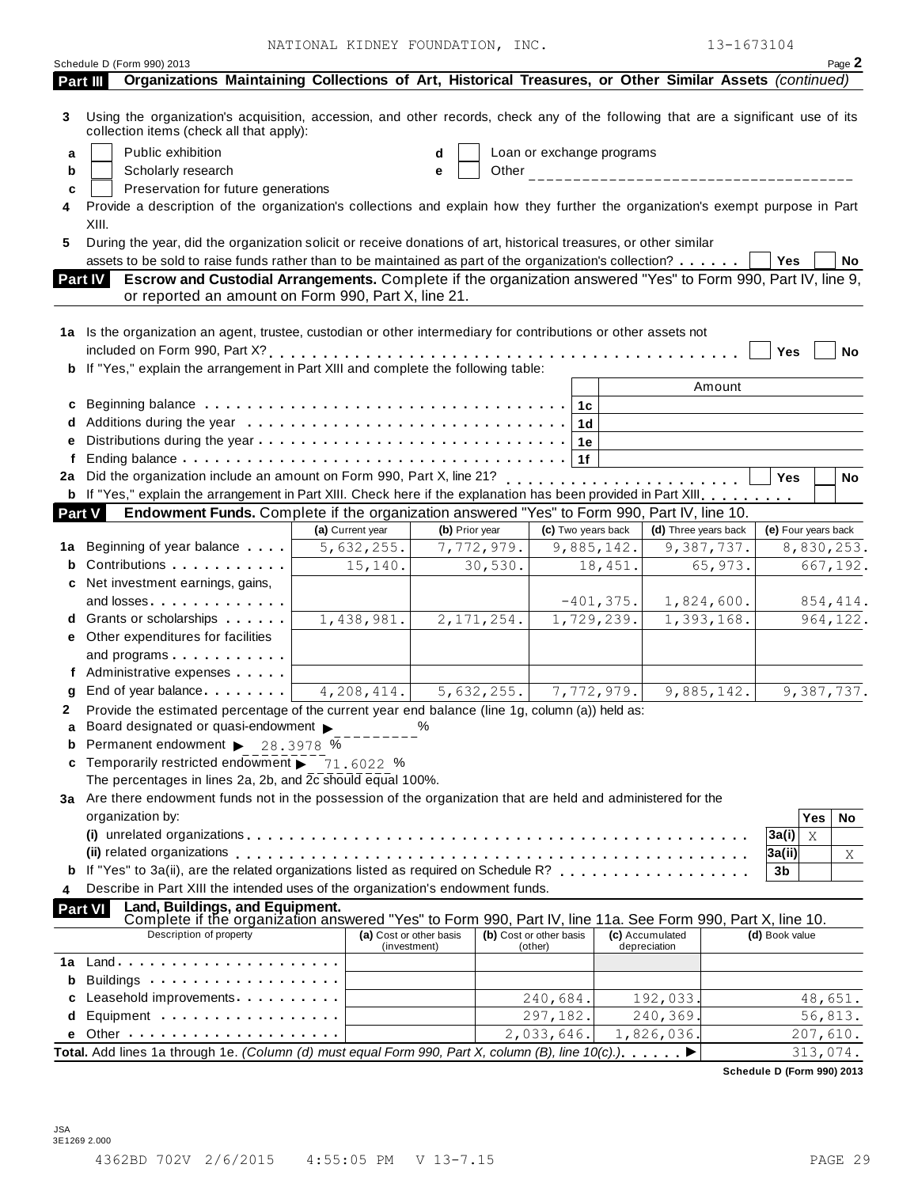NATIONAL KIDNEY FOUNDATION, INC. 13-1673104

Schedule D (Form 990) 2013 Page **2**

**Part III** **Organizations Maintaining Collections of Art, Historical Treasures, or Other Similar Assets** *(continued)*

**3** Using the organization's acquisition, accession, and other records, check any of the following that are a significant use of its collection items (check all that apply):

- **a** ☐ Public exhibition
- **b** ☐ Scholarly research
- **c** ☐ Preservation for future generations
- **d** ☐ Loan or exchange programs
- **e** ☐ Other _______________

**4** Provide a description of the organization's collections and explain how they further the organization's exempt purpose in Part XIII.

**5** During the year, did the organization solicit or receive donations of art, historical treasures, or other similar assets to be sold to raise funds rather than to be maintained as part of the organization's collection? ☐ Yes ☐ No

**Part IV** **Escrow and Custodial Arrangements.** Complete if the organization answered "Yes" to Form 990, Part IV, line 9, or reported an amount on Form 990, Part X, line 21.

**1a** Is the organization an agent, trustee, custodian or other intermediary for contributions or other assets not included on Form 990, Part X? ☐ Yes ☐ No

**b** If "Yes," explain the arrangement in Part XIII and complete the following table:

| | | Amount |
|---|---|---|
| **c** Beginning balance | **1c** | |
| **d** Additions during the year | **1d** | |
| **e** Distributions during the year | **1e** | |
| **f** Ending balance | **1f** | |

**2a** Did the organization include an amount on Form 990, Part X, line 21? ☐ Yes ☐ No

**b** If "Yes," explain the arrangement in Part XIII. Check here if the explanation has been provided in Part XIII ☐

**Part V** **Endowment Funds.** Complete if the organization answered "Yes" to Form 990, Part IV, line 10.

| | (a) Current year | (b) Prior year | (c) Two years back | (d) Three years back | (e) Four years back |
|---|---|---|---|---|---|
| **1a** Beginning of year balance | 5,632,255. | 7,772,979. | 9,885,142. | 9,387,737. | 8,830,253. |
| **b** Contributions | 15,140. | 30,530. | 18,451. | 65,973. | 667,192. |
| **c** Net investment earnings, gains, and losses | | | -401,375. | 1,824,600. | 854,414. |
| **d** Grants or scholarships | 1,438,981. | 2,171,254. | 1,729,239. | 1,393,168. | 964,122. |
| **e** Other expenditures for facilities and programs | | | | | |
| **f** Administrative expenses | | | | | |
| **g** End of year balance | 4,208,414. | 5,632,255. | 7,772,979. | 9,885,142. | 9,387,737. |

**2** Provide the estimated percentage of the current year end balance (line 1g, column (a)) held as:

- **a** Board designated or quasi-endowment ▶ ________ %
- **b** Permanent endowment ▶ 28.3978 %
- **c** Temporarily restricted endowment ▶ 71.6022 %

The percentages in lines 2a, 2b, and 2c should equal 100%.

**3a** Are there endowment funds not in the possession of the organization that are held and administered for the organization by:

| | | Yes | No |
|---|---|---|---|
| **(i)** unrelated organizations | **3a(i)** | X | |
| **(ii)** related organizations | **3a(ii)** | | X |
| **b** If "Yes" to 3a(ii), are the related organizations listed as required on Schedule R? | **3b** | | |

**4** Describe in Part XIII the intended uses of the organization's endowment funds.

**Part VI** **Land, Buildings, and Equipment.** Complete if the organization answered "Yes" to Form 990, Part IV, line 11a. See Form 990, Part X, line 10.

| Description of property | (a) Cost or other basis (investment) | (b) Cost or other basis (other) | (c) Accumulated depreciation | (d) Book value |
|---|---|---|---|---|
| **1a** Land | | | | |
| **b** Buildings | | | | |
| **c** Leasehold improvements | | 240,684. | 192,033. | 48,651. |
| **d** Equipment | | 297,182. | 240,369. | 56,813. |
| **e** Other | | 2,033,646. | 1,826,036. | 207,610. |
| **Total.** Add lines 1a through 1e. *(Column (d) must equal Form 990, Part X, column (B), line 10(c).)* ▶ | | | | 313,074. |

**Schedule D (Form 990) 2013**

JSA
3E1269 2.000

4362BD 702V 2/6/2015 4:55:05 PM V 13-7.15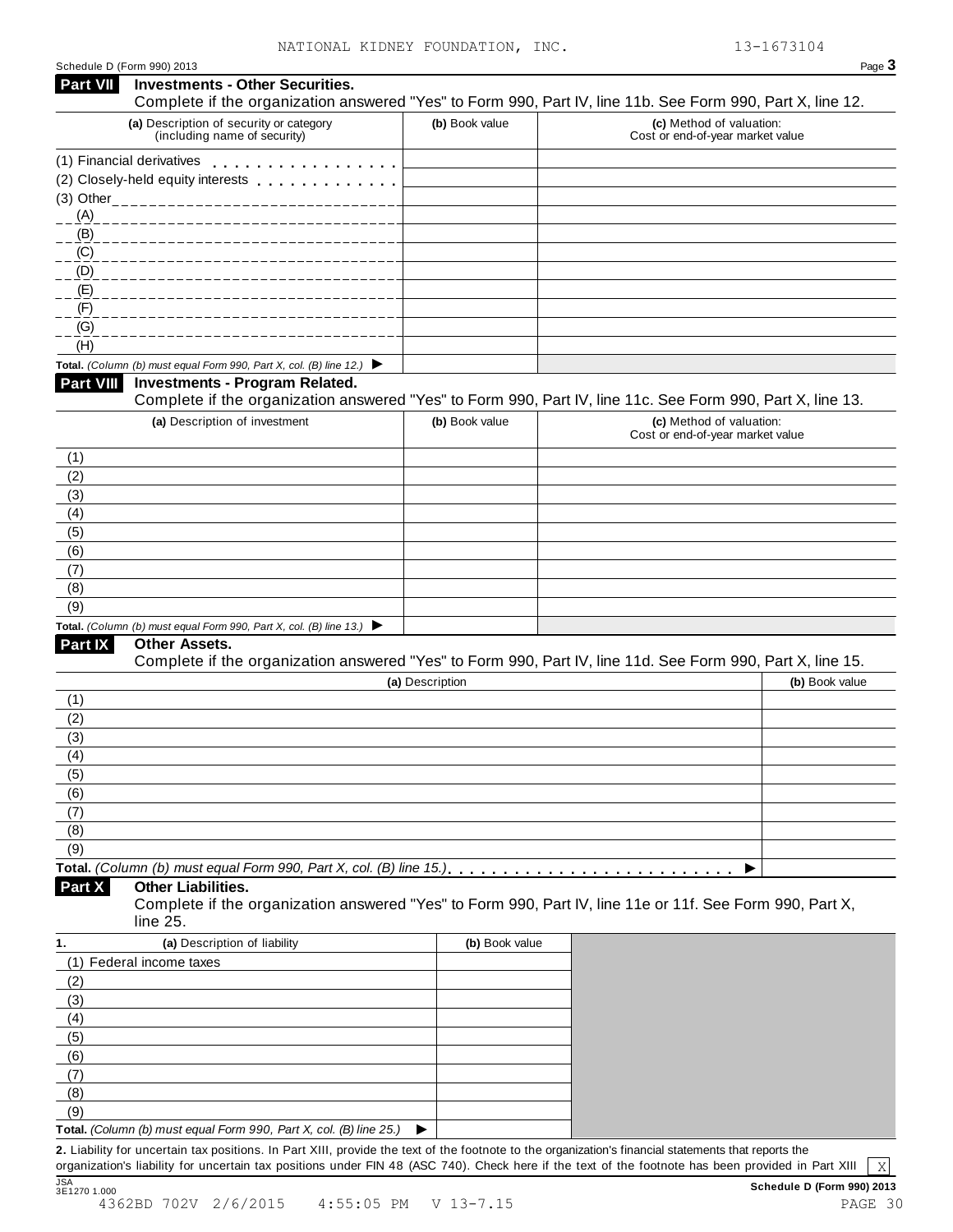NATIONAL KIDNEY FOUNDATION, INC. 13-1673104

Schedule D (Form 990) 2013 Page 3

## Part VII Investments - Other Securities.

Complete if the organization answered "Yes" to Form 990, Part IV, line 11b. See Form 990, Part X, line 12.

| (a) Description of security or category (including name of security) | (b) Book value | (c) Method of valuation: Cost or end-of-year market value |
|---|---|---|
| (1) Financial derivatives | | |
| (2) Closely-held equity interests | | |
| (3) Other | | |
| (A) | | |
| (B) | | |
| (C) | | |
| (D) | | |
| (E) | | |
| (F) | | |
| (G) | | |
| (H) | | |
| **Total.** *(Column (b) must equal Form 990, Part X, col. (B) line 12.)* ▶ | | |

## Part VIII Investments - Program Related.

Complete if the organization answered "Yes" to Form 990, Part IV, line 11c. See Form 990, Part X, line 13.

| (a) Description of investment | (b) Book value | (c) Method of valuation: Cost or end-of-year market value |
|---|---|---|
| (1) | | |
| (2) | | |
| (3) | | |
| (4) | | |
| (5) | | |
| (6) | | |
| (7) | | |
| (8) | | |
| (9) | | |
| **Total.** *(Column (b) must equal Form 990, Part X, col. (B) line 13.)* ▶ | | |

## Part IX Other Assets.

Complete if the organization answered "Yes" to Form 990, Part IV, line 11d. See Form 990, Part X, line 15.

| (a) Description | (b) Book value |
|---|---|
| (1) | |
| (2) | |
| (3) | |
| (4) | |
| (5) | |
| (6) | |
| (7) | |
| (8) | |
| (9) | |
| **Total.** *(Column (b) must equal Form 990, Part X, col. (B) line 15.)* ▶ | |

## Part X Other Liabilities.

Complete if the organization answered "Yes" to Form 990, Part IV, line 11e or 11f. See Form 990, Part X, line 25.

| 1. (a) Description of liability | (b) Book value |
|---|---|
| (1) Federal income taxes | |
| (2) | |
| (3) | |
| (4) | |
| (5) | |
| (6) | |
| (7) | |
| (8) | |
| (9) | |
| **Total.** *(Column (b) must equal Form 990, Part X, col. (B) line 25.)* ▶ | |

**2.** Liability for uncertain tax positions. In Part XIII, provide the text of the footnote to the organization's financial statements that reports the organization's liability for uncertain tax positions under FIN 48 (ASC 740). Check here if the text of the footnote has been provided in Part XIII [X]

JSA 3E1270 1.000 **Schedule D (Form 990) 2013**

4362BD 702V 2/6/2015 4:55:05 PM V 13-7.15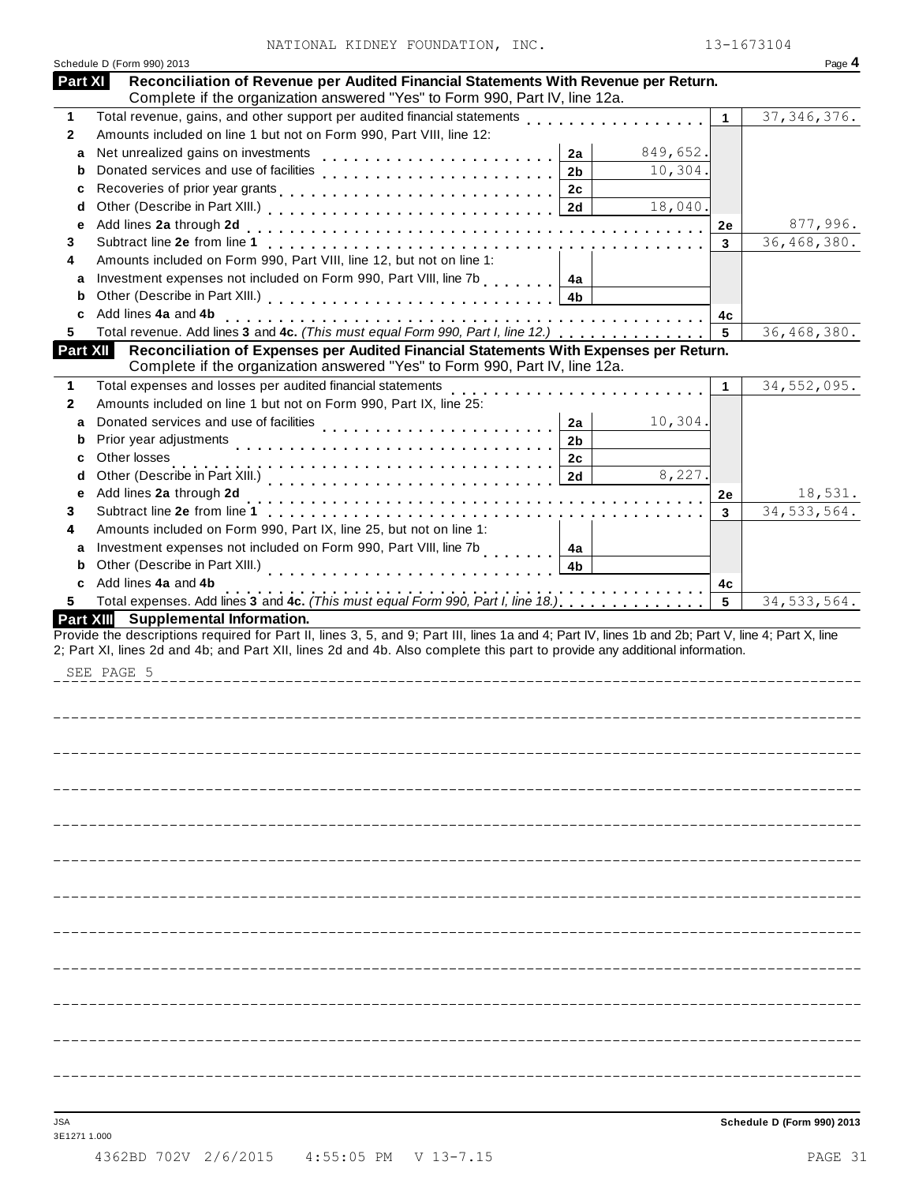NATIONAL KIDNEY FOUNDATION, INC. 13-1673104

Schedule D (Form 990) 2013 Page **4**

## Part XI Reconciliation of Revenue per Audited Financial Statements With Revenue per Return.

Complete if the organization answered "Yes" to Form 990, Part IV, line 12a.

| | | | | | |
|---|---|---|---|---|---|
| **1** | Total revenue, gains, and other support per audited financial statements | | | 1 | 37,346,376. |
| **2** | Amounts included on line 1 but not on Form 990, Part VIII, line 12: | | | | |
| **a** | Net unrealized gains on investments | 2a | 849,652. | | |
| **b** | Donated services and use of facilities | 2b | 10,304. | | |
| **c** | Recoveries of prior year grants | 2c | | | |
| **d** | Other (Describe in Part XIII.) | 2d | 18,040. | | |
| **e** | Add lines **2a** through **2d** | | | 2e | 877,996. |
| **3** | Subtract line **2e** from line **1** | | | 3 | 36,468,380. |
| **4** | Amounts included on Form 990, Part VIII, line 12, but not on line 1: | | | | |
| **a** | Investment expenses not included on Form 990, Part VIII, line 7b | 4a | | | |
| **b** | Other (Describe in Part XIII.) | 4b | | | |
| **c** | Add lines **4a** and **4b** | | | 4c | |
| **5** | Total revenue. Add lines **3** and **4c.** *(This must equal Form 990, Part I, line 12.)* | | | 5 | 36,468,380. |

## Part XII Reconciliation of Expenses per Audited Financial Statements With Expenses per Return.

Complete if the organization answered "Yes" to Form 990, Part IV, line 12a.

| | | | | | |
|---|---|---|---|---|---|
| **1** | Total expenses and losses per audited financial statements | | | 1 | 34,552,095. |
| **2** | Amounts included on line 1 but not on Form 990, Part IX, line 25: | | | | |
| **a** | Donated services and use of facilities | 2a | 10,304. | | |
| **b** | Prior year adjustments | 2b | | | |
| **c** | Other losses | 2c | | | |
| **d** | Other (Describe in Part XIII.) | 2d | 8,227. | | |
| **e** | Add lines **2a** through **2d** | | | 2e | 18,531. |
| **3** | Subtract line **2e** from line **1** | | | 3 | 34,533,564. |
| **4** | Amounts included on Form 990, Part IX, line 25, but not on line 1: | | | | |
| **a** | Investment expenses not included on Form 990, Part VIII, line 7b | 4a | | | |
| **b** | Other (Describe in Part XIII.) | 4b | | | |
| **c** | Add lines **4a** and **4b** | | | 4c | |
| **5** | Total expenses. Add lines **3** and **4c.** *(This must equal Form 990, Part I, line 18.)* | | | 5 | 34,533,564. |

## Part XIII Supplemental Information.

Provide the descriptions required for Part II, lines 3, 5, and 9; Part III, lines 1a and 4; Part IV, lines 1b and 2b; Part V, line 4; Part X, line 2; Part XI, lines 2d and 4b; and Part XII, lines 2d and 4b. Also complete this part to provide any additional information.

SEE PAGE 5

JSA 3E1271 1.000

**Schedule D (Form 990) 2013**

4362BD 702V 2/6/2015 4:55:05 PM V 13-7.15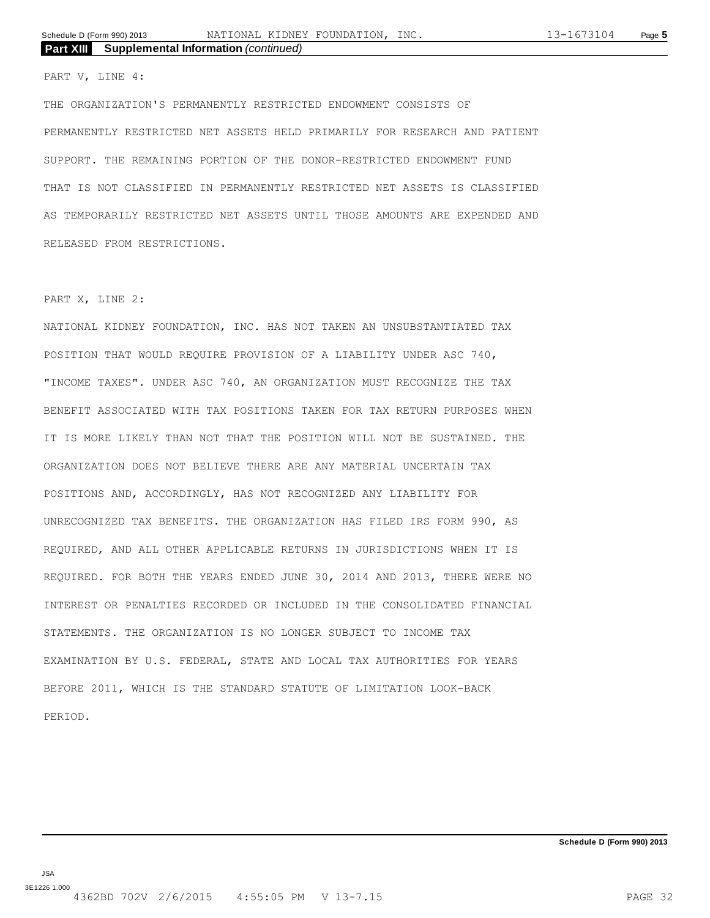## Part XIII Supplemental Information *(continued)*

PART V, LINE 4:

THE ORGANIZATION'S PERMANENTLY RESTRICTED ENDOWMENT CONSISTS OF PERMANENTLY RESTRICTED NET ASSETS HELD PRIMARILY FOR RESEARCH AND PATIENT SUPPORT. THE REMAINING PORTION OF THE DONOR-RESTRICTED ENDOWMENT FUND THAT IS NOT CLASSIFIED IN PERMANENTLY RESTRICTED NET ASSETS IS CLASSIFIED AS TEMPORARILY RESTRICTED NET ASSETS UNTIL THOSE AMOUNTS ARE EXPENDED AND RELEASED FROM RESTRICTIONS.

PART X, LINE 2:

NATIONAL KIDNEY FOUNDATION, INC. HAS NOT TAKEN AN UNSUBSTANTIATED TAX POSITION THAT WOULD REQUIRE PROVISION OF A LIABILITY UNDER ASC 740, "INCOME TAXES". UNDER ASC 740, AN ORGANIZATION MUST RECOGNIZE THE TAX BENEFIT ASSOCIATED WITH TAX POSITIONS TAKEN FOR TAX RETURN PURPOSES WHEN IT IS MORE LIKELY THAN NOT THAT THE POSITION WILL NOT BE SUSTAINED. THE ORGANIZATION DOES NOT BELIEVE THERE ARE ANY MATERIAL UNCERTAIN TAX POSITIONS AND, ACCORDINGLY, HAS NOT RECOGNIZED ANY LIABILITY FOR UNRECOGNIZED TAX BENEFITS. THE ORGANIZATION HAS FILED IRS FORM 990, AS REQUIRED, AND ALL OTHER APPLICABLE RETURNS IN JURISDICTIONS WHEN IT IS REQUIRED. FOR BOTH THE YEARS ENDED JUNE 30, 2014 AND 2013, THERE WERE NO INTEREST OR PENALTIES RECORDED OR INCLUDED IN THE CONSOLIDATED FINANCIAL STATEMENTS. THE ORGANIZATION IS NO LONGER SUBJECT TO INCOME TAX EXAMINATION BY U.S. FEDERAL, STATE AND LOCAL TAX AUTHORITIES FOR YEARS BEFORE 2011, WHICH IS THE STANDARD STATUTE OF LIMITATION LOOK-BACK PERIOD.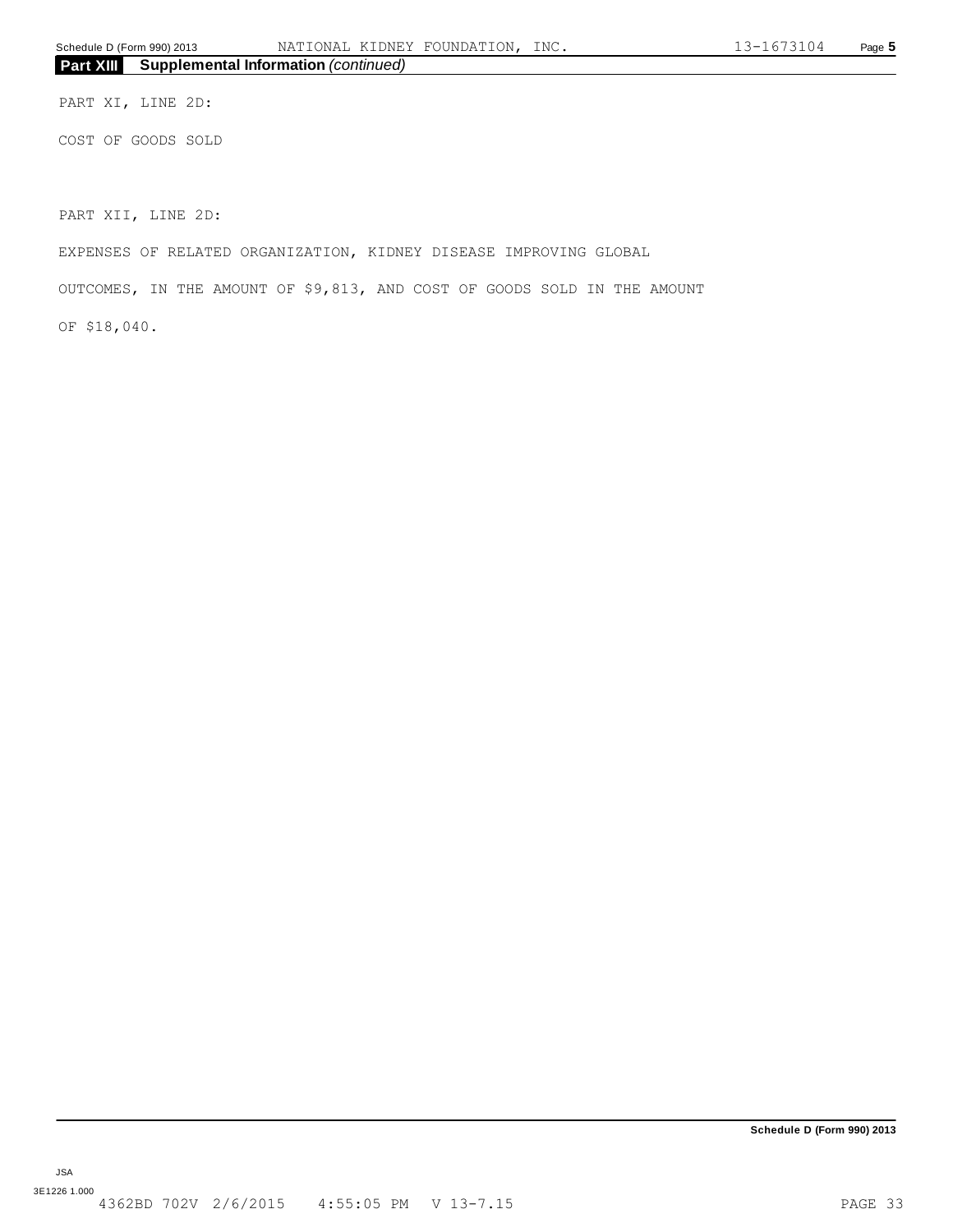## Part XIII Supplemental Information *(continued)*

PART XI, LINE 2D:

COST OF GOODS SOLD

PART XII, LINE 2D:

EXPENSES OF RELATED ORGANIZATION, KIDNEY DISEASE IMPROVING GLOBAL OUTCOMES, IN THE AMOUNT OF $9,813, AND COST OF GOODS SOLD IN THE AMOUNT OF $18,040.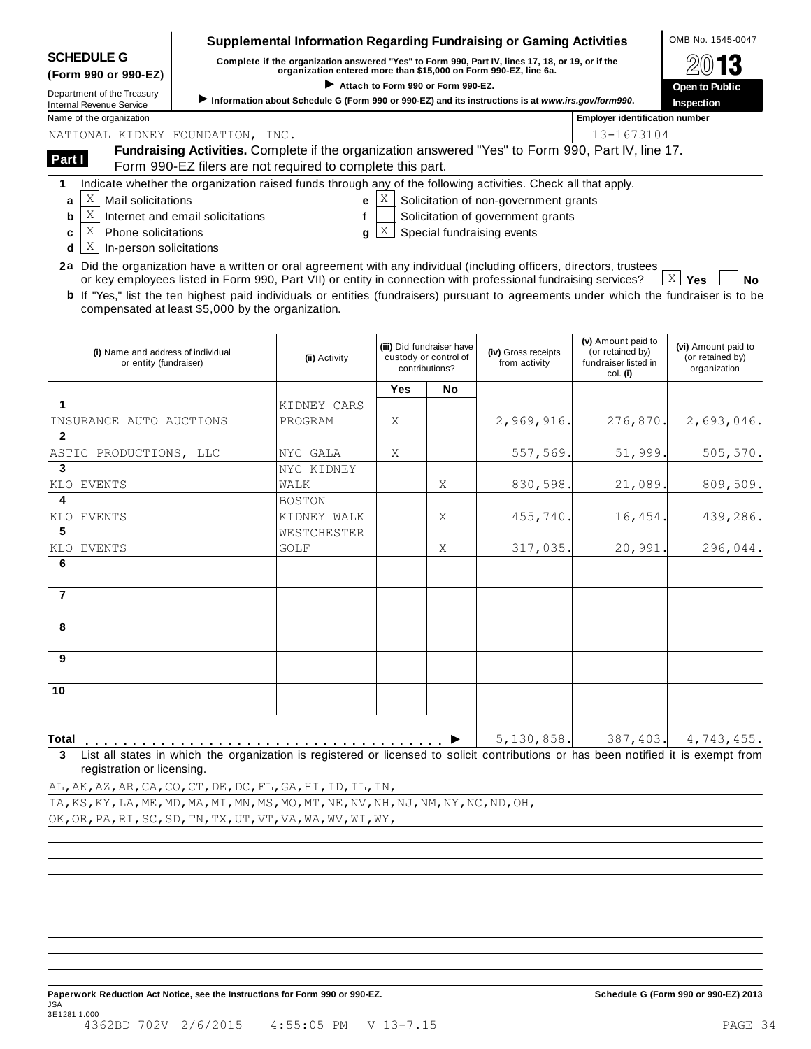# SCHEDULE G (Form 990 or 990-EZ)

Department of the Treasury
Internal Revenue Service

## Supplemental Information Regarding Fundraising or Gaming Activities

**Complete if the organization answered "Yes" to Form 990, Part IV, lines 17, 18, or 19, or if the organization entered more than $15,000 on Form 990-EZ, line 6a.**

▶ **Attach to Form 990 or Form 990-EZ.**

▶ **Information about Schedule G (Form 990 or 990-EZ) and its instructions is at www.irs.gov/form990.**

OMB No. 1545-0047

**2013**

**Open to Public Inspection**

Name of the organization: NATIONAL KIDNEY FOUNDATION, INC.

Employer identification number: 13-1673104

**Part I** **Fundraising Activities.** Complete if the organization answered "Yes" to Form 990, Part IV, line 17. Form 990-EZ filers are not required to complete this part.

**1** Indicate whether the organization raised funds through any of the following activities. Check all that apply.

- **a** [X] Mail solicitations
- **b** [X] Internet and email solicitations
- **c** [X] Phone solicitations
- **d** [X] In-person solicitations
- **e** [X] Solicitation of non-government grants
- **f** [ ] Solicitation of government grants
- **g** [X] Special fundraising events

**2a** Did the organization have a written or oral agreement with any individual (including officers, directors, trustees or key employees listed in Form 990, Part VII) or entity in connection with professional fundraising services? [X] **Yes** [ ] **No**

**b** If "Yes," list the ten highest paid individuals or entities (fundraisers) pursuant to agreements under which the fundraiser is to be compensated at least $5,000 by the organization.

| | (i) Name and address of individual or entity (fundraiser) | (ii) Activity | (iii) Did fundraiser have custody or control of contributions? Yes | No | (iv) Gross receipts from activity | (v) Amount paid to (or retained by) fundraiser listed in col. (i) | (vi) Amount paid to (or retained by) organization |
|---|---|---|---|---|---|---|---|
| 1 | INSURANCE AUTO AUCTIONS | KIDNEY CARS PROGRAM | X | | 2,969,916. | 276,870. | 2,693,046. |
| 2 | ASTIC PRODUCTIONS, LLC | NYC GALA | X | | 557,569. | 51,999. | 505,570. |
| 3 | KLO EVENTS | NYC KIDNEY WALK | | X | 830,598. | 21,089. | 809,509. |
| 4 | KLO EVENTS | BOSTON KIDNEY WALK | | X | 455,740. | 16,454. | 439,286. |
| 5 | KLO EVENTS | WESTCHESTER GOLF | | X | 317,035. | 20,991. | 296,044. |
| 6 | | | | | | | |
| 7 | | | | | | | |
| 8 | | | | | | | |
| 9 | | | | | | | |
| 10 | | | | | | | |
| **Total** | | | | ▶ | 5,130,858. | 387,403. | 4,743,455. |

**3** List all states in which the organization is registered or licensed to solicit contributions or has been notified it is exempt from registration or licensing.

AL,AK,AZ,AR,CA,CO,CT,DE,DC,FL,GA,HI,ID,IL,IN,
IA,KS,KY,LA,ME,MD,MA,MI,MN,MS,MO,MT,NE,NV,NH,NJ,NM,NY,NC,ND,OH,
OK,OR,PA,RI,SC,SD,TN,TX,UT,VT,VA,WA,WV,WI,WY,

**Paperwork Reduction Act Notice, see the Instructions for Form 990 or 990-EZ.** **Schedule G (Form 990 or 990-EZ) 2013**

JSA
3E1281 1.000
4362BD 702V 2/6/2015 4:55:05 PM V 13-7.15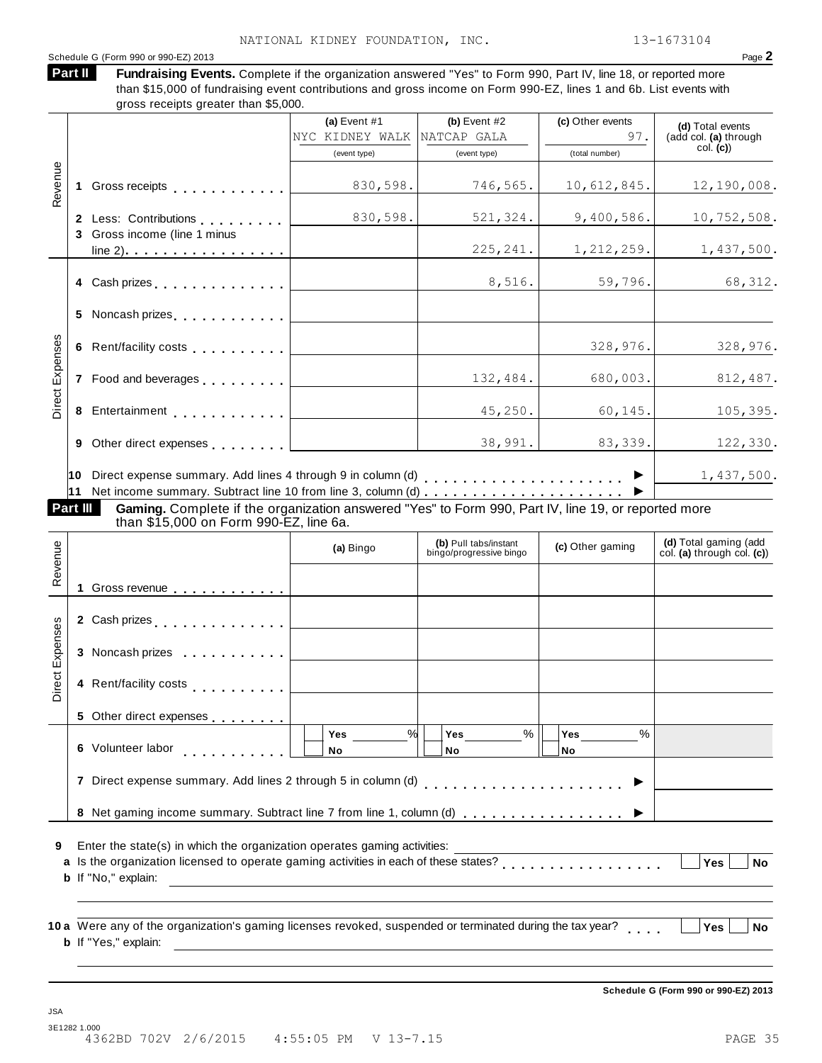NATIONAL KIDNEY FOUNDATION, INC. 13-1673104

Schedule G (Form 990 or 990-EZ) 2013 Page **2**

**Part II** **Fundraising Events.** Complete if the organization answered "Yes" to Form 990, Part IV, line 18, or reported more than $15,000 of fundraising event contributions and gross income on Form 990-EZ, lines 1 and 6b. List events with gross receipts greater than $5,000.

| | | (a) Event #1 NYC KIDNEY WALK (event type) | (b) Event #2 NATCAP GALA (event type) | (c) Other events 97. (total number) | (d) Total events (add col. (a) through col. (c)) |
|---|---|---|---|---|---|
| Revenue | 1 Gross receipts | 830,598. | 746,565. | 10,612,845. | 12,190,008. |
| | 2 Less: Contributions | 830,598. | 521,324. | 9,400,586. | 10,752,508. |
| | 3 Gross income (line 1 minus line 2) | | 225,241. | 1,212,259. | 1,437,500. |
| Direct Expenses | 4 Cash prizes | | 8,516. | 59,796. | 68,312. |
| | 5 Noncash prizes | | | | |
| | 6 Rent/facility costs | | | 328,976. | 328,976. |
| | 7 Food and beverages | | 132,484. | 680,003. | 812,487. |
| | 8 Entertainment | | 45,250. | 60,145. | 105,395. |
| | 9 Other direct expenses | | 38,991. | 83,339. | 122,330. |
| | 10 Direct expense summary. Add lines 4 through 9 in column (d) | | | | 1,437,500. |
| | 11 Net income summary. Subtract line 10 from line 3, column (d) | | | | |

**Part III** **Gaming.** Complete if the organization answered "Yes" to Form 990, Part IV, line 19, or reported more than $15,000 on Form 990-EZ, line 6a.

| | | (a) Bingo | (b) Pull tabs/instant bingo/progressive bingo | (c) Other gaming | (d) Total gaming (add col. (a) through col. (c)) |
|---|---|---|---|---|---|
| Revenue | 1 Gross revenue | | | | |
| Direct Expenses | 2 Cash prizes | | | | |
| | 3 Noncash prizes | | | | |
| | 4 Rent/facility costs | | | | |
| | 5 Other direct expenses | | | | |
| | 6 Volunteer labor | Yes ____ % No | Yes ____ % No | Yes ____ % No | |
| | 7 Direct expense summary. Add lines 2 through 5 in column (d) | | | | |
| | 8 Net gaming income summary. Subtract line 7 from line 1, column (d) | | | | |

**9** Enter the state(s) in which the organization operates gaming activities: ____________

**a** Is the organization licensed to operate gaming activities in each of these states? Yes No

**b** If "No," explain: ____________

**10 a** Were any of the organization's gaming licenses revoked, suspended or terminated during the tax year? Yes No

**b** If "Yes," explain: ____________

**Schedule G (Form 990 or 990-EZ) 2013**

JSA
3E1282 1.000
4362BD 702V 2/6/2015 4:55:05 PM V 13-7.15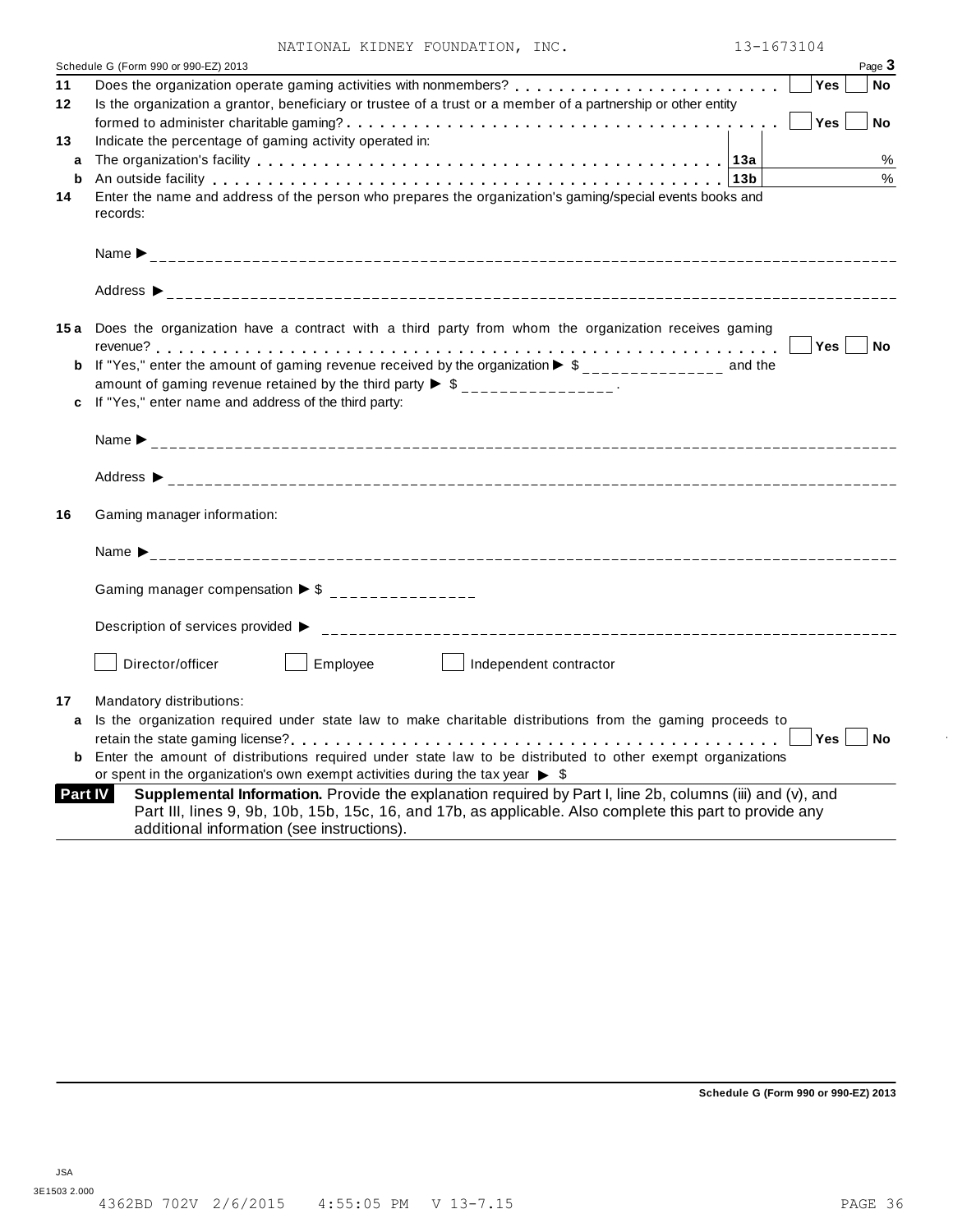NATIONAL KIDNEY FOUNDATION, INC. 13-1673104

Schedule G (Form 990 or 990-EZ) 2013 Page **3**

**11** Does the organization operate gaming activities with nonmembers? . . . . . . . . . . . . . . . . . . . . . . . . ☐ **Yes** ☐ **No**

**12** Is the organization a grantor, beneficiary or trustee of a trust or a member of a partnership or other entity formed to administer charitable gaming? . . . . . . . . . . . . . . . . . . . . . . . . . . . . . . . . . . . . . ☐ **Yes** ☐ **No**

**13** Indicate the percentage of gaming activity operated in:

**a** The organization's facility . . . . . . . . . . . . . . . . . . . . . . . . . . . . . . . . . . . . . . . . **13a** %

**b** An outside facility . . . . . . . . . . . . . . . . . . . . . . . . . . . . . . . . . . . . . . . . . . . . . . **13b** %

**14** Enter the name and address of the person who prepares the organization's gaming/special events books and records:

Name ▶ ____________________

Address ▶ ____________________

**15 a** Does the organization have a contract with a third party from whom the organization receives gaming revenue? . . . . . . . . . . . . . . . . . . . . . . . . . . . . . . . . . . . . . . . . . . . . . . . . . . . . . . ☐ **Yes** ☐ **No**

**b** If "Yes," enter the amount of gaming revenue received by the organization ▶ $ ______________ and the amount of gaming revenue retained by the third party ▶ $ ______________ .

**c** If "Yes," enter name and address of the third party:

Name ▶ ____________________

Address ▶ ____________________

**16** Gaming manager information:

Name ▶ ____________________

Gaming manager compensation ▶ $ ______________

Description of services provided ▶ ____________________

☐ Director/officer ☐ Employee ☐ Independent contractor

**17** Mandatory distributions:

**a** Is the organization required under state law to make charitable distributions from the gaming proceeds to retain the state gaming license? . . . . . . . . . . . . . . . . . . . . . . . . . . . . . . . . . . . . . . . . . ☐ **Yes** ☐ **No**

**b** Enter the amount of distributions required under state law to be distributed to other exempt organizations or spent in the organization's own exempt activities during the tax year ▶ $

**Part IV** **Supplemental Information.** Provide the explanation required by Part I, line 2b, columns (iii) and (v), and Part III, lines 9, 9b, 10b, 15b, 15c, 16, and 17b, as applicable. Also complete this part to provide any additional information (see instructions).

**Schedule G (Form 990 or 990-EZ) 2013**

JSA
3E1503 2.000
4362BD 702V 2/6/2015 4:55:05 PM V 13-7.15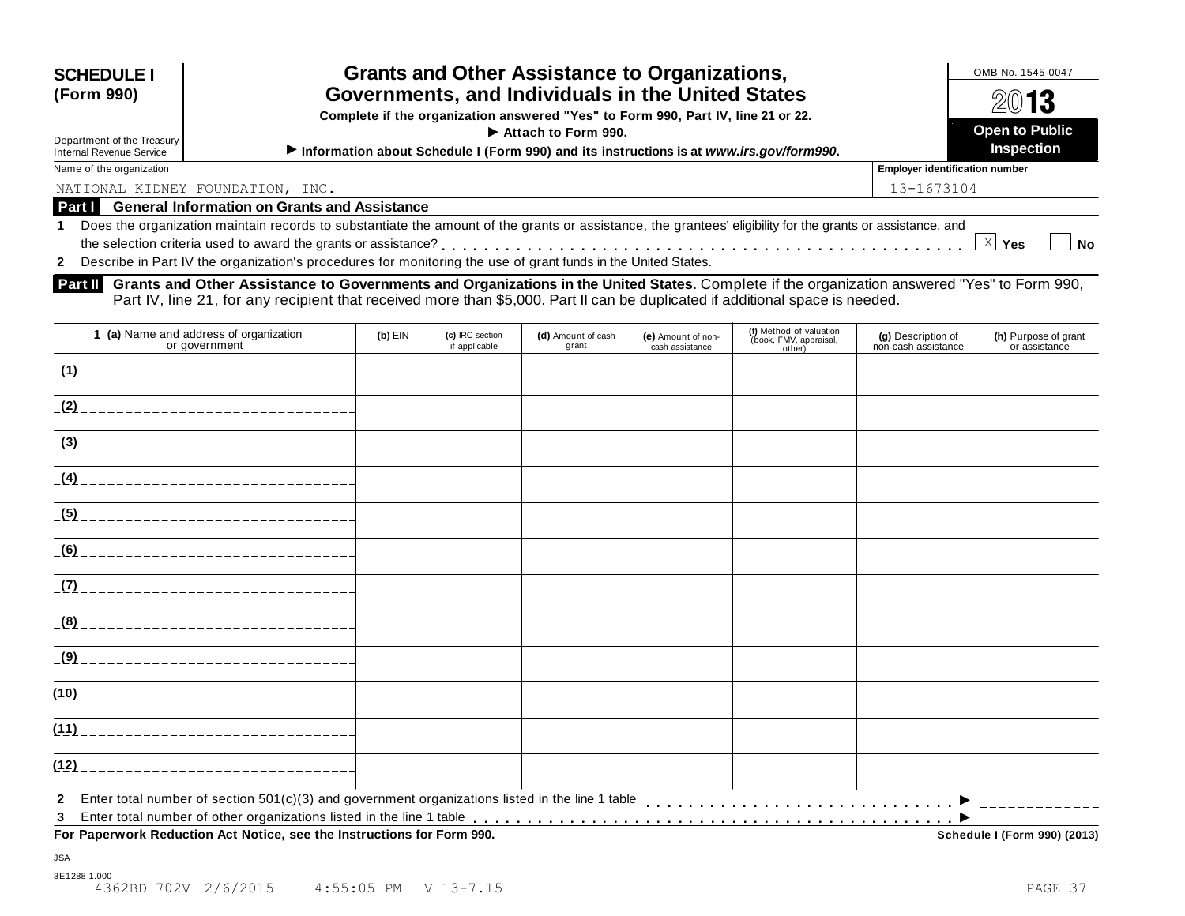**SCHEDULE I**
**(Form 990)**

Department of the Treasury
Internal Revenue Service

# Grants and Other Assistance to Organizations, Governments, and Individuals in the United States

**Complete if the organization answered "Yes" to Form 990, Part IV, line 21 or 22.**
**▶ Attach to Form 990.**
**▶ Information about Schedule I (Form 990) and its instructions is at *www.irs.gov/form990*.**

OMB No. 1545-0047

**2013**

**Open to Public Inspection**

| Name of the organization | Employer identification number |
|---|---|
| NATIONAL KIDNEY FOUNDATION, INC. | 13-1673104 |

## Part I General Information on Grants and Assistance

**1** Does the organization maintain records to substantiate the amount of the grants or assistance, the grantees' eligibility for the grants or assistance, and the selection criteria used to award the grants or assistance? . . . . . . . . . . [X] **Yes** [ ] **No**

**2** Describe in Part IV the organization's procedures for monitoring the use of grant funds in the United States.

## Part II Grants and Other Assistance to Governments and Organizations in the United States.

Complete if the organization answered "Yes" to Form 990, Part IV, line 21, for any recipient that received more than $5,000. Part II can be duplicated if additional space is needed.

| **1 (a)** Name and address of organization or government | **(b)** EIN | **(c)** IRC section if applicable | **(d)** Amount of cash grant | **(e)** Amount of non-cash assistance | **(f)** Method of valuation (book, FMV, appraisal, other) | **(g)** Description of non-cash assistance | **(h)** Purpose of grant or assistance |
|---|---|---|---|---|---|---|---|
| (1) | | | | | | | |
| (2) | | | | | | | |
| (3) | | | | | | | |
| (4) | | | | | | | |
| (5) | | | | | | | |
| (6) | | | | | | | |
| (7) | | | | | | | |
| (8) | | | | | | | |
| (9) | | | | | | | |
| (10) | | | | | | | |
| (11) | | | | | | | |
| (12) | | | | | | | |

**2** Enter total number of section 501(c)(3) and government organizations listed in the line 1 table . . . . . . . . . . ▶

**3** Enter total number of other organizations listed in the line 1 table . . . . . . . . . . ▶

**For Paperwork Reduction Act Notice, see the Instructions for Form 990.** **Schedule I (Form 990) (2013)**

JSA
3E1288 1.000
4362BD 702V 2/6/2015 4:55:05 PM V 13-7.15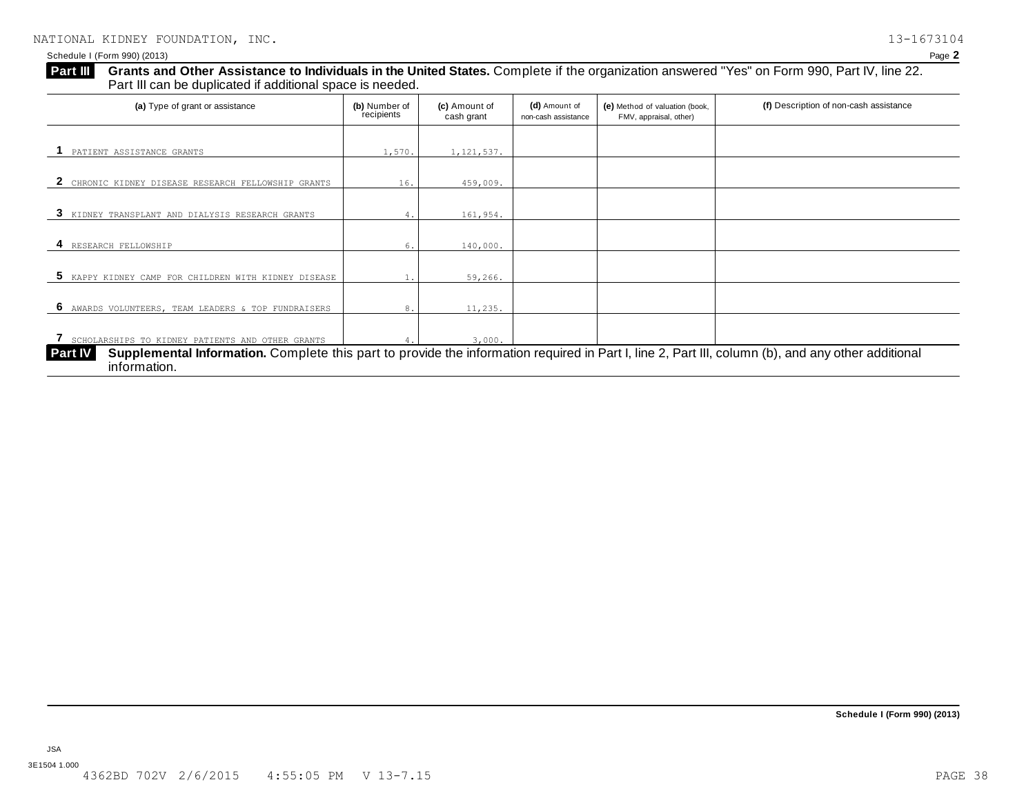NATIONAL KIDNEY FOUNDATION, INC. 13-1673104

Schedule I (Form 990) (2013) Page **2**

**Part III** **Grants and Other Assistance to Individuals in the United States.** Complete if the organization answered "Yes" on Form 990, Part IV, line 22. Part III can be duplicated if additional space is needed.

| (a) Type of grant or assistance | (b) Number of recipients | (c) Amount of cash grant | (d) Amount of non-cash assistance | (e) Method of valuation (book, FMV, appraisal, other) | (f) Description of non-cash assistance |
|---|---|---|---|---|---|
| 1 PATIENT ASSISTANCE GRANTS | 1,570. | 1,121,537. | | | |
| 2 CHRONIC KIDNEY DISEASE RESEARCH FELLOWSHIP GRANTS | 16. | 459,009. | | | |
| 3 KIDNEY TRANSPLANT AND DIALYSIS RESEARCH GRANTS | 4. | 161,954. | | | |
| 4 RESEARCH FELLOWSHIP | 6. | 140,000. | | | |
| 5 KAPPY KIDNEY CAMP FOR CHILDREN WITH KIDNEY DISEASE | 1. | 59,266. | | | |
| 6 AWARDS VOLUNTEERS, TEAM LEADERS & TOP FUNDRAISERS | 8. | 11,235. | | | |
| 7 SCHOLARSHIPS TO KIDNEY PATIENTS AND OTHER GRANTS | 4. | 3,000. | | | |

**Part IV** **Supplemental Information.** Complete this part to provide the information required in Part I, line 2, Part III, column (b), and any other additional information.

**Schedule I (Form 990) (2013)**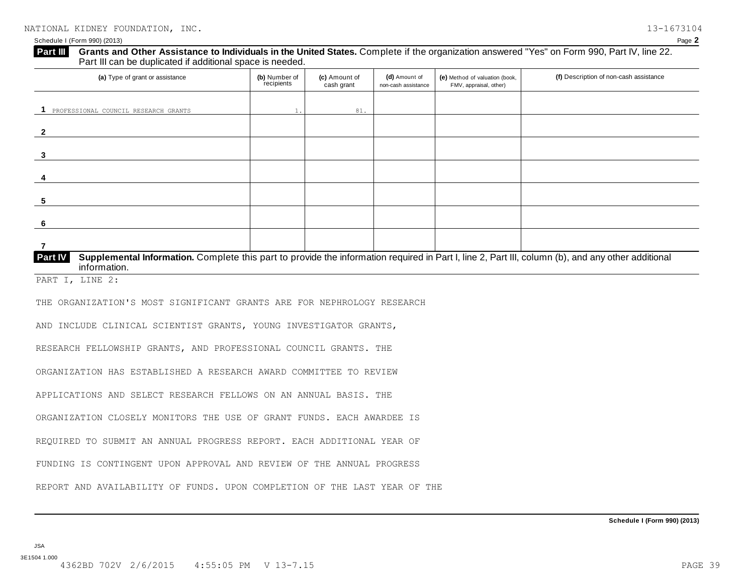NATIONAL KIDNEY FOUNDATION, INC. 13-1673104

Schedule I (Form 990) (2013) Page **2**

**Part III** **Grants and Other Assistance to Individuals in the United States.** Complete if the organization answered "Yes" on Form 990, Part IV, line 22. Part III can be duplicated if additional space is needed.

| (a) Type of grant or assistance | (b) Number of recipients | (c) Amount of cash grant | (d) Amount of non-cash assistance | (e) Method of valuation (book, FMV, appraisal, other) | (f) Description of non-cash assistance |
|---|---|---|---|---|---|
| 1 PROFESSIONAL COUNCIL RESEARCH GRANTS | 1. | 81. | | | |
| 2 | | | | | |
| 3 | | | | | |
| 4 | | | | | |
| 5 | | | | | |
| 6 | | | | | |
| 7 | | | | | |

**Part IV** **Supplemental Information.** Complete this part to provide the information required in Part I, line 2, Part III, column (b), and any other additional information.

PART I, LINE 2:

THE ORGANIZATION'S MOST SIGNIFICANT GRANTS ARE FOR NEPHROLOGY RESEARCH AND INCLUDE CLINICAL SCIENTIST GRANTS, YOUNG INVESTIGATOR GRANTS, RESEARCH FELLOWSHIP GRANTS, AND PROFESSIONAL COUNCIL GRANTS. THE ORGANIZATION HAS ESTABLISHED A RESEARCH AWARD COMMITTEE TO REVIEW APPLICATIONS AND SELECT RESEARCH FELLOWS ON AN ANNUAL BASIS. THE ORGANIZATION CLOSELY MONITORS THE USE OF GRANT FUNDS. EACH AWARDEE IS REQUIRED TO SUBMIT AN ANNUAL PROGRESS REPORT. EACH ADDITIONAL YEAR OF FUNDING IS CONTINGENT UPON APPROVAL AND REVIEW OF THE ANNUAL PROGRESS REPORT AND AVAILABILITY OF FUNDS. UPON COMPLETION OF THE LAST YEAR OF THE

**Schedule I (Form 990) (2013)**

JSA
3E1504 1.000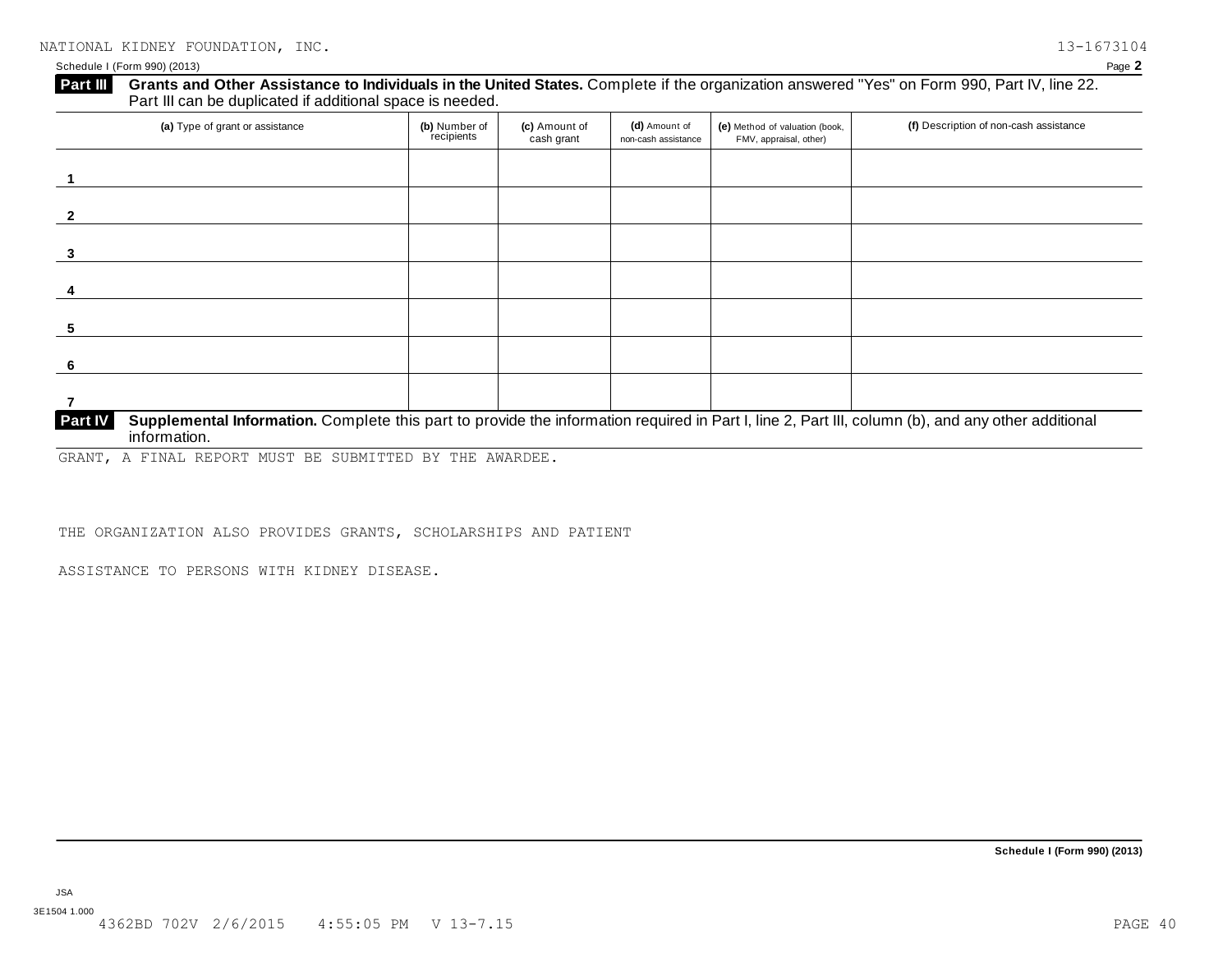NATIONAL KIDNEY FOUNDATION, INC. 13-1673104

Schedule I (Form 990) (2013) Page **2**

**Part III** **Grants and Other Assistance to Individuals in the United States.** Complete if the organization answered "Yes" on Form 990, Part IV, line 22. Part III can be duplicated if additional space is needed.

| (a) Type of grant or assistance | (b) Number of recipients | (c) Amount of cash grant | (d) Amount of non-cash assistance | (e) Method of valuation (book, FMV, appraisal, other) | (f) Description of non-cash assistance |
|---|---|---|---|---|---|
| 1 | | | | | |
| 2 | | | | | |
| 3 | | | | | |
| 4 | | | | | |
| 5 | | | | | |
| 6 | | | | | |
| 7 | | | | | |

**Part IV** **Supplemental Information.** Complete this part to provide the information required in Part I, line 2, Part III, column (b), and any other additional information.

GRANT, A FINAL REPORT MUST BE SUBMITTED BY THE AWARDEE.

THE ORGANIZATION ALSO PROVIDES GRANTS, SCHOLARSHIPS AND PATIENT

ASSISTANCE TO PERSONS WITH KIDNEY DISEASE.

**Schedule I (Form 990) (2013)**

JSA
3E1504 1.000
4362BD 702V 2/6/2015 4:55:05 PM V 13-7.15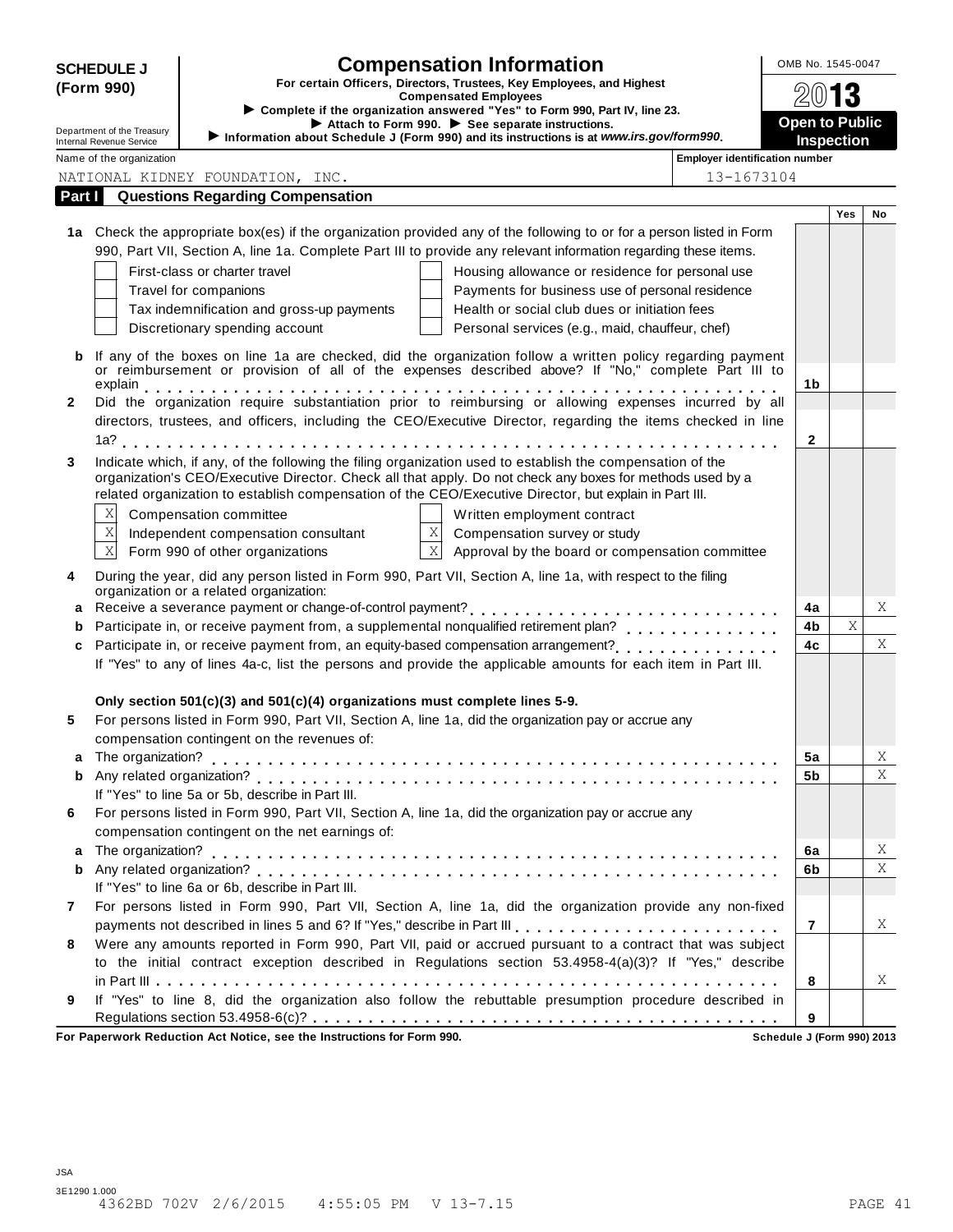# SCHEDULE J (Form 990)

## Compensation Information

**For certain Officers, Directors, Trustees, Key Employees, and Highest Compensated Employees**

▶ Complete if the organization answered "Yes" to Form 990, Part IV, line 23.

▶ Attach to Form 990. ▶ See separate instructions.

▶ Information about Schedule J (Form 990) and its instructions is at *www.irs.gov/form990*.

Department of the Treasury
Internal Revenue Service

OMB No. 1545-0047

2013

**Open to Public Inspection**

Name of the organization: NATIONAL KIDNEY FOUNDATION, INC.

Employer identification number: 13-1673104

## Part I Questions Regarding Compensation

| | | | Yes | No |
|---|---|---|---|---|
| **1a** | Check the appropriate box(es) if the organization provided any of the following to or for a person listed in Form 990, Part VII, Section A, line 1a. Complete Part III to provide any relevant information regarding these items.<br>☐ First-class or charter travel ☐ Housing allowance or residence for personal use<br>☐ Travel for companions ☐ Payments for business use of personal residence<br>☐ Tax indemnification and gross-up payments ☐ Health or social club dues or initiation fees<br>☐ Discretionary spending account ☐ Personal services (e.g., maid, chauffeur, chef) | | | |
| **b** | If any of the boxes on line 1a are checked, did the organization follow a written policy regarding payment or reimbursement or provision of all of the expenses described above? If "No," complete Part III to explain | 1b | | |
| **2** | Did the organization require substantiation prior to reimbursing or allowing expenses incurred by all directors, trustees, and officers, including the CEO/Executive Director, regarding the items checked in line 1a? | 2 | | |
| **3** | Indicate which, if any, of the following the filing organization used to establish the compensation of the organization's CEO/Executive Director. Check all that apply. Do not check any boxes for methods used by a related organization to establish compensation of the CEO/Executive Director, but explain in Part III.<br>☒ Compensation committee ☐ Written employment contract<br>☒ Independent compensation consultant ☒ Compensation survey or study<br>☒ Form 990 of other organizations ☒ Approval by the board or compensation committee | | | |
| **4** | During the year, did any person listed in Form 990, Part VII, Section A, line 1a, with respect to the filing organization or a related organization: | | | |
| **a** | Receive a severance payment or change-of-control payment? | 4a | | X |
| **b** | Participate in, or receive payment from, a supplemental nonqualified retirement plan? | 4b | X | |
| **c** | Participate in, or receive payment from, an equity-based compensation arrangement? | 4c | | X |
| | If "Yes" to any of lines 4a-c, list the persons and provide the applicable amounts for each item in Part III. | | | |
| | **Only section 501(c)(3) and 501(c)(4) organizations must complete lines 5-9.** | | | |
| **5** | For persons listed in Form 990, Part VII, Section A, line 1a, did the organization pay or accrue any compensation contingent on the revenues of: | | | |
| **a** | The organization? | 5a | | X |
| **b** | Any related organization? | 5b | | X |
| | If "Yes" to line 5a or 5b, describe in Part III. | | | |
| **6** | For persons listed in Form 990, Part VII, Section A, line 1a, did the organization pay or accrue any compensation contingent on the net earnings of: | | | |
| **a** | The organization? | 6a | | X |
| **b** | Any related organization? | 6b | | X |
| | If "Yes" to line 6a or 6b, describe in Part III. | | | |
| **7** | For persons listed in Form 990, Part VII, Section A, line 1a, did the organization provide any non-fixed payments not described in lines 5 and 6? If "Yes," describe in Part III | 7 | | X |
| **8** | Were any amounts reported in Form 990, Part VII, paid or accrued pursuant to a contract that was subject to the initial contract exception described in Regulations section 53.4958-4(a)(3)? If "Yes," describe in Part III | 8 | | X |
| **9** | If "Yes" to line 8, did the organization also follow the rebuttable presumption procedure described in Regulations section 53.4958-6(c)? | 9 | | |

**For Paperwork Reduction Act Notice, see the Instructions for Form 990.** Schedule J (Form 990) 2013

JSA
3E1290 1.000
4362BD 702V 2/6/2015 4:55:05 PM V 13-7.15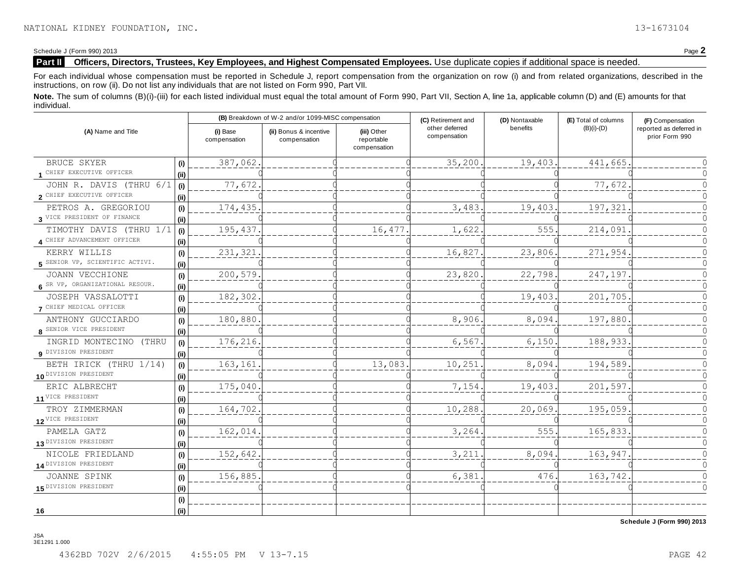NATIONAL KIDNEY FOUNDATION, INC. 13-1673104

Schedule J (Form 990) 2013 Page **2**

## Part II Officers, Directors, Trustees, Key Employees, and Highest Compensated Employees. Use duplicate copies if additional space is needed.

For each individual whose compensation must be reported in Schedule J, report compensation from the organization on row (i) and from related organizations, described in the instructions, on row (ii). Do not list any individuals that are not listed on Form 990, Part VII.

**Note.** The sum of columns (B)(i)-(iii) for each listed individual must equal the total amount of Form 990, Part VII, Section A, line 1a, applicable column (D) and (E) amounts for that individual.

| (A) Name and Title | | (B) Breakdown of W-2 and/or 1099-MISC compensation | | | (C) Retirement and other deferred compensation | (D) Nontaxable benefits | (E) Total of columns (B)(i)-(D) | (F) Compensation reported as deferred in prior Form 990 |
|---|---|---|---|---|---|---|---|---|
| | | (i) Base compensation | (ii) Bonus & incentive compensation | (iii) Other reportable compensation | | | | |
| 1 BRUCE SKYER | (i) | 387,062. | 0 | 0 | 35,200. | 19,403. | 441,665. | 0 |
| CHIEF EXECUTIVE OFFICER | (ii) | 0 | 0 | 0 | 0 | 0 | 0 | 0 |
| 2 JOHN R. DAVIS (THRU 6/1 | (i) | 77,672. | 0 | 0 | 0 | 0 | 77,672. | 0 |
| CHIEF EXECUTIVE OFFICER | (ii) | 0 | 0 | 0 | 0 | 0 | 0 | 0 |
| 3 PETROS A. GREGORIOU | (i) | 174,435. | 0 | 0 | 3,483. | 19,403. | 197,321. | 0 |
| VICE PRESIDENT OF FINANCE | (ii) | 0 | 0 | 0 | 0 | 0 | 0 | 0 |
| 4 TIMOTHY DAVIS (THRU 1/1 | (i) | 195,437. | 0 | 16,477. | 1,622. | 555. | 214,091. | 0 |
| CHIEF ADVANCEMENT OFFICER | (ii) | 0 | 0 | 0 | 0 | 0 | 0 | 0 |
| 5 KERRY WILLIS | (i) | 231,321. | 0 | 0 | 16,827. | 23,806. | 271,954. | 0 |
| SENIOR VP, SCIENTIFIC ACTIVI. | (ii) | 0 | 0 | 0 | 0 | 0 | 0 | 0 |
| 6 JOANN VECCHIONE | (i) | 200,579. | 0 | 0 | 23,820. | 22,798. | 247,197. | 0 |
| SR VP, ORGANIZATIONAL RESOUR. | (ii) | 0 | 0 | 0 | 0 | 0 | 0 | 0 |
| 7 JOSEPH VASSALOTTI | (i) | 182,302. | 0 | 0 | 0 | 19,403. | 201,705. | 0 |
| CHIEF MEDICAL OFFICER | (ii) | 0 | 0 | 0 | 0 | 0 | 0 | 0 |
| 8 ANTHONY GUCCIARDO | (i) | 180,880. | 0 | 0 | 8,906. | 8,094. | 197,880. | 0 |
| SENIOR VICE PRESIDENT | (ii) | 0 | 0 | 0 | 0 | 0 | 0 | 0 |
| 9 INGRID MONTECINO (THRU | (i) | 176,216. | 0 | 0 | 6,567. | 6,150. | 188,933. | 0 |
| DIVISION PRESIDENT | (ii) | 0 | 0 | 0 | 0 | 0 | 0 | 0 |
| 10 BETH IRICK (THRU 1/14) | (i) | 163,161. | 0 | 13,083. | 10,251. | 8,094. | 194,589. | 0 |
| DIVISION PRESIDENT | (ii) | 0 | 0 | 0 | 0 | 0 | 0 | 0 |
| 11 ERIC ALBRECHT | (i) | 175,040. | 0 | 0 | 7,154. | 19,403. | 201,597. | 0 |
| VICE PRESIDENT | (ii) | 0 | 0 | 0 | 0 | 0 | 0 | 0 |
| 12 TROY ZIMMERMAN | (i) | 164,702. | 0 | 0 | 10,288. | 20,069. | 195,059. | 0 |
| VICE PRESIDENT | (ii) | 0 | 0 | 0 | 0 | 0 | 0 | 0 |
| 13 PAMELA GATZ | (i) | 162,014. | 0 | 0 | 3,264. | 555. | 165,833. | 0 |
| DIVISION PRESIDENT | (ii) | 0 | 0 | 0 | 0 | 0 | 0 | 0 |
| 14 NICOLE FRIEDLAND | (i) | 152,642. | 0 | 0 | 3,211. | 8,094. | 163,947. | 0 |
| DIVISION PRESIDENT | (ii) | 0 | 0 | 0 | 0 | 0 | 0 | 0 |
| 15 JOANNE SPINK | (i) | 156,885. | 0 | 0 | 6,381. | 476. | 163,742. | 0 |
| DIVISION PRESIDENT | (ii) | 0 | 0 | 0 | 0 | 0 | 0 | 0 |
| 16 | (i) | | | | | | | |
| | (ii) | | | | | | | |

**Schedule J (Form 990) 2013**

JSA
3E1291 1.000

4362BD 702V 2/6/2015 4:55:05 PM V 13-7.15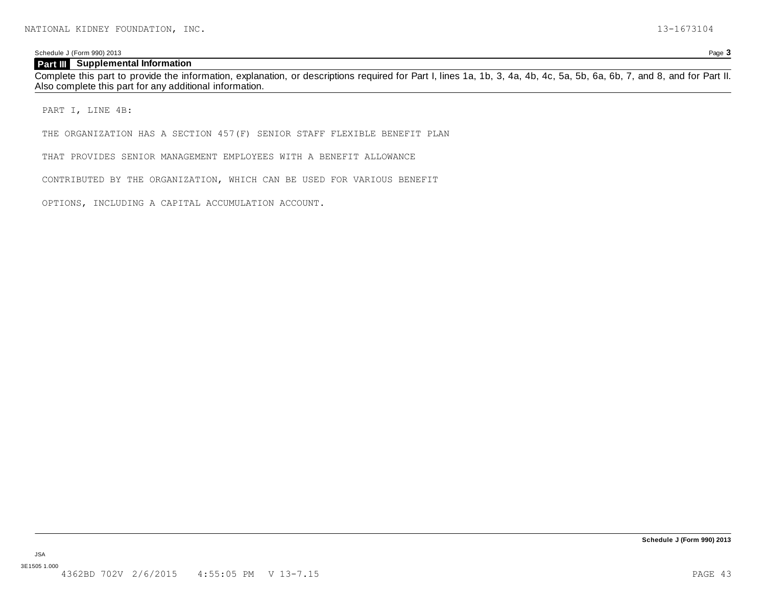## Part III Supplemental Information

Complete this part to provide the information, explanation, or descriptions required for Part I, lines 1a, 1b, 3, 4a, 4b, 4c, 5a, 5b, 6a, 6b, 7, and 8, and for Part II. Also complete this part for any additional information.

PART I, LINE 4B:

THE ORGANIZATION HAS A SECTION 457(F) SENIOR STAFF FLEXIBLE BENEFIT PLAN

THAT PROVIDES SENIOR MANAGEMENT EMPLOYEES WITH A BENEFIT ALLOWANCE

CONTRIBUTED BY THE ORGANIZATION, WHICH CAN BE USED FOR VARIOUS BENEFIT

OPTIONS, INCLUDING A CAPITAL ACCUMULATION ACCOUNT.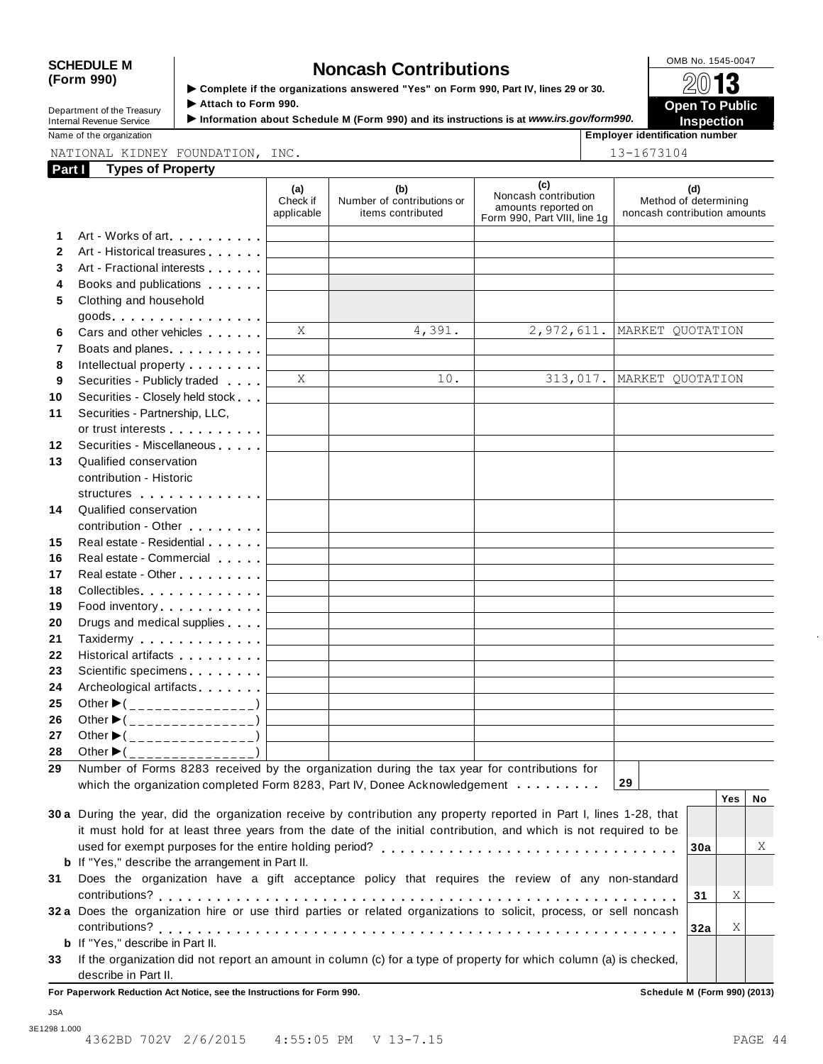**SCHEDULE M (Form 990)**

Department of the Treasury
Internal Revenue Service

# Noncash Contributions

▶ Complete if the organizations answered "Yes" on Form 990, Part IV, lines 29 or 30.
▶ Attach to Form 990.
▶ Information about Schedule M (Form 990) and its instructions is at *www.irs.gov/form990.*

OMB No. 1545-0047
2013
**Open To Public Inspection**

Name of the organization: NATIONAL KIDNEY FOUNDATION, INC.

Employer identification number: 13-1673104

## Part I Types of Property

| | | (a) Check if applicable | (b) Number of contributions or items contributed | (c) Noncash contribution amounts reported on Form 990, Part VIII, line 1g | (d) Method of determining noncash contribution amounts |
|---|---|---|---|---|---|
| 1 | Art - Works of art | | | | |
| 2 | Art - Historical treasures | | | | |
| 3 | Art - Fractional interests | | | | |
| 4 | Books and publications | | | | |
| 5 | Clothing and household goods | | | | |
| 6 | Cars and other vehicles | X | 4,391. | 2,972,611. | MARKET QUOTATION |
| 7 | Boats and planes | | | | |
| 8 | Intellectual property | | | | |
| 9 | Securities - Publicly traded | X | 10. | 313,017. | MARKET QUOTATION |
| 10 | Securities - Closely held stock | | | | |
| 11 | Securities - Partnership, LLC, or trust interests | | | | |
| 12 | Securities - Miscellaneous | | | | |
| 13 | Qualified conservation contribution - Historic structures | | | | |
| 14 | Qualified conservation contribution - Other | | | | |
| 15 | Real estate - Residential | | | | |
| 16 | Real estate - Commercial | | | | |
| 17 | Real estate - Other | | | | |
| 18 | Collectibles | | | | |
| 19 | Food inventory | | | | |
| 20 | Drugs and medical supplies | | | | |
| 21 | Taxidermy | | | | |
| 22 | Historical artifacts | | | | |
| 23 | Scientific specimens | | | | |
| 24 | Archeological artifacts | | | | |
| 25 | Other ▶(_______________) | | | | |
| 26 | Other ▶(_______________) | | | | |
| 27 | Other ▶(_______________) | | | | |
| 28 | Other ▶(_______________) | | | | |

**29** Number of Forms 8283 received by the organization during the tax year for contributions for which the organization completed Form 8283, Part IV, Donee Acknowledgement . . . . . . . . . **29**

| | | | Yes | No |
|---|---|---|---|---|
| **30a** | During the year, did the organization receive by contribution any property reported in Part I, lines 1-28, that it must hold for at least three years from the date of the initial contribution, and which is not required to be used for exempt purposes for the entire holding period? | 30a | | X |
| **b** | If "Yes," describe the arrangement in Part II. | | | |
| **31** | Does the organization have a gift acceptance policy that requires the review of any non-standard contributions? | 31 | X | |
| **32a** | Does the organization hire or use third parties or related organizations to solicit, process, or sell noncash contributions? | 32a | X | |
| **b** | If "Yes," describe in Part II. | | | |
| **33** | If the organization did not report an amount in column (c) for a type of property for which column (a) is checked, describe in Part II. | | | |

**For Paperwork Reduction Act Notice, see the Instructions for Form 990.** **Schedule M (Form 990) (2013)**

JSA
3E1298 1.000
4362BD 702V 2/6/2015 4:55:05 PM V 13-7.15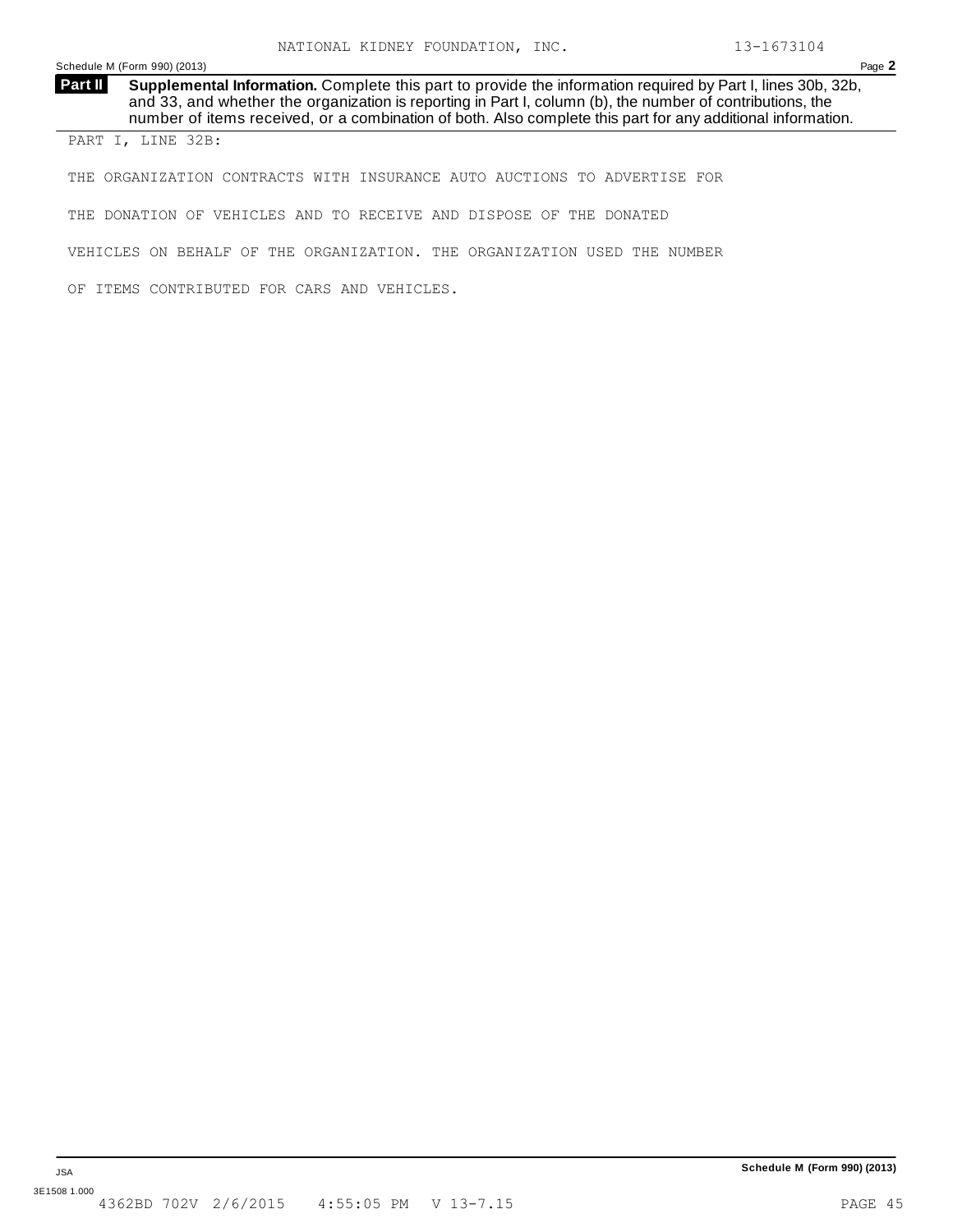NATIONAL KIDNEY FOUNDATION, INC. 13-1673104

Schedule M (Form 990) (2013) Page **2**

**Part II** **Supplemental Information.** Complete this part to provide the information required by Part I, lines 30b, 32b, and 33, and whether the organization is reporting in Part I, column (b), the number of contributions, the number of items received, or a combination of both. Also complete this part for any additional information.

PART I, LINE 32B:

THE ORGANIZATION CONTRACTS WITH INSURANCE AUTO AUCTIONS TO ADVERTISE FOR THE DONATION OF VEHICLES AND TO RECEIVE AND DISPOSE OF THE DONATED VEHICLES ON BEHALF OF THE ORGANIZATION. THE ORGANIZATION USED THE NUMBER OF ITEMS CONTRIBUTED FOR CARS AND VEHICLES.

JSA

3E1508 1.000

**Schedule M (Form 990) (2013)**

4362BD 702V 2/6/2015 4:55:05 PM V 13-7.15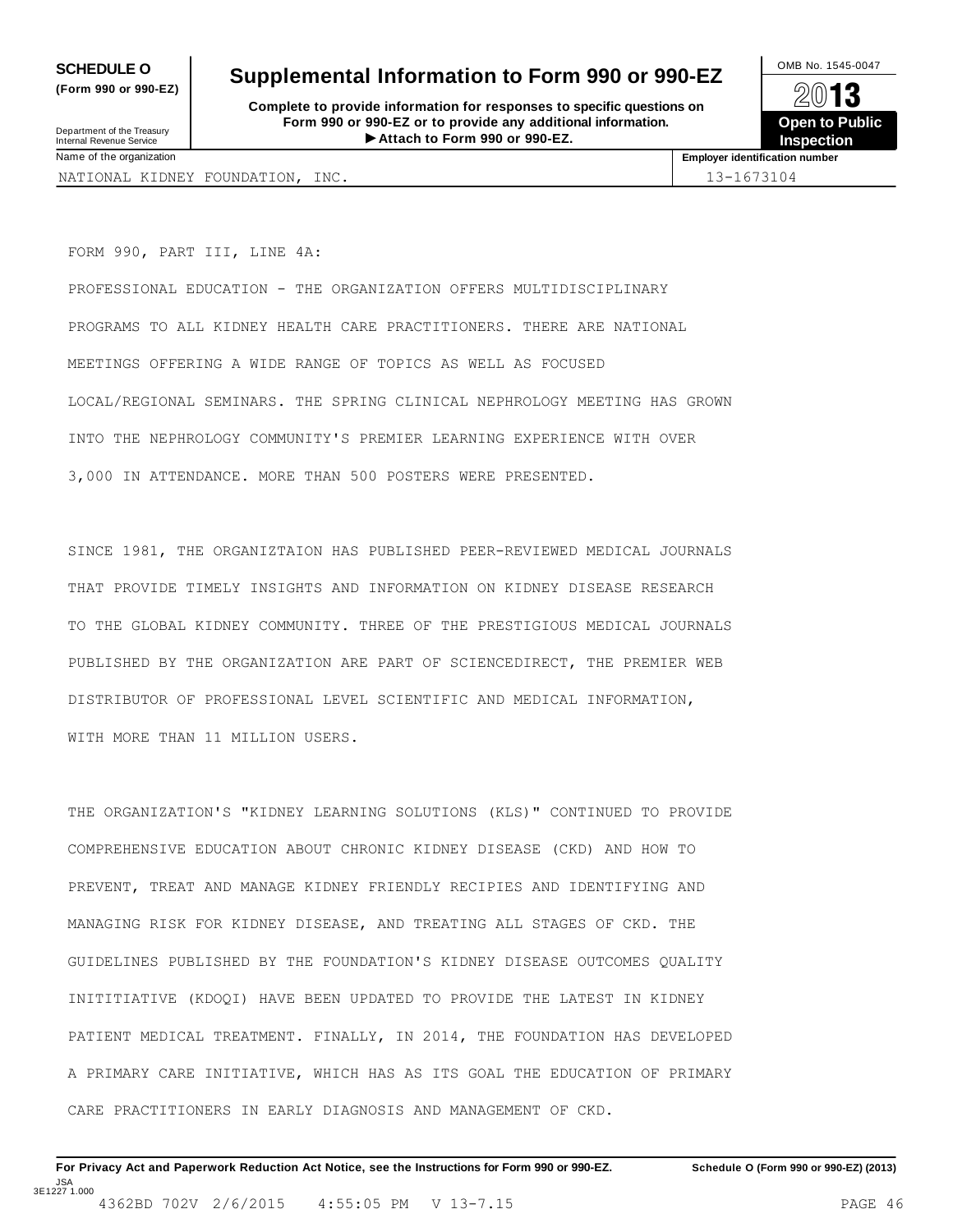**SCHEDULE O**
**(Form 990 or 990-EZ)**

Department of the Treasury
Internal Revenue Service

# Supplemental Information to Form 990 or 990-EZ

**Complete to provide information for responses to specific questions on Form 990 or 990-EZ or to provide any additional information.**
**▶ Attach to Form 990 or 990-EZ.**

OMB No. 1545-0047

**2013**

**Open to Public Inspection**

| Name of the organization | Employer identification number |
| --- | --- |
| NATIONAL KIDNEY FOUNDATION, INC. | 13-1673104 |

FORM 990, PART III, LINE 4A:

PROFESSIONAL EDUCATION - THE ORGANIZATION OFFERS MULTIDISCIPLINARY PROGRAMS TO ALL KIDNEY HEALTH CARE PRACTITIONERS. THERE ARE NATIONAL MEETINGS OFFERING A WIDE RANGE OF TOPICS AS WELL AS FOCUSED LOCAL/REGIONAL SEMINARS. THE SPRING CLINICAL NEPHROLOGY MEETING HAS GROWN INTO THE NEPHROLOGY COMMUNITY'S PREMIER LEARNING EXPERIENCE WITH OVER 3,000 IN ATTENDANCE. MORE THAN 500 POSTERS WERE PRESENTED.

SINCE 1981, THE ORGANIZTAION HAS PUBLISHED PEER-REVIEWED MEDICAL JOURNALS THAT PROVIDE TIMELY INSIGHTS AND INFORMATION ON KIDNEY DISEASE RESEARCH TO THE GLOBAL KIDNEY COMMUNITY. THREE OF THE PRESTIGIOUS MEDICAL JOURNALS PUBLISHED BY THE ORGANIZATION ARE PART OF SCIENCEDIRECT, THE PREMIER WEB DISTRIBUTOR OF PROFESSIONAL LEVEL SCIENTIFIC AND MEDICAL INFORMATION, WITH MORE THAN 11 MILLION USERS.

THE ORGANIZATION'S "KIDNEY LEARNING SOLUTIONS (KLS)" CONTINUED TO PROVIDE COMPREHENSIVE EDUCATION ABOUT CHRONIC KIDNEY DISEASE (CKD) AND HOW TO PREVENT, TREAT AND MANAGE KIDNEY FRIENDLY RECIPIES AND IDENTIFYING AND MANAGING RISK FOR KIDNEY DISEASE, AND TREATING ALL STAGES OF CKD. THE GUIDELINES PUBLISHED BY THE FOUNDATION'S KIDNEY DISEASE OUTCOMES QUALITY INITITIATIVE (KDOQI) HAVE BEEN UPDATED TO PROVIDE THE LATEST IN KIDNEY PATIENT MEDICAL TREATMENT. FINALLY, IN 2014, THE FOUNDATION HAS DEVELOPED A PRIMARY CARE INITIATIVE, WHICH HAS AS ITS GOAL THE EDUCATION OF PRIMARY CARE PRACTITIONERS IN EARLY DIAGNOSIS AND MANAGEMENT OF CKD.

**For Privacy Act and Paperwork Reduction Act Notice, see the Instructions for Form 990 or 990-EZ.** **Schedule O (Form 990 or 990-EZ) (2013)**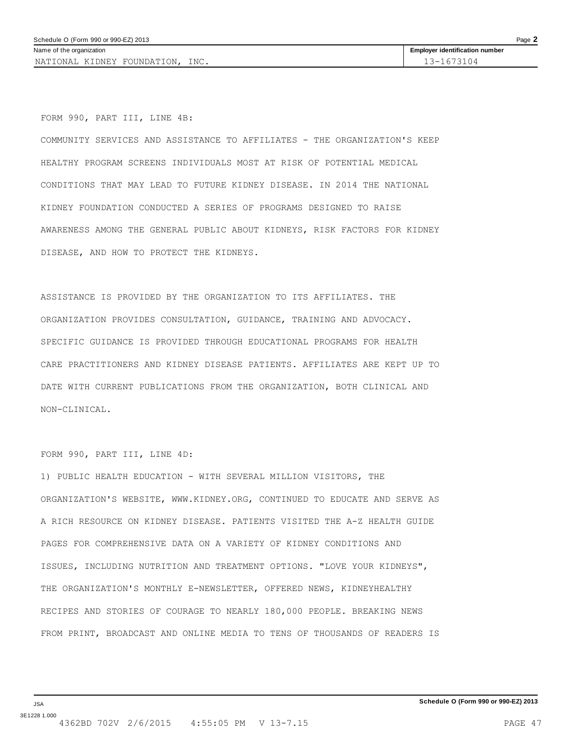FORM 990, PART III, LINE 4B:

COMMUNITY SERVICES AND ASSISTANCE TO AFFILIATES - THE ORGANIZATION'S KEEP HEALTHY PROGRAM SCREENS INDIVIDUALS MOST AT RISK OF POTENTIAL MEDICAL CONDITIONS THAT MAY LEAD TO FUTURE KIDNEY DISEASE. IN 2014 THE NATIONAL KIDNEY FOUNDATION CONDUCTED A SERIES OF PROGRAMS DESIGNED TO RAISE AWARENESS AMONG THE GENERAL PUBLIC ABOUT KIDNEYS, RISK FACTORS FOR KIDNEY DISEASE, AND HOW TO PROTECT THE KIDNEYS.

ASSISTANCE IS PROVIDED BY THE ORGANIZATION TO ITS AFFILIATES. THE ORGANIZATION PROVIDES CONSULTATION, GUIDANCE, TRAINING AND ADVOCACY. SPECIFIC GUIDANCE IS PROVIDED THROUGH EDUCATIONAL PROGRAMS FOR HEALTH CARE PRACTITIONERS AND KIDNEY DISEASE PATIENTS. AFFILIATES ARE KEPT UP TO DATE WITH CURRENT PUBLICATIONS FROM THE ORGANIZATION, BOTH CLINICAL AND NON-CLINICAL.

FORM 990, PART III, LINE 4D:

1) PUBLIC HEALTH EDUCATION - WITH SEVERAL MILLION VISITORS, THE ORGANIZATION'S WEBSITE, WWW.KIDNEY.ORG, CONTINUED TO EDUCATE AND SERVE AS A RICH RESOURCE ON KIDNEY DISEASE. PATIENTS VISITED THE A-Z HEALTH GUIDE PAGES FOR COMPREHENSIVE DATA ON A VARIETY OF KIDNEY CONDITIONS AND ISSUES, INCLUDING NUTRITION AND TREATMENT OPTIONS. "LOVE YOUR KIDNEYS", THE ORGANIZATION'S MONTHLY E-NEWSLETTER, OFFERED NEWS, KIDNEYHEALTHY RECIPES AND STORIES OF COURAGE TO NEARLY 180,000 PEOPLE. BREAKING NEWS FROM PRINT, BROADCAST AND ONLINE MEDIA TO TENS OF THOUSANDS OF READERS IS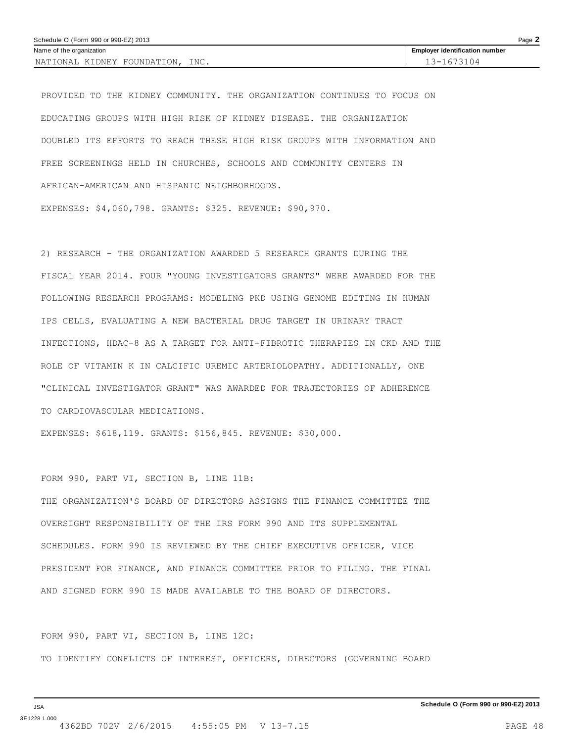PROVIDED TO THE KIDNEY COMMUNITY. THE ORGANIZATION CONTINUES TO FOCUS ON EDUCATING GROUPS WITH HIGH RISK OF KIDNEY DISEASE. THE ORGANIZATION DOUBLED ITS EFFORTS TO REACH THESE HIGH RISK GROUPS WITH INFORMATION AND FREE SCREENINGS HELD IN CHURCHES, SCHOOLS AND COMMUNITY CENTERS IN AFRICAN-AMERICAN AND HISPANIC NEIGHBORHOODS.

EXPENSES: $4,060,798. GRANTS: $325. REVENUE: $90,970.

2) RESEARCH - THE ORGANIZATION AWARDED 5 RESEARCH GRANTS DURING THE FISCAL YEAR 2014. FOUR "YOUNG INVESTIGATORS GRANTS" WERE AWARDED FOR THE FOLLOWING RESEARCH PROGRAMS: MODELING PKD USING GENOME EDITING IN HUMAN IPS CELLS, EVALUATING A NEW BACTERIAL DRUG TARGET IN URINARY TRACT INFECTIONS, HDAC-8 AS A TARGET FOR ANTI-FIBROTIC THERAPIES IN CKD AND THE ROLE OF VITAMIN K IN CALCIFIC UREMIC ARTERIOLOPATHY. ADDITIONALLY, ONE "CLINICAL INVESTIGATOR GRANT" WAS AWARDED FOR TRAJECTORIES OF ADHERENCE TO CARDIOVASCULAR MEDICATIONS.

EXPENSES: $618,119. GRANTS: $156,845. REVENUE: $30,000.

FORM 990, PART VI, SECTION B, LINE 11B:

THE ORGANIZATION'S BOARD OF DIRECTORS ASSIGNS THE FINANCE COMMITTEE THE OVERSIGHT RESPONSIBILITY OF THE IRS FORM 990 AND ITS SUPPLEMENTAL SCHEDULES. FORM 990 IS REVIEWED BY THE CHIEF EXECUTIVE OFFICER, VICE PRESIDENT FOR FINANCE, AND FINANCE COMMITTEE PRIOR TO FILING. THE FINAL AND SIGNED FORM 990 IS MADE AVAILABLE TO THE BOARD OF DIRECTORS.

FORM 990, PART VI, SECTION B, LINE 12C:

TO IDENTIFY CONFLICTS OF INTEREST, OFFICERS, DIRECTORS (GOVERNING BOARD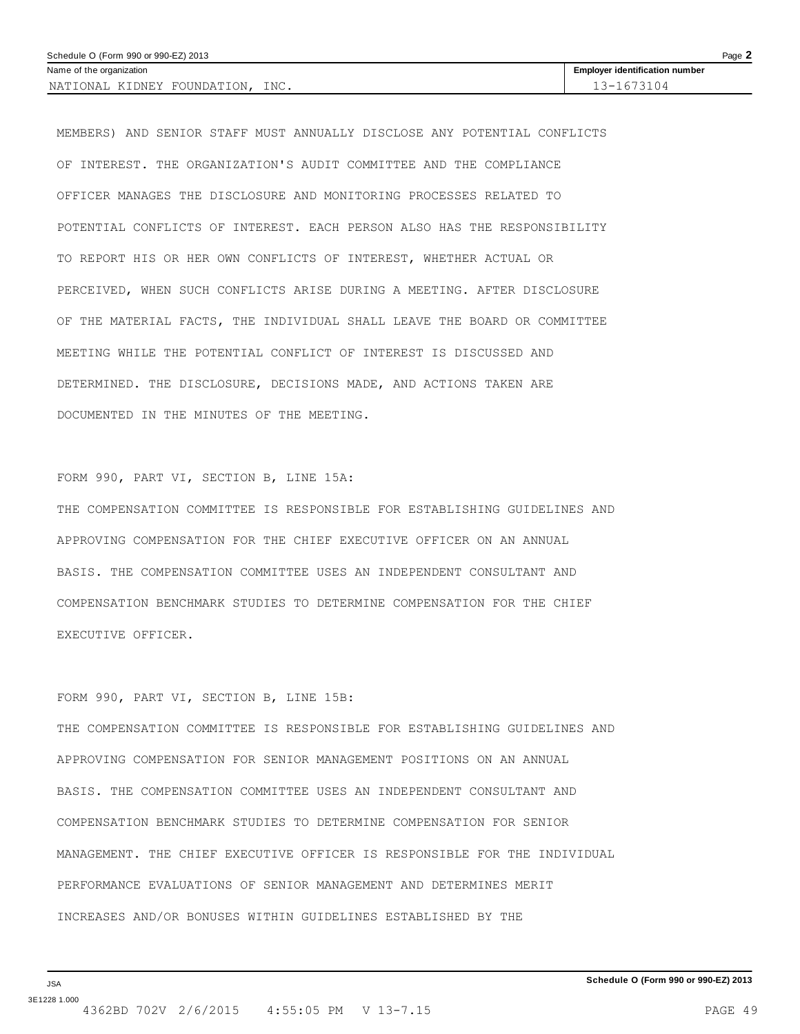| Name of the organization | Employer identification number |
| --- | --- |
| NATIONAL KIDNEY FOUNDATION, INC. | 13-1673104 |

MEMBERS) AND SENIOR STAFF MUST ANNUALLY DISCLOSE ANY POTENTIAL CONFLICTS OF INTEREST. THE ORGANIZATION'S AUDIT COMMITTEE AND THE COMPLIANCE OFFICER MANAGES THE DISCLOSURE AND MONITORING PROCESSES RELATED TO POTENTIAL CONFLICTS OF INTEREST. EACH PERSON ALSO HAS THE RESPONSIBILITY TO REPORT HIS OR HER OWN CONFLICTS OF INTEREST, WHETHER ACTUAL OR PERCEIVED, WHEN SUCH CONFLICTS ARISE DURING A MEETING. AFTER DISCLOSURE OF THE MATERIAL FACTS, THE INDIVIDUAL SHALL LEAVE THE BOARD OR COMMITTEE MEETING WHILE THE POTENTIAL CONFLICT OF INTEREST IS DISCUSSED AND DETERMINED. THE DISCLOSURE, DECISIONS MADE, AND ACTIONS TAKEN ARE DOCUMENTED IN THE MINUTES OF THE MEETING.

FORM 990, PART VI, SECTION B, LINE 15A:

THE COMPENSATION COMMITTEE IS RESPONSIBLE FOR ESTABLISHING GUIDELINES AND APPROVING COMPENSATION FOR THE CHIEF EXECUTIVE OFFICER ON AN ANNUAL BASIS. THE COMPENSATION COMMITTEE USES AN INDEPENDENT CONSULTANT AND COMPENSATION BENCHMARK STUDIES TO DETERMINE COMPENSATION FOR THE CHIEF EXECUTIVE OFFICER.

FORM 990, PART VI, SECTION B, LINE 15B:

THE COMPENSATION COMMITTEE IS RESPONSIBLE FOR ESTABLISHING GUIDELINES AND APPROVING COMPENSATION FOR SENIOR MANAGEMENT POSITIONS ON AN ANNUAL BASIS. THE COMPENSATION COMMITTEE USES AN INDEPENDENT CONSULTANT AND COMPENSATION BENCHMARK STUDIES TO DETERMINE COMPENSATION FOR SENIOR MANAGEMENT. THE CHIEF EXECUTIVE OFFICER IS RESPONSIBLE FOR THE INDIVIDUAL PERFORMANCE EVALUATIONS OF SENIOR MANAGEMENT AND DETERMINES MERIT INCREASES AND/OR BONUSES WITHIN GUIDELINES ESTABLISHED BY THE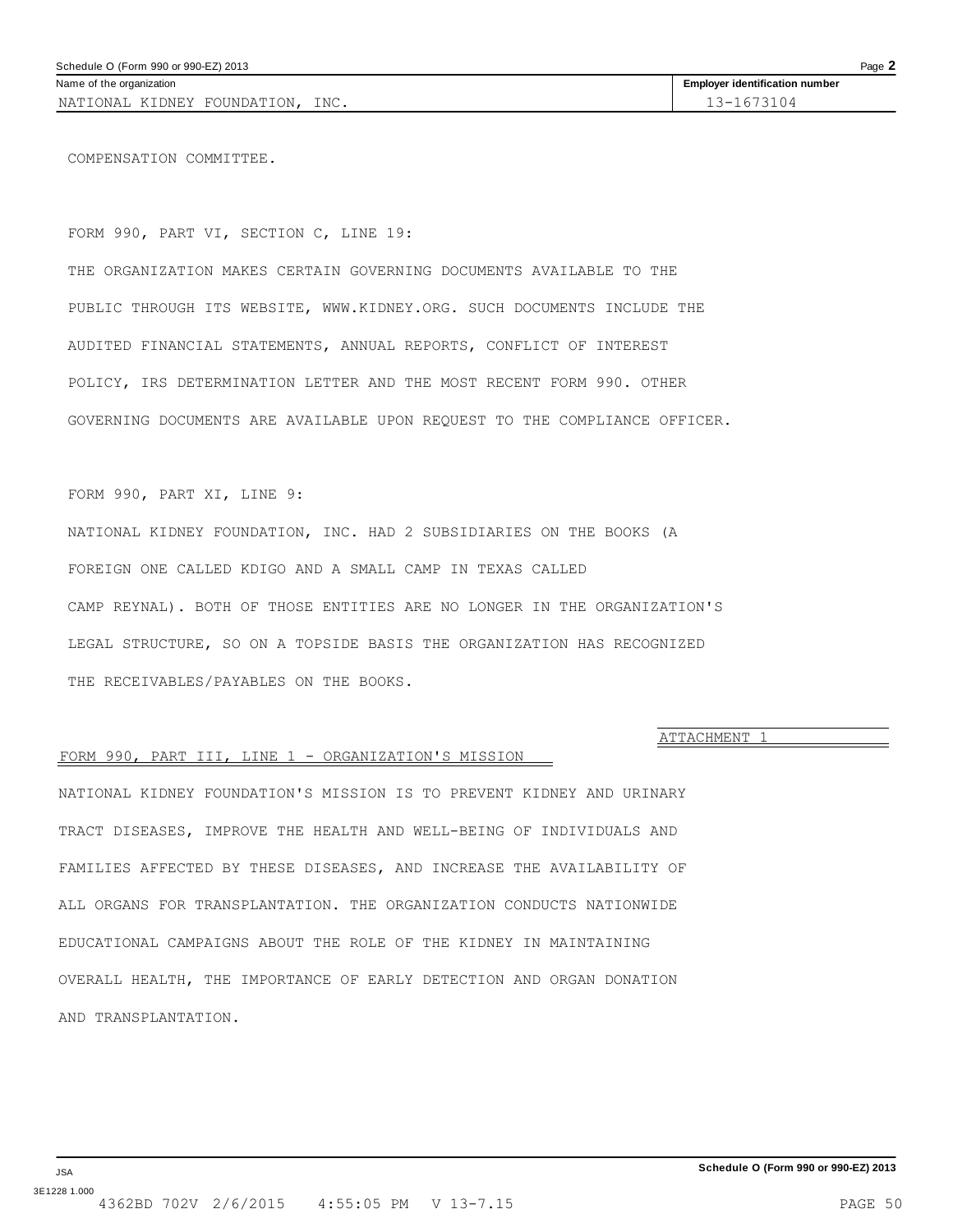Name of the organization: NATIONAL KIDNEY FOUNDATION, INC.

Employer identification number: 13-1673104

COMPENSATION COMMITTEE.

FORM 990, PART VI, SECTION C, LINE 19:

THE ORGANIZATION MAKES CERTAIN GOVERNING DOCUMENTS AVAILABLE TO THE PUBLIC THROUGH ITS WEBSITE, WWW.KIDNEY.ORG. SUCH DOCUMENTS INCLUDE THE AUDITED FINANCIAL STATEMENTS, ANNUAL REPORTS, CONFLICT OF INTEREST POLICY, IRS DETERMINATION LETTER AND THE MOST RECENT FORM 990. OTHER GOVERNING DOCUMENTS ARE AVAILABLE UPON REQUEST TO THE COMPLIANCE OFFICER.

FORM 990, PART XI, LINE 9:

NATIONAL KIDNEY FOUNDATION, INC. HAD 2 SUBSIDIARIES ON THE BOOKS (A FOREIGN ONE CALLED KDIGO AND A SMALL CAMP IN TEXAS CALLED CAMP REYNAL). BOTH OF THOSE ENTITIES ARE NO LONGER IN THE ORGANIZATION'S LEGAL STRUCTURE, SO ON A TOPSIDE BASIS THE ORGANIZATION HAS RECOGNIZED THE RECEIVABLES/PAYABLES ON THE BOOKS.

ATTACHMENT 1

FORM 990, PART III, LINE 1 - ORGANIZATION'S MISSION

NATIONAL KIDNEY FOUNDATION'S MISSION IS TO PREVENT KIDNEY AND URINARY TRACT DISEASES, IMPROVE THE HEALTH AND WELL-BEING OF INDIVIDUALS AND FAMILIES AFFECTED BY THESE DISEASES, AND INCREASE THE AVAILABILITY OF ALL ORGANS FOR TRANSPLANTATION. THE ORGANIZATION CONDUCTS NATIONWIDE EDUCATIONAL CAMPAIGNS ABOUT THE ROLE OF THE KIDNEY IN MAINTAINING OVERALL HEALTH, THE IMPORTANCE OF EARLY DETECTION AND ORGAN DONATION AND TRANSPLANTATION.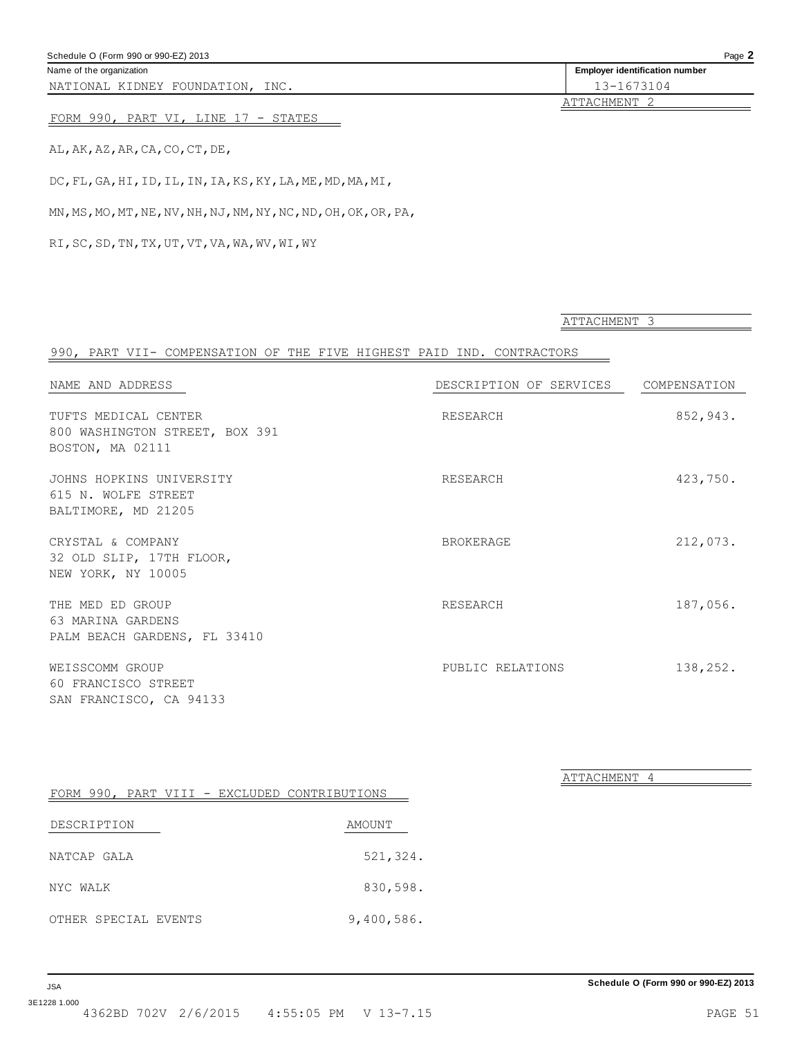Name of the organization: NATIONAL KIDNEY FOUNDATION, INC.

Employer identification number: 13-1673104

ATTACHMENT 2

FORM 990, PART VI, LINE 17 - STATES

AL,AK,AZ,AR,CA,CO,CT,DE,

DC,FL,GA,HI,ID,IL,IN,IA,KS,KY,LA,ME,MD,MA,MI,

MN,MS,MO,MT,NE,NV,NH,NJ,NM,NY,NC,ND,OH,OK,OR,PA,

RI,SC,SD,TN,TX,UT,VT,VA,WA,WV,WI,WY

ATTACHMENT 3

990, PART VII- COMPENSATION OF THE FIVE HIGHEST PAID IND. CONTRACTORS

| NAME AND ADDRESS | DESCRIPTION OF SERVICES | COMPENSATION |
|---|---|---|
| TUFTS MEDICAL CENTER<br>800 WASHINGTON STREET, BOX 391<br>BOSTON, MA 02111 | RESEARCH | 852,943. |
| JOHNS HOPKINS UNIVERSITY<br>615 N. WOLFE STREET<br>BALTIMORE, MD 21205 | RESEARCH | 423,750. |
| CRYSTAL & COMPANY<br>32 OLD SLIP, 17TH FLOOR,<br>NEW YORK, NY 10005 | BROKERAGE | 212,073. |
| THE MED ED GROUP<br>63 MARINA GARDENS<br>PALM BEACH GARDENS, FL 33410 | RESEARCH | 187,056. |
| WEISSCOMM GROUP<br>60 FRANCISCO STREET<br>SAN FRANCISCO, CA 94133 | PUBLIC RELATIONS | 138,252. |

ATTACHMENT 4

FORM 990, PART VIII - EXCLUDED CONTRIBUTIONS

| DESCRIPTION | AMOUNT |
|---|---|
| NATCAP GALA | 521,324. |
| NYC WALK | 830,598. |
| OTHER SPECIAL EVENTS | 9,400,586. |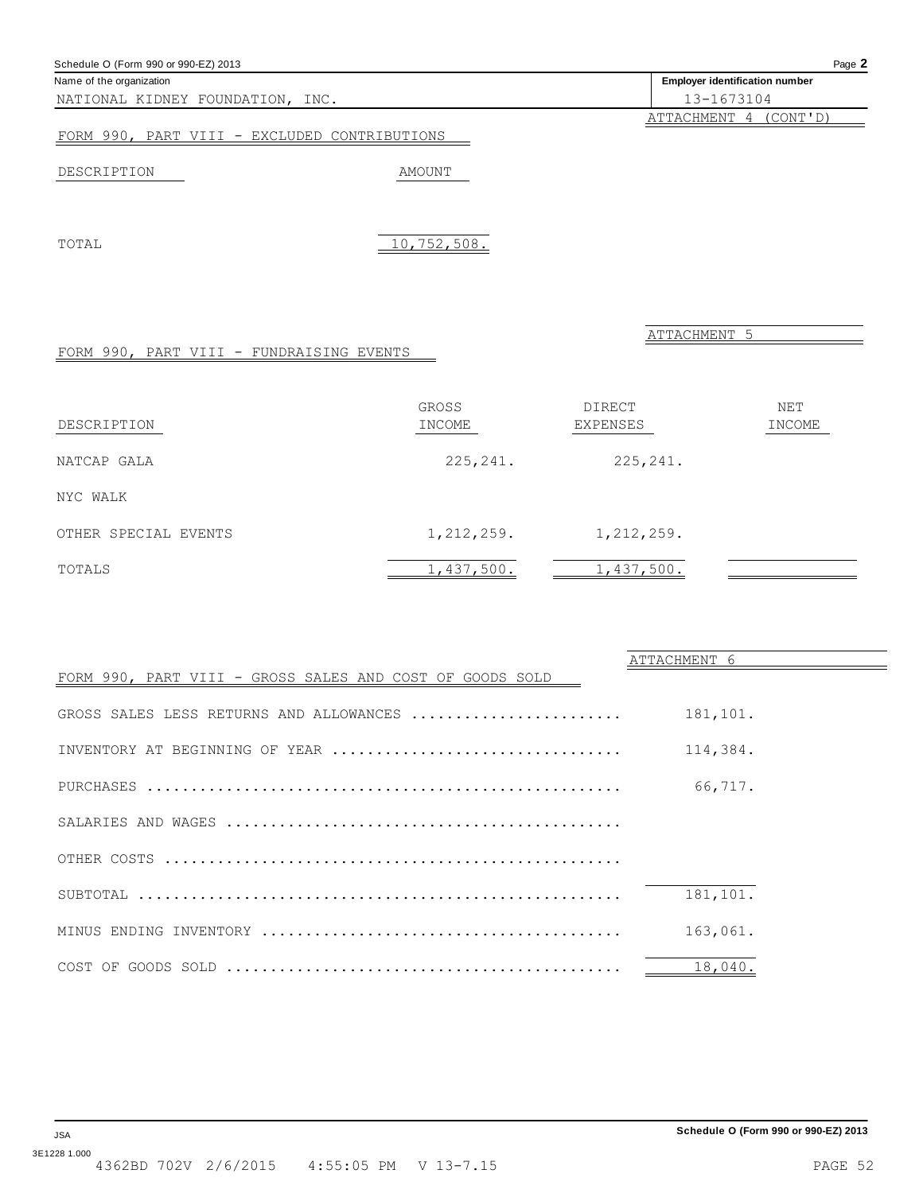Name of the organization: NATIONAL KIDNEY FOUNDATION, INC.

Employer identification number: 13-1673104

ATTACHMENT 4 (CONT'D)

FORM 990, PART VIII - EXCLUDED CONTRIBUTIONS

| DESCRIPTION | AMOUNT |
|---|---|
| TOTAL | 10,752,508. |

ATTACHMENT 5

FORM 990, PART VIII - FUNDRAISING EVENTS

| DESCRIPTION | GROSS INCOME | DIRECT EXPENSES | NET INCOME |
|---|---|---|---|
| NATCAP GALA | 225,241. | 225,241. | |
| NYC WALK | | | |
| OTHER SPECIAL EVENTS | 1,212,259. | 1,212,259. | |
| TOTALS | 1,437,500. | 1,437,500. | |

ATTACHMENT 6

FORM 990, PART VIII - GROSS SALES AND COST OF GOODS SOLD

| | |
|---|---|
| GROSS SALES LESS RETURNS AND ALLOWANCES | 181,101. |
| INVENTORY AT BEGINNING OF YEAR | 114,384. |
| PURCHASES | 66,717. |
| SALARIES AND WAGES | |
| OTHER COSTS | |
| SUBTOTAL | 181,101. |
| MINUS ENDING INVENTORY | 163,061. |
| COST OF GOODS SOLD | 18,040. |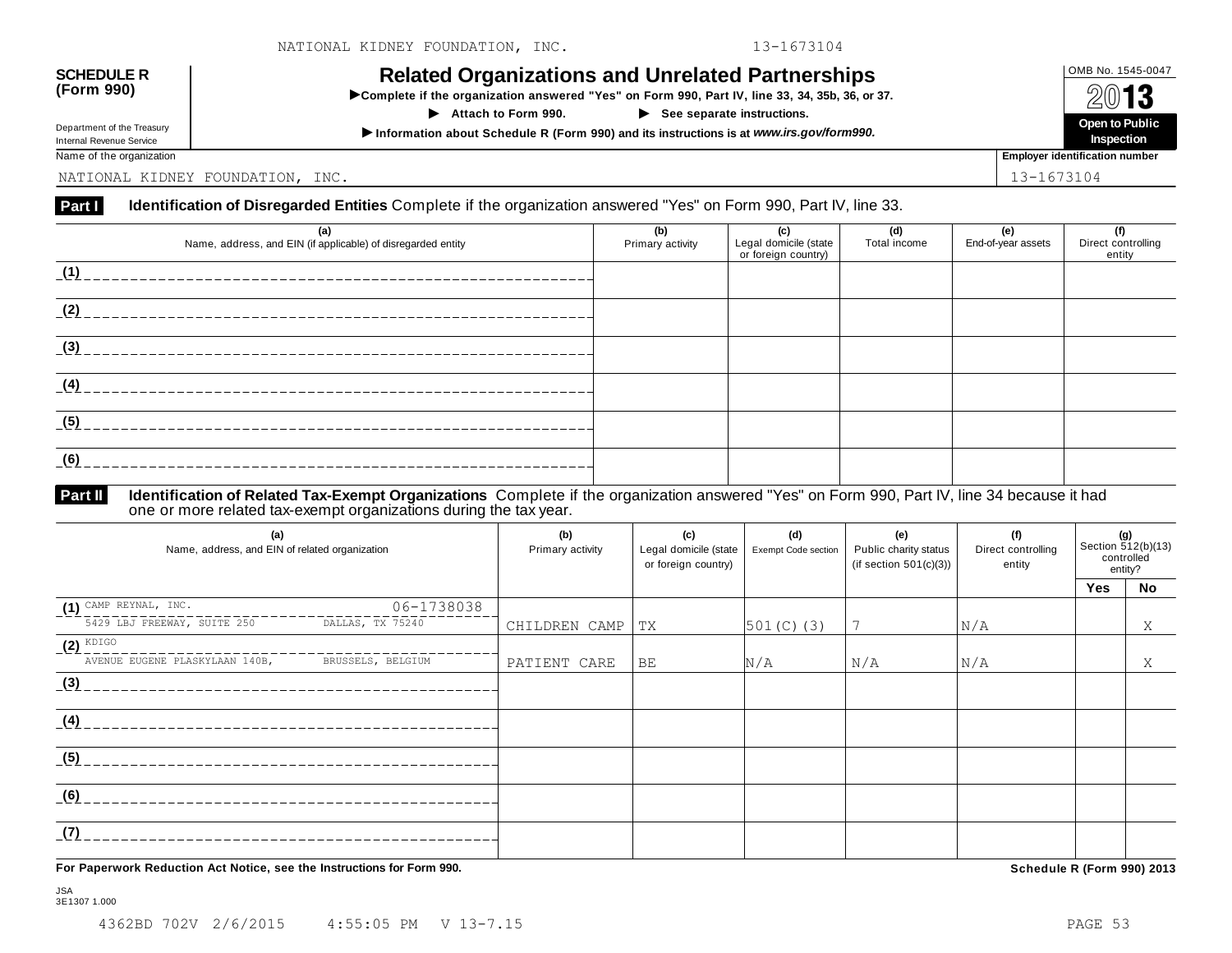NATIONAL KIDNEY FOUNDATION, INC. 13-1673104

**SCHEDULE R (Form 990)**

Department of the Treasury
Internal Revenue Service

# Related Organizations and Unrelated Partnerships

▶Complete if the organization answered "Yes" on Form 990, Part IV, line 33, 34, 35b, 36, or 37.

▶ Attach to Form 990. ▶ See separate instructions.

▶Information about Schedule R (Form 990) and its instructions is at *www.irs.gov/form990.*

OMB No. 1545-0047

2013

**Open to Public Inspection**

Name of the organization: NATIONAL KIDNEY FOUNDATION, INC.

Employer identification number: 13-1673104

**Part I** **Identification of Disregarded Entities** Complete if the organization answered "Yes" on Form 990, Part IV, line 33.

| (a) Name, address, and EIN (if applicable) of disregarded entity | (b) Primary activity | (c) Legal domicile (state or foreign country) | (d) Total income | (e) End-of-year assets | (f) Direct controlling entity |
|---|---|---|---|---|---|
| (1) | | | | | |
| (2) | | | | | |
| (3) | | | | | |
| (4) | | | | | |
| (5) | | | | | |
| (6) | | | | | |

**Part II** **Identification of Related Tax-Exempt Organizations** Complete if the organization answered "Yes" on Form 990, Part IV, line 34 because it had one or more related tax-exempt organizations during the tax year.

| (a) Name, address, and EIN of related organization | (b) Primary activity | (c) Legal domicile (state or foreign country) | (d) Exempt Code section | (e) Public charity status (if section 501(c)(3)) | (f) Direct controlling entity | (g) Section 512(b)(13) controlled entity? Yes | No |
|---|---|---|---|---|---|---|---|
| (1) CAMP REYNAL, INC. 06-1738038<br>5429 LBJ FREEWAY, SUITE 250 DALLAS, TX 75240 | CHILDREN CAMP | TX | 501(C)(3) | 7 | N/A | | X |
| (2) KDIGO<br>AVENUE EUGENE PLASKYLAAN 140B, BRUSSELS, BELGIUM | PATIENT CARE | BE | N/A | N/A | N/A | | X |
| (3) | | | | | | | |
| (4) | | | | | | | |
| (5) | | | | | | | |
| (6) | | | | | | | |
| (7) | | | | | | | |

**For Paperwork Reduction Act Notice, see the Instructions for Form 990.** **Schedule R (Form 990) 2013**

JSA
3E1307 1.000

4362BD 702V 2/6/2015 4:55:05 PM V 13-7.15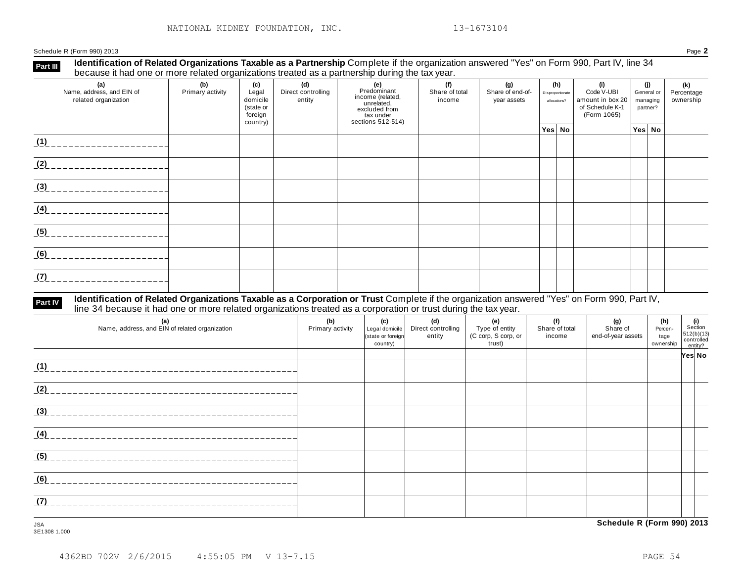NATIONAL KIDNEY FOUNDATION, INC. 13-1673104

Schedule R (Form 990) 2013 Page **2**

## Part III Identification of Related Organizations Taxable as a Partnership

Complete if the organization answered "Yes" on Form 990, Part IV, line 34 because it had one or more related organizations treated as a partnership during the tax year.

| (a) Name, address, and EIN of related organization | (b) Primary activity | (c) Legal domicile (state or foreign country) | (d) Direct controlling entity | (e) Predominant income (related, unrelated, excluded from tax under sections 512-514) | (f) Share of total income | (g) Share of end-of-year assets | (h) Disproportionate allocations? | | (i) Code V-UBI amount in box 20 of Schedule K-1 (Form 1065) | (j) General or managing partner? | | (k) Percentage ownership |
|---|---|---|---|---|---|---|---|---|---|---|---|---|
| | | | | | | | Yes | No | | Yes | No | |
| (1) | | | | | | | | | | | | |
| (2) | | | | | | | | | | | | |
| (3) | | | | | | | | | | | | |
| (4) | | | | | | | | | | | | |
| (5) | | | | | | | | | | | | |
| (6) | | | | | | | | | | | | |
| (7) | | | | | | | | | | | | |

## Part IV Identification of Related Organizations Taxable as a Corporation or Trust

Complete if the organization answered "Yes" on Form 990, Part IV, line 34 because it had one or more related organizations treated as a corporation or trust during the tax year.

| (a) Name, address, and EIN of related organization | (b) Primary activity | (c) Legal domicile (state or foreign country) | (d) Direct controlling entity | (e) Type of entity (C corp, S corp, or trust) | (f) Share of total income | (g) Share of end-of-year assets | (h) Percentage ownership | (i) Section 512(b)(13) controlled entity? | |
|---|---|---|---|---|---|---|---|---|---|
| | | | | | | | | Yes | No |
| (1) | | | | | | | | | |
| (2) | | | | | | | | | |
| (3) | | | | | | | | | |
| (4) | | | | | | | | | |
| (5) | | | | | | | | | |
| (6) | | | | | | | | | |
| (7) | | | | | | | | | |

JSA
3E1308 1.000

**Schedule R (Form 990) 2013**

4362BD 702V 2/6/2015 4:55:05 PM V 13-7.15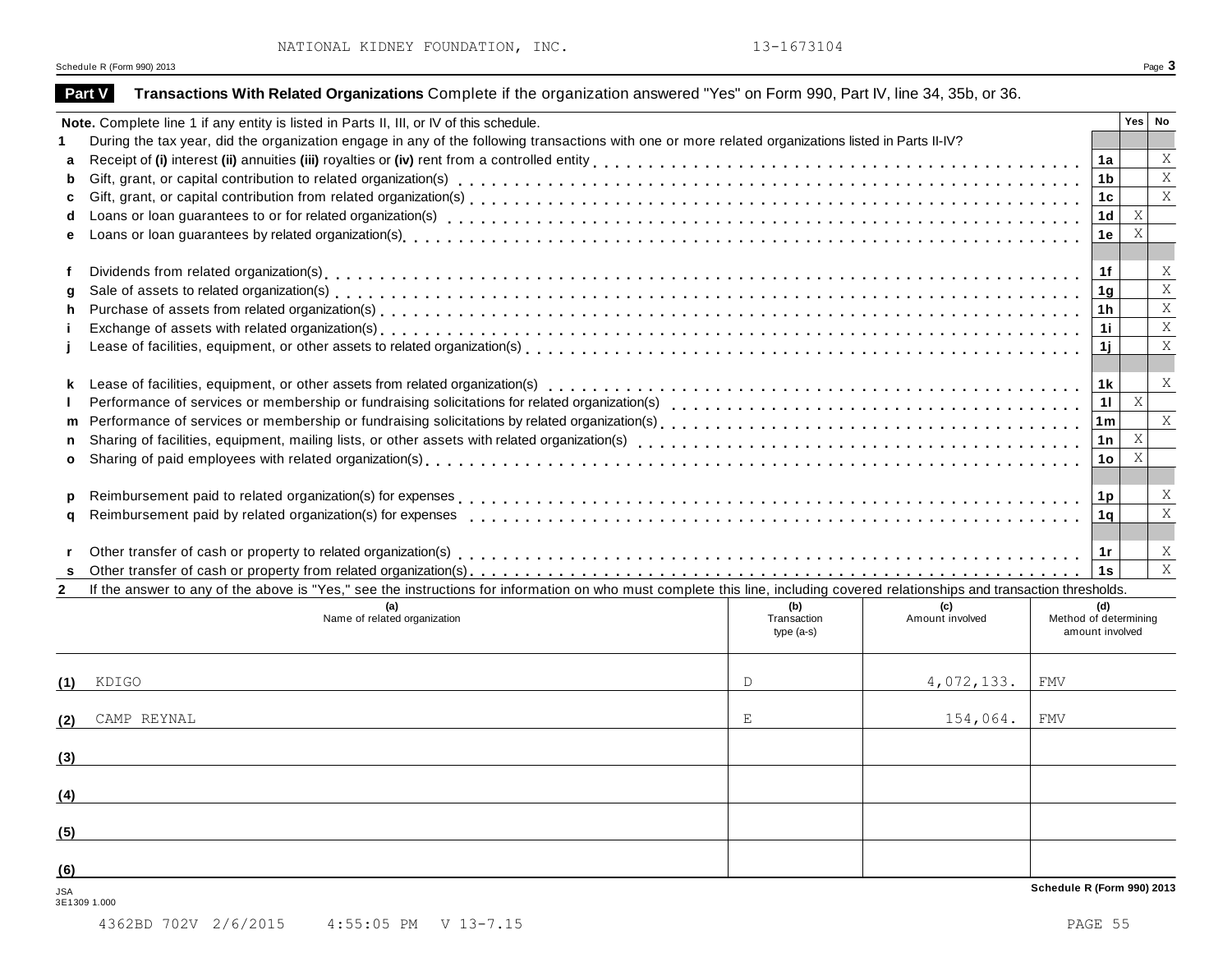NATIONAL KIDNEY FOUNDATION, INC. 13-1673104

Schedule R (Form 990) 2013

## Part V Transactions With Related Organizations

Complete if the organization answered "Yes" on Form 990, Part IV, line 34, 35b, or 36.

**Note.** Complete line 1 if any entity is listed in Parts II, III, or IV of this schedule.

| | | | Yes | No |
|---|---|---|---|---|
| **1** | During the tax year, did the organization engage in any of the following transactions with one or more related organizations listed in Parts II-IV? | | | |
| **a** | Receipt of **(i)** interest **(ii)** annuities **(iii)** royalties or **(iv)** rent from a controlled entity | 1a | | X |
| **b** | Gift, grant, or capital contribution to related organization(s) | 1b | | X |
| **c** | Gift, grant, or capital contribution from related organization(s) | 1c | | X |
| **d** | Loans or loan guarantees to or for related organization(s) | 1d | X | |
| **e** | Loans or loan guarantees by related organization(s) | 1e | X | |
| **f** | Dividends from related organization(s) | 1f | | X |
| **g** | Sale of assets to related organization(s) | 1g | | X |
| **h** | Purchase of assets from related organization(s) | 1h | | X |
| **i** | Exchange of assets with related organization(s) | 1i | | X |
| **j** | Lease of facilities, equipment, or other assets to related organization(s) | 1j | | X |
| **k** | Lease of facilities, equipment, or other assets from related organization(s) | 1k | | X |
| **l** | Performance of services or membership or fundraising solicitations for related organization(s) | 1l | X | |
| **m** | Performance of services or membership or fundraising solicitations by related organization(s) | 1m | | X |
| **n** | Sharing of facilities, equipment, mailing lists, or other assets with related organization(s) | 1n | X | |
| **o** | Sharing of paid employees with related organization(s) | 1o | X | |
| **p** | Reimbursement paid to related organization(s) for expenses | 1p | | X |
| **q** | Reimbursement paid by related organization(s) for expenses | 1q | | X |
| **r** | Other transfer of cash or property to related organization(s) | 1r | | X |
| **s** | Other transfer of cash or property from related organization(s) | 1s | | X |

**2** If the answer to any of the above is "Yes," see the instructions for information on who must complete this line, including covered relationships and transaction thresholds.

| | (a) Name of related organization | (b) Transaction type (a-s) | (c) Amount involved | (d) Method of determining amount involved |
|---|---|---|---|---|
| (1) | KDIGO | D | 4,072,133. | FMV |
| (2) | CAMP REYNAL | E | 154,064. | FMV |
| (3) | | | | |
| (4) | | | | |
| (5) | | | | |
| (6) | | | | |

Schedule R (Form 990) 2013

JSA
3E1309 1.000

4362BD 702V 2/6/2015 4:55:05 PM V 13-7.15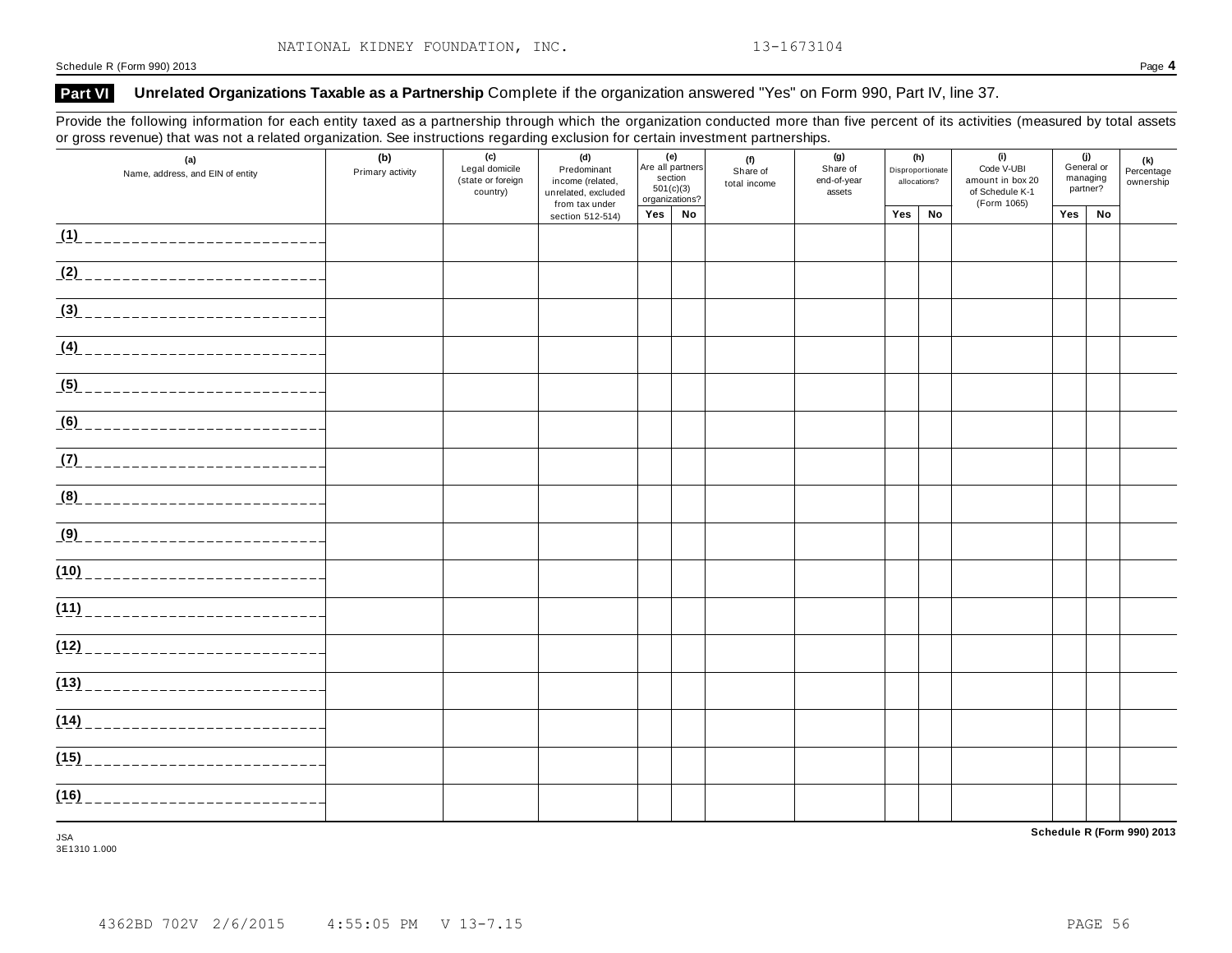NATIONAL KIDNEY FOUNDATION, INC. 13-1673104

Schedule R (Form 990) 2013

## Part VI Unrelated Organizations Taxable as a Partnership Complete if the organization answered "Yes" on Form 990, Part IV, line 37.

Provide the following information for each entity taxed as a partnership through which the organization conducted more than five percent of its activities (measured by total assets or gross revenue) that was not a related organization. See instructions regarding exclusion for certain investment partnerships.

| (a) Name, address, and EIN of entity | (b) Primary activity | (c) Legal domicile (state or foreign country) | (d) Predominant income (related, unrelated, excluded from tax under section 512-514) | (e) Are all partners section 501(c)(3) organizations? | | (f) Share of total income | (g) Share of end-of-year assets | (h) Disproportionate allocations? | | (i) Code V-UBI amount in box 20 of Schedule K-1 (Form 1065) | (j) General or managing partner? | | (k) Percentage ownership |
|---|---|---|---|---|---|---|---|---|---|---|---|---|---|
| | | | | Yes | No | | | Yes | No | | Yes | No | |
| (1) | | | | | | | | | | | | | |
| (2) | | | | | | | | | | | | | |
| (3) | | | | | | | | | | | | | |
| (4) | | | | | | | | | | | | | |
| (5) | | | | | | | | | | | | | |
| (6) | | | | | | | | | | | | | |
| (7) | | | | | | | | | | | | | |
| (8) | | | | | | | | | | | | | |
| (9) | | | | | | | | | | | | | |
| (10) | | | | | | | | | | | | | |
| (11) | | | | | | | | | | | | | |
| (12) | | | | | | | | | | | | | |
| (13) | | | | | | | | | | | | | |
| (14) | | | | | | | | | | | | | |
| (15) | | | | | | | | | | | | | |
| (16) | | | | | | | | | | | | | |

JSA
3E1310 1.000

Schedule R (Form 990) 2013

4362BD 702V 2/6/2015 4:55:05 PM V 13-7.15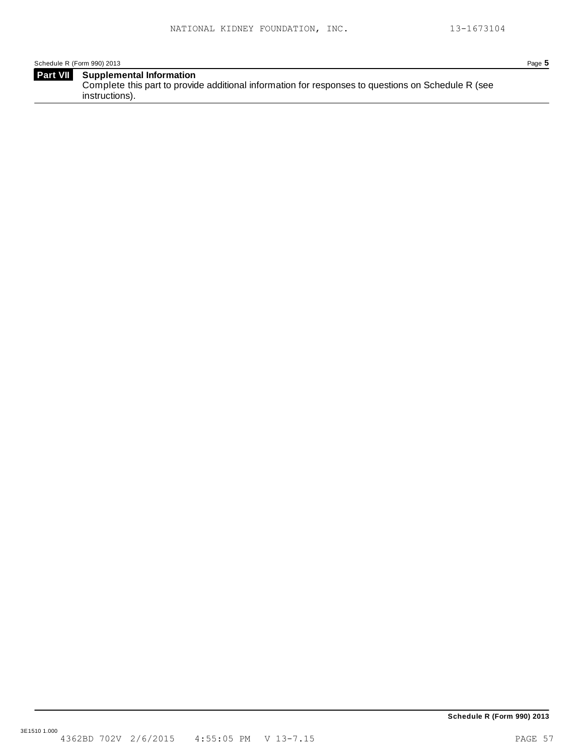**Part VII Supplemental Information**

Complete this part to provide additional information for responses to questions on Schedule R (see instructions).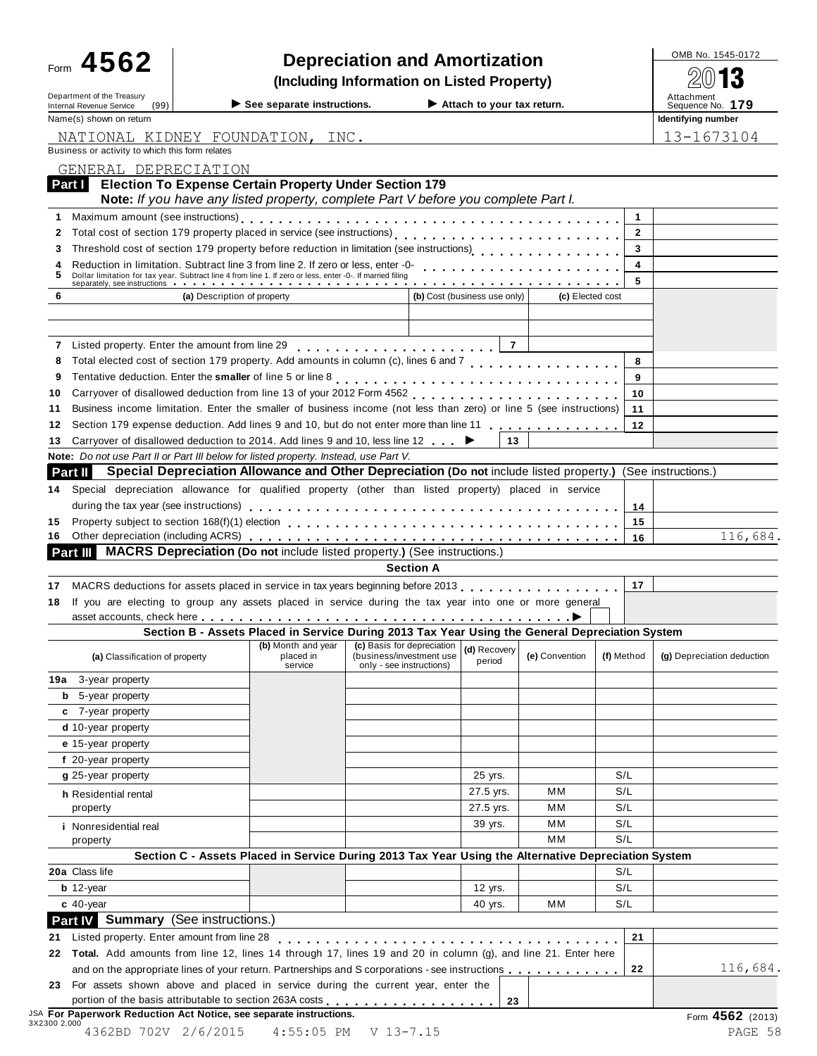Form **4562**

Department of the Treasury
Internal Revenue Service (99)

# Depreciation and Amortization

**(Including Information on Listed Property)**

▶ **See separate instructions.** ▶ **Attach to your tax return.**

OMB No. 1545-0172

2013

Attachment Sequence No. **179**

Name(s) shown on return: NATIONAL KIDNEY FOUNDATION, INC.

Identifying number: 13-1673104

Business or activity to which this form relates: GENERAL DEPRECIATION

## Part I Election To Expense Certain Property Under Section 179

**Note:** *If you have any listed property, complete Part V before you complete Part I.*

| Line | Description | | Amount |
|---|---|---|---|
| 1 | Maximum amount (see instructions) | 1 | |
| 2 | Total cost of section 179 property placed in service (see instructions) | 2 | |
| 3 | Threshold cost of section 179 property before reduction in limitation (see instructions) | 3 | |
| 4 | Reduction in limitation. Subtract line 3 from line 2. If zero or less, enter -0- | 4 | |
| 5 | Dollar limitation for tax year. Subtract line 4 from line 1. If zero or less, enter -0-. If married filing separately, see instructions | 5 | |

| 6 | (a) Description of property | (b) Cost (business use only) | (c) Elected cost |
|---|---|---|---|
| | | | |
| | | | |

| Line | Description | | Amount |
|---|---|---|---|
| 7 | Listed property. Enter the amount from line 29 | 7 | |
| 8 | Total elected cost of section 179 property. Add amounts in column (c), lines 6 and 7 | 8 | |
| 9 | Tentative deduction. Enter the **smaller** of line 5 or line 8 | 9 | |
| 10 | Carryover of disallowed deduction from line 13 of your 2012 Form 4562 | 10 | |
| 11 | Business income limitation. Enter the smaller of business income (not less than zero) or line 5 (see instructions) | 11 | |
| 12 | Section 179 expense deduction. Add lines 9 and 10, but do not enter more than line 11 | 12 | |
| 13 | Carryover of disallowed deduction to 2014. Add lines 9 and 10, less line 12 ▶ | 13 | |

**Note:** *Do not use Part II or Part III below for listed property. Instead, use Part V.*

## Part II Special Depreciation Allowance and Other Depreciation (Do not include listed property.) (See instructions.)

| Line | Description | | Amount |
|---|---|---|---|
| 14 | Special depreciation allowance for qualified property (other than listed property) placed in service during the tax year (see instructions) | 14 | |
| 15 | Property subject to section 168(f)(1) election | 15 | |
| 16 | Other depreciation (including ACRS) | 16 | 116,684. |

## Part III MACRS Depreciation (Do not include listed property.) (See instructions.)

### Section A

| Line | Description | | Amount |
|---|---|---|---|
| 17 | MACRS deductions for assets placed in service in tax years beginning before 2013 | 17 | |
| 18 | If you are electing to group any assets placed in service during the tax year into one or more general asset accounts, check here ▶ | | |

### Section B - Assets Placed in Service During 2013 Tax Year Using the General Depreciation System

| (a) Classification of property | (b) Month and year placed in service | (c) Basis for depreciation (business/investment use only - see instructions) | (d) Recovery period | (e) Convention | (f) Method | (g) Depreciation deduction |
|---|---|---|---|---|---|---|
| 19a 3-year property | | | | | | |
| b 5-year property | | | | | | |
| c 7-year property | | | | | | |
| d 10-year property | | | | | | |
| e 15-year property | | | | | | |
| f 20-year property | | | | | | |
| g 25-year property | | | 25 yrs. | | S/L | |
| h Residential rental property | | | 27.5 yrs. | MM | S/L | |
| | | | 27.5 yrs. | MM | S/L | |
| i Nonresidential real property | | | 39 yrs. | MM | S/L | |
| | | | | MM | S/L | |

### Section C - Assets Placed in Service During 2013 Tax Year Using the Alternative Depreciation System

| (a) Classification of property | (b) Month and year placed in service | (c) Basis for depreciation | (d) Recovery period | (e) Convention | (f) Method | (g) Depreciation deduction |
|---|---|---|---|---|---|---|
| 20a Class life | | | | | S/L | |
| b 12-year | | | 12 yrs. | | S/L | |
| c 40-year | | | 40 yrs. | MM | S/L | |

## Part IV Summary (See instructions.)

| Line | Description | | Amount |
|---|---|---|---|
| 21 | Listed property. Enter amount from line 28 | 21 | |
| 22 | **Total.** Add amounts from line 12, lines 14 through 17, lines 19 and 20 in column (g), and line 21. Enter here and on the appropriate lines of your return. Partnerships and S corporations - see instructions | 22 | 116,684. |
| 23 | For assets shown above and placed in service during the current year, enter the portion of the basis attributable to section 263A costs | 23 | |

**For Paperwork Reduction Act Notice, see separate instructions.** Form **4562** (2013)

JSA 3X2300 2.000

4362BD 702V 2/6/2015 4:55:05 PM V 13-7.15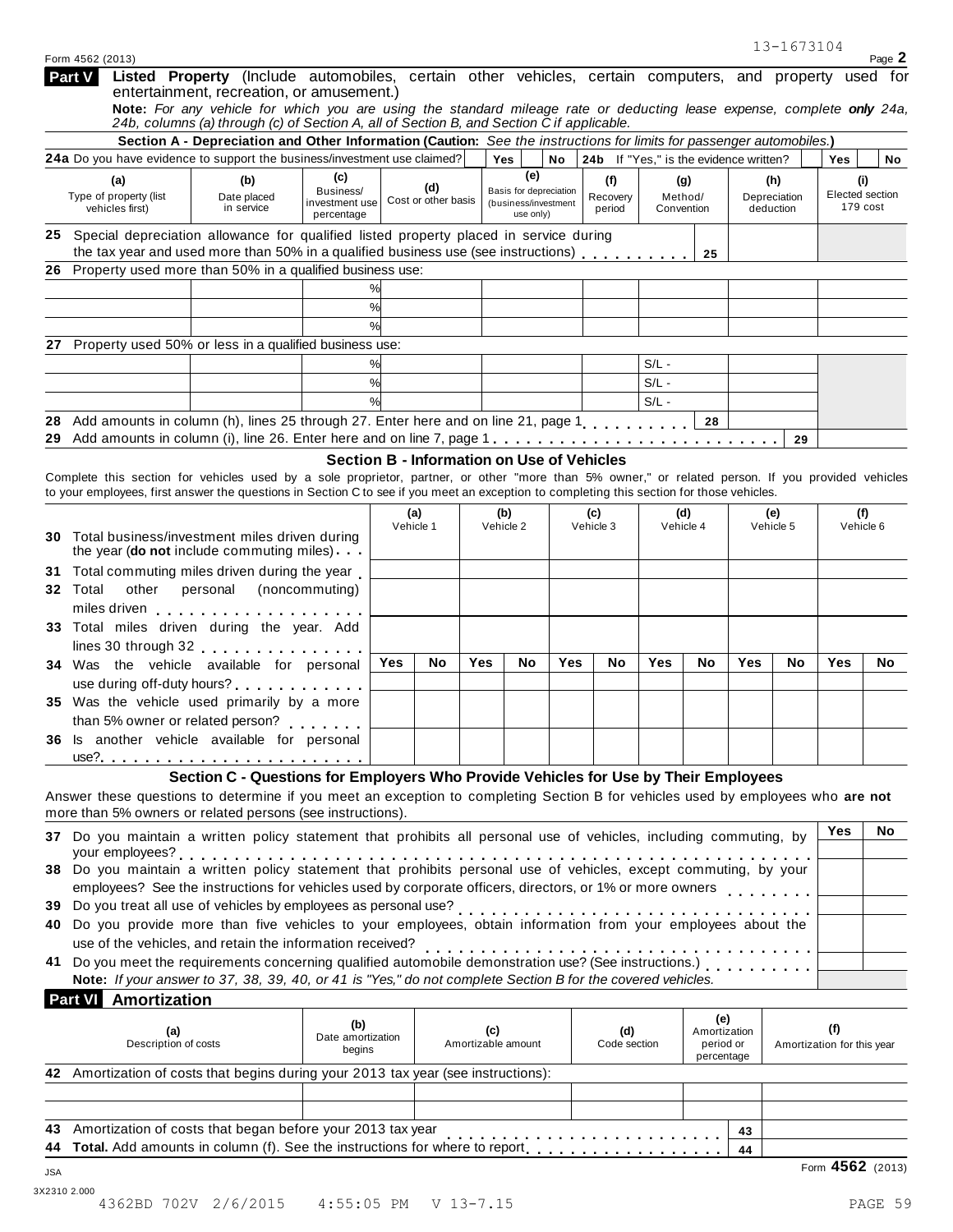13-1673104

Form 4562 (2013) Page **2**

## Part V Listed Property (Include automobiles, certain other vehicles, certain computers, and property used for entertainment, recreation, or amusement.)

**Note:** *For any vehicle for which you are using the standard mileage rate or deducting lease expense, complete **only** 24a, 24b, columns (a) through (c) of Section A, all of Section B, and Section C if applicable.*

### Section A - Depreciation and Other Information (Caution: *See the instructions for limits for passenger automobiles.*)

**24a** Do you have evidence to support the business/investment use claimed? Yes ☐ No ☐ **24b** If "Yes," is the evidence written? Yes ☐ No ☐

| (a) Type of property (list vehicles first) | (b) Date placed in service | (c) Business/ investment use percentage | (d) Cost or other basis | (e) Basis for depreciation (business/investment use only) | (f) Recovery period | (g) Method/ Convention | (h) Depreciation deduction | (i) Elected section 179 cost |
|---|---|---|---|---|---|---|---|---|
| **25** Special depreciation allowance for qualified listed property placed in service during the tax year and used more than 50% in a qualified business use (see instructions) | | | | | | **25** | | |
| **26** Property used more than 50% in a qualified business use: | | | | | | | | |
| | | % | | | | | | |
| | | % | | | | | | |
| | | % | | | | | | |
| **27** Property used 50% or less in a qualified business use: | | | | | | | | |
| | | % | | | | S/L - | | |
| | | % | | | | S/L - | | |
| | | % | | | | S/L - | | |
| **28** Add amounts in column (h), lines 25 through 27. Enter here and on line 21, page 1 | | | | | | **28** | | |
| **29** Add amounts in column (i), line 26. Enter here and on line 7, page 1 | | | | | | | **29** | |

### Section B - Information on Use of Vehicles

Complete this section for vehicles used by a sole proprietor, partner, or other "more than 5% owner," or related person. If you provided vehicles to your employees, first answer the questions in Section C to see if you meet an exception to completing this section for those vehicles.

| | (a) Vehicle 1 | | (b) Vehicle 2 | | (c) Vehicle 3 | | (d) Vehicle 4 | | (e) Vehicle 5 | | (f) Vehicle 6 | |
|---|---|---|---|---|---|---|---|---|---|---|---|---|
| **30** Total business/investment miles driven during the year (**do not** include commuting miles) | | | | | | | | | | | | |
| **31** Total commuting miles driven during the year | | | | | | | | | | | | |
| **32** Total other personal (noncommuting) miles driven | | | | | | | | | | | | |
| **33** Total miles driven during the year. Add lines 30 through 32 | | | | | | | | | | | | |
| | **Yes** | **No** | **Yes** | **No** | **Yes** | **No** | **Yes** | **No** | **Yes** | **No** | **Yes** | **No** |
| **34** Was the vehicle available for personal use during off-duty hours? | | | | | | | | | | | | |
| **35** Was the vehicle used primarily by a more than 5% owner or related person? | | | | | | | | | | | | |
| **36** Is another vehicle available for personal use? | | | | | | | | | | | | |

### Section C - Questions for Employers Who Provide Vehicles for Use by Their Employees

Answer these questions to determine if you meet an exception to completing Section B for vehicles used by employees who **are not** more than 5% owners or related persons (see instructions).

| | Yes | No |
|---|---|---|
| **37** Do you maintain a written policy statement that prohibits all personal use of vehicles, including commuting, by your employees? | | |
| **38** Do you maintain a written policy statement that prohibits personal use of vehicles, except commuting, by your employees? See the instructions for vehicles used by corporate officers, directors, or 1% or more owners | | |
| **39** Do you treat all use of vehicles by employees as personal use? | | |
| **40** Do you provide more than five vehicles to your employees, obtain information from your employees about the use of the vehicles, and retain the information received? | | |
| **41** Do you meet the requirements concerning qualified automobile demonstration use? (See instructions.) | | |

**Note:** *If your answer to 37, 38, 39, 40, or 41 is "Yes," do not complete Section B for the covered vehicles.*

## Part VI Amortization

| (a) Description of costs | (b) Date amortization begins | (c) Amortizable amount | (d) Code section | (e) Amortization period or percentage | (f) Amortization for this year |
|---|---|---|---|---|---|
| **42** Amortization of costs that begins during your 2013 tax year (see instructions): | | | | | |
| | | | | | |
| | | | | | |
| **43** Amortization of costs that began before your 2013 tax year | | | | **43** | |
| **44** **Total.** Add amounts in column (f). See the instructions for where to report | | | | **44** | |

JSA

3X2310 2.000

Form **4562** (2013)

4362BD 702V 2/6/2015 4:55:05 PM V 13-7.15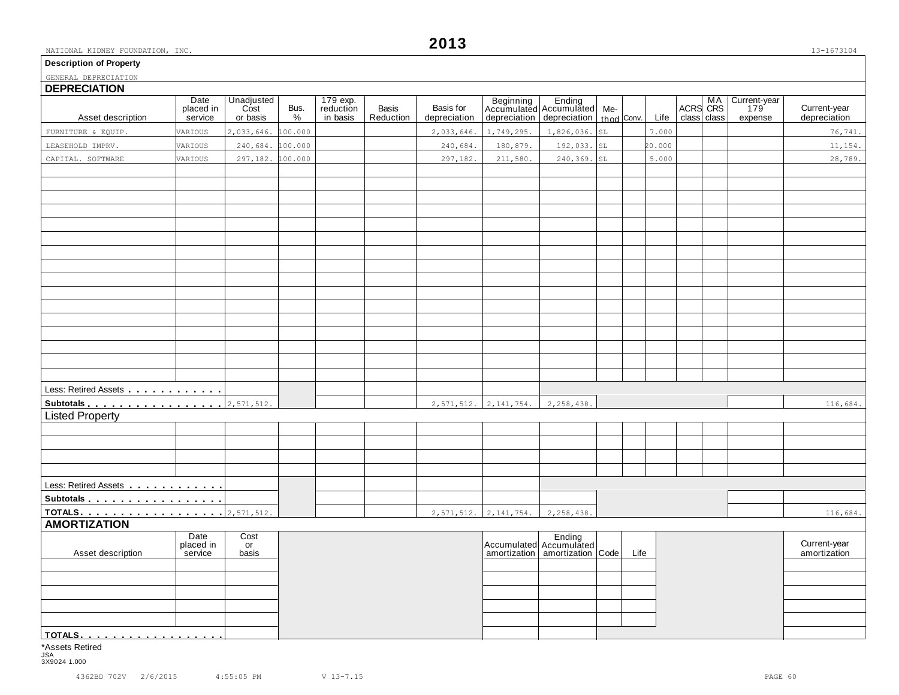NATIONAL KIDNEY FOUNDATION, INC.

# 2013

13-1673104

**Description of Property**

GENERAL DEPRECIATION

## DEPRECIATION

| Asset description | Date placed in service | Unadjusted Cost or basis | Bus. % | 179 exp. reduction in basis | Basis Reduction | Basis for depreciation | Beginning Accumulated depreciation | Ending Accumulated depreciation | Method | Conv. | Life | ACRS class | MACRS class | Current-year 179 expense | Current-year depreciation |
|---|---|---|---|---|---|---|---|---|---|---|---|---|---|---|---|
| FURNITURE & EQUIP. | VARIOUS | 2,033,646. | 100.000 | | | 2,033,646. | 1,749,295. | 1,826,036. | SL | | 7.000 | | | | 76,741. |
| LEASEHOLD IMPRV. | VARIOUS | 240,684. | 100.000 | | | 240,684. | 180,879. | 192,033. | SL | | 20.000 | | | | 11,154. |
| CAPITAL. SOFTWARE | VARIOUS | 297,182. | 100.000 | | | 297,182. | 211,580. | 240,369. | SL | | 5.000 | | | | 28,789. |
| Less: Retired Assets | | | | | | | | | | | | | | | |
| Subtotals | | 2,571,512. | | | | 2,571,512. | 2,141,754. | 2,258,438. | | | | | | | 116,684. |
| **Listed Property** | | | | | | | | | | | | | | | |
| Less: Retired Assets | | | | | | | | | | | | | | | |
| Subtotals | | | | | | | | | | | | | | | |
| TOTALS | | 2,571,512. | | | | 2,571,512. | 2,141,754. | 2,258,438. | | | | | | | 116,684. |

## AMORTIZATION

| Asset description | Date placed in service | Cost or basis | Accumulated amortization | Ending Accumulated amortization | Code | Life | Current-year amortization |
|---|---|---|---|---|---|---|---|
| TOTALS | | | | | | | |

*Assets Retired

JSA
3X9024 1.000

4362BD 702V 2/6/2015 4:55:05 PM V 13-7.15